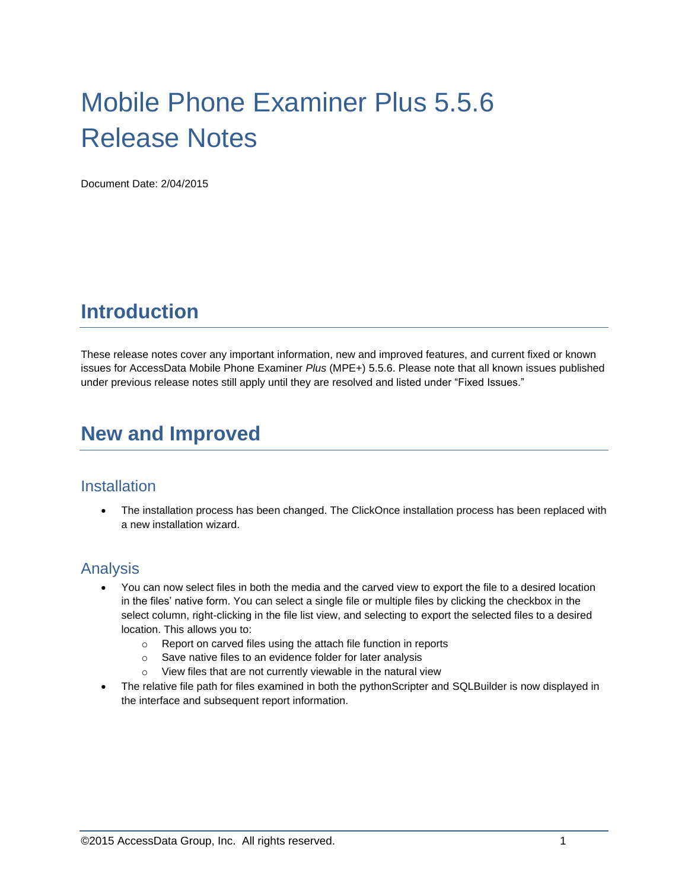# Mobile Phone Examiner Plus 5.5.6 Release Notes

Document Date: 2/04/2015

## Introduction

These release notes cover any important information, new and improved features, and current fixed or known issues for AccessData Mobile Phone Examiner *Plus* (MPE+) 5.5.6. Please note that all known issues published under previous release notes still apply until they are resolved and listed under "Fixed Issues."

## New and Improved

### Installation

- The installation process has been changed. The ClickOnce installation process has been replaced with a new installation wizard.

### Analysis

- You can now select files in both the media and the carved view to export the file to a desired location in the files' native form. You can select a single file or multiple files by clicking the checkbox in the select column, right-clicking in the file list view, and selecting to export the selected files to a desired location. This allows you to:
    - Report on carved files using the attach file function in reports
    - Save native files to an evidence folder for later analysis
    - View files that are not currently viewable in the natural view
- The relative file path for files examined in both the pythonScripter and SQLBuilder is now displayed in the interface and subsequent report information.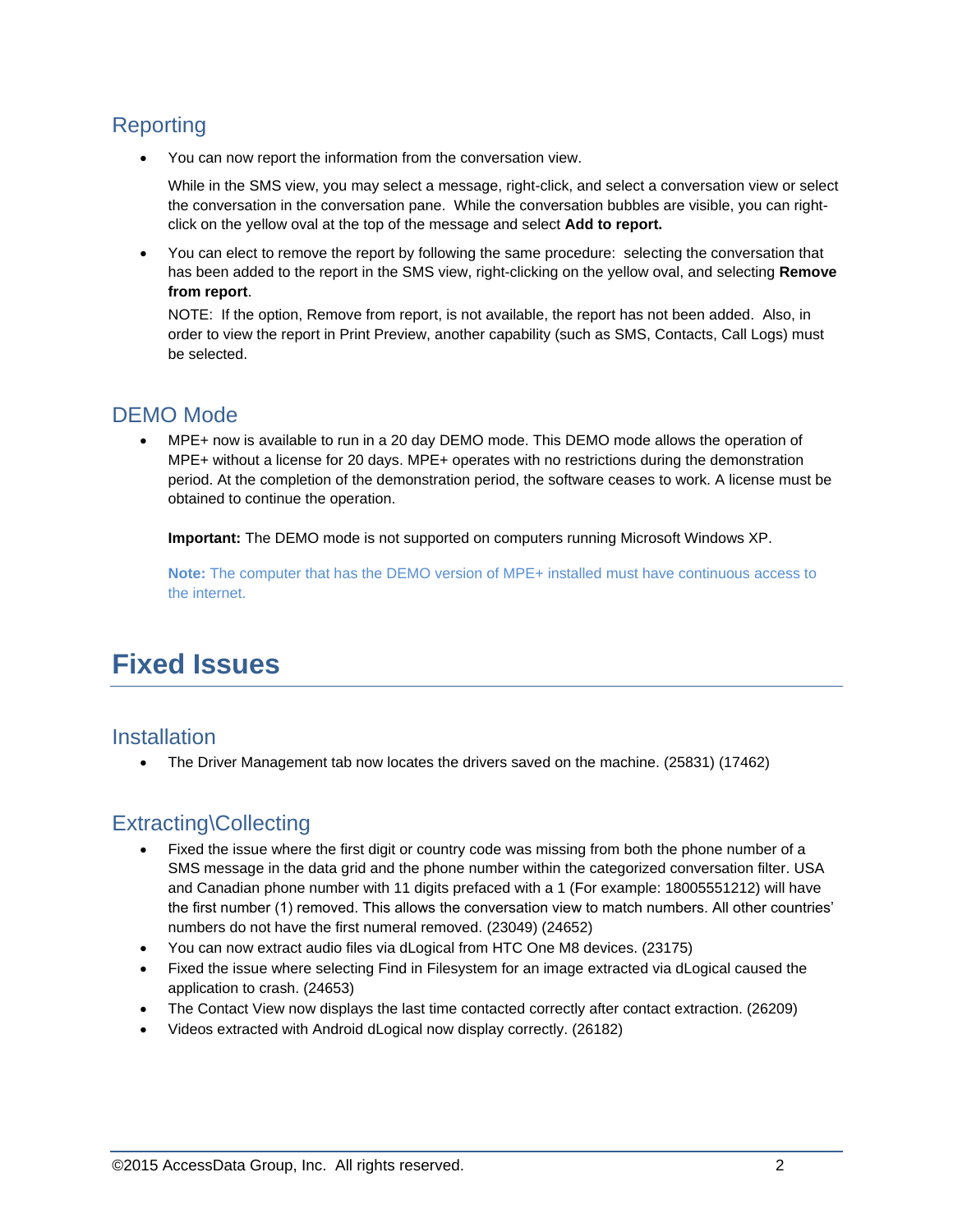## Reporting

- You can now report the information from the conversation view.

  While in the SMS view, you may select a message, right-click, and select a conversation view or select the conversation in the conversation pane. While the conversation bubbles are visible, you can right-click on the yellow oval at the top of the message and select **Add to report.**

- You can elect to remove the report by following the same procedure: selecting the conversation that has been added to the report in the SMS view, right-clicking on the yellow oval, and selecting **Remove from report**.

  NOTE: If the option, Remove from report, is not available, the report has not been added. Also, in order to view the report in Print Preview, another capability (such as SMS, Contacts, Call Logs) must be selected.

## DEMO Mode

- MPE+ now is available to run in a 20 day DEMO mode. This DEMO mode allows the operation of MPE+ without a license for 20 days. MPE+ operates with no restrictions during the demonstration period. At the completion of the demonstration period, the software ceases to work. A license must be obtained to continue the operation.

  **Important:** The DEMO mode is not supported on computers running Microsoft Windows XP.

  **Note:** The computer that has the DEMO version of MPE+ installed must have continuous access to the internet.

# Fixed Issues

## Installation

- The Driver Management tab now locates the drivers saved on the machine. (25831) (17462)

## Extracting\Collecting

- Fixed the issue where the first digit or country code was missing from both the phone number of a SMS message in the data grid and the phone number within the categorized conversation filter. USA and Canadian phone number with 11 digits prefaced with a 1 (For example: 18005551212) will have the first number (1) removed. This allows the conversation view to match numbers. All other countries' numbers do not have the first numeral removed. (23049) (24652)
- You can now extract audio files via dLogical from HTC One M8 devices. (23175)
- Fixed the issue where selecting Find in Filesystem for an image extracted via dLogical caused the application to crash. (24653)
- The Contact View now displays the last time contacted correctly after contact extraction. (26209)
- Videos extracted with Android dLogical now display correctly. (26182)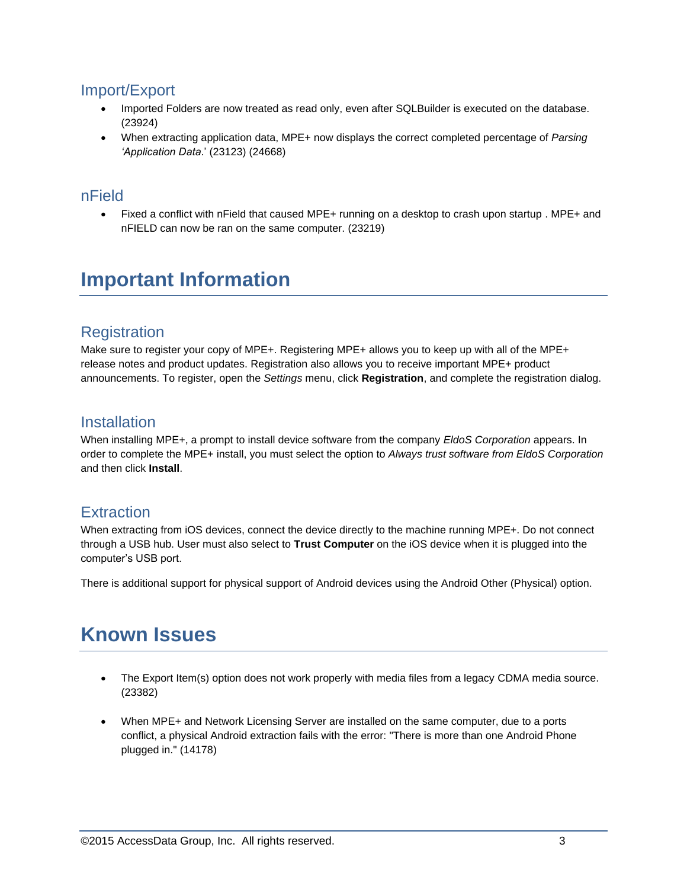### Import/Export

- Imported Folders are now treated as read only, even after SQLBuilder is executed on the database. (23924)
- When extracting application data, MPE+ now displays the correct completed percentage of *Parsing 'Application Data*.' (23123) (24668)

### nField

- Fixed a conflict with nField that caused MPE+ running on a desktop to crash upon startup . MPE+ and nFIELD can now be ran on the same computer. (23219)

## Important Information

### Registration

Make sure to register your copy of MPE+. Registering MPE+ allows you to keep up with all of the MPE+ release notes and product updates. Registration also allows you to receive important MPE+ product announcements. To register, open the *Settings* menu, click **Registration**, and complete the registration dialog.

### Installation

When installing MPE+, a prompt to install device software from the company *EldoS Corporation* appears. In order to complete the MPE+ install, you must select the option to *Always trust software from EldoS Corporation* and then click **Install**.

### Extraction

When extracting from iOS devices, connect the device directly to the machine running MPE+. Do not connect through a USB hub. User must also select to **Trust Computer** on the iOS device when it is plugged into the computer's USB port.

There is additional support for physical support of Android devices using the Android Other (Physical) option.

## Known Issues

- The Export Item(s) option does not work properly with media files from a legacy CDMA media source. (23382)

- When MPE+ and Network Licensing Server are installed on the same computer, due to a ports conflict, a physical Android extraction fails with the error: "There is more than one Android Phone plugged in." (14178)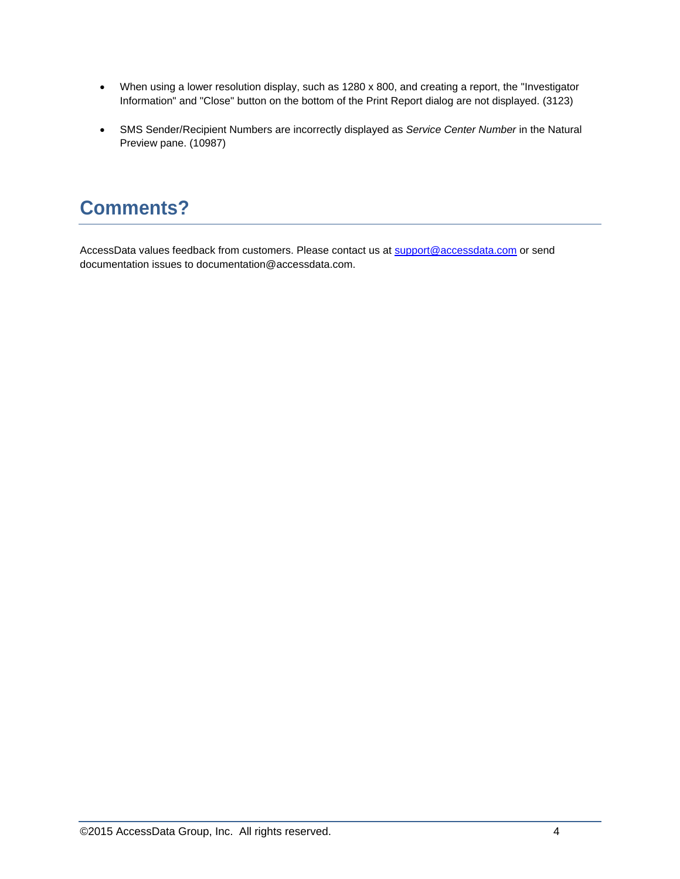- When using a lower resolution display, such as 1280 x 800, and creating a report, the "Investigator Information" and "Close" button on the bottom of the Print Report dialog are not displayed. (3123)

- SMS Sender/Recipient Numbers are incorrectly displayed as *Service Center Number* in the Natural Preview pane. (10987)

# Comments?

AccessData values feedback from customers. Please contact us at support@accessdata.com or send documentation issues to documentation@accessdata.com.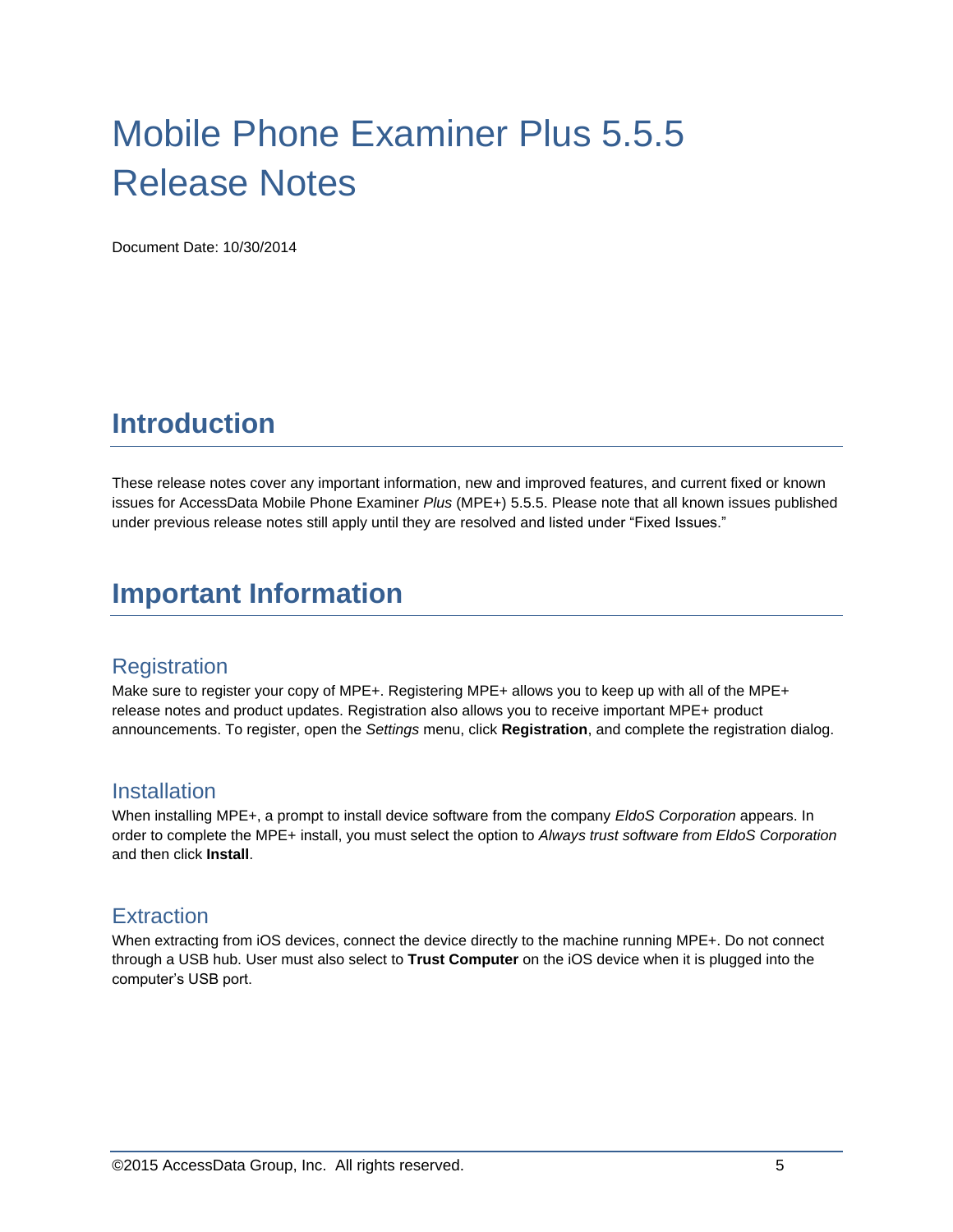# Mobile Phone Examiner Plus 5.5.5 Release Notes

Document Date: 10/30/2014

## Introduction

These release notes cover any important information, new and improved features, and current fixed or known issues for AccessData Mobile Phone Examiner *Plus* (MPE+) 5.5.5. Please note that all known issues published under previous release notes still apply until they are resolved and listed under "Fixed Issues."

## Important Information

### Registration

Make sure to register your copy of MPE+. Registering MPE+ allows you to keep up with all of the MPE+ release notes and product updates. Registration also allows you to receive important MPE+ product announcements. To register, open the *Settings* menu, click **Registration**, and complete the registration dialog.

### Installation

When installing MPE+, a prompt to install device software from the company *EldoS Corporation* appears. In order to complete the MPE+ install, you must select the option to *Always trust software from EldoS Corporation* and then click **Install**.

### Extraction

When extracting from iOS devices, connect the device directly to the machine running MPE+. Do not connect through a USB hub. User must also select to **Trust Computer** on the iOS device when it is plugged into the computer's USB port.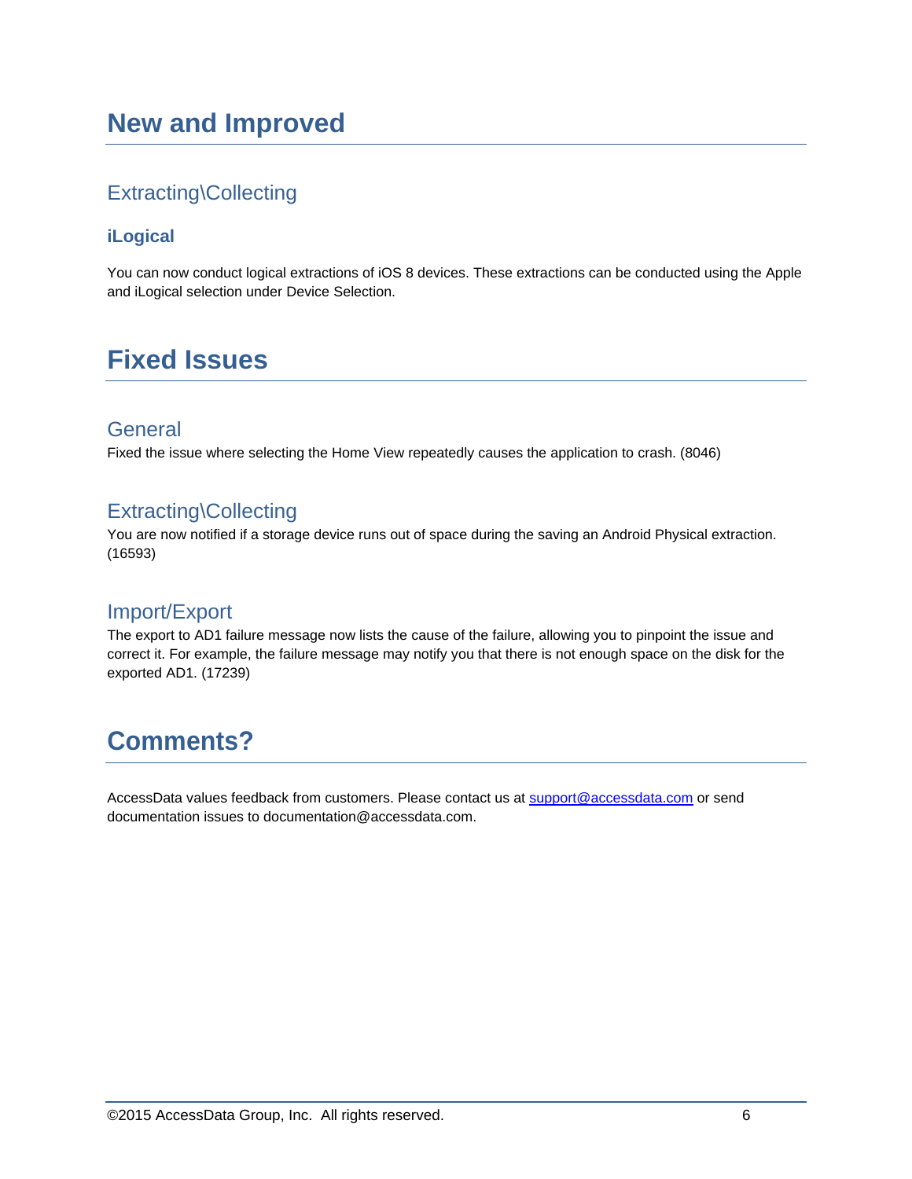# New and Improved

## Extracting\Collecting

### iLogical

You can now conduct logical extractions of iOS 8 devices. These extractions can be conducted using the Apple and iLogical selection under Device Selection.

# Fixed Issues

## General

Fixed the issue where selecting the Home View repeatedly causes the application to crash. (8046)

## Extracting\Collecting

You are now notified if a storage device runs out of space during the saving an Android Physical extraction. (16593)

## Import/Export

The export to AD1 failure message now lists the cause of the failure, allowing you to pinpoint the issue and correct it. For example, the failure message may notify you that there is not enough space on the disk for the exported AD1. (17239)

# Comments?

AccessData values feedback from customers. Please contact us at support@accessdata.com or send documentation issues to documentation@accessdata.com.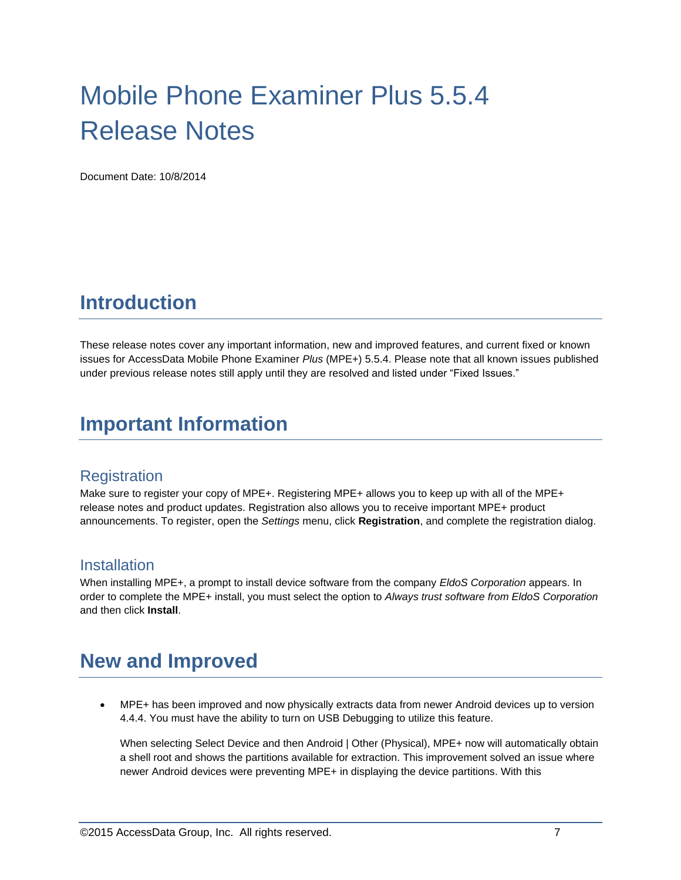# Mobile Phone Examiner Plus 5.5.4 Release Notes

Document Date: 10/8/2014

## Introduction

These release notes cover any important information, new and improved features, and current fixed or known issues for AccessData Mobile Phone Examiner *Plus* (MPE+) 5.5.4. Please note that all known issues published under previous release notes still apply until they are resolved and listed under "Fixed Issues."

## Important Information

### Registration

Make sure to register your copy of MPE+. Registering MPE+ allows you to keep up with all of the MPE+ release notes and product updates. Registration also allows you to receive important MPE+ product announcements. To register, open the *Settings* menu, click **Registration**, and complete the registration dialog.

### Installation

When installing MPE+, a prompt to install device software from the company *EldoS Corporation* appears. In order to complete the MPE+ install, you must select the option to *Always trust software from EldoS Corporation* and then click **Install**.

## New and Improved

- MPE+ has been improved and now physically extracts data from newer Android devices up to version 4.4.4. You must have the ability to turn on USB Debugging to utilize this feature.

  When selecting Select Device and then Android | Other (Physical), MPE+ now will automatically obtain a shell root and shows the partitions available for extraction. This improvement solved an issue where newer Android devices were preventing MPE+ in displaying the device partitions. With this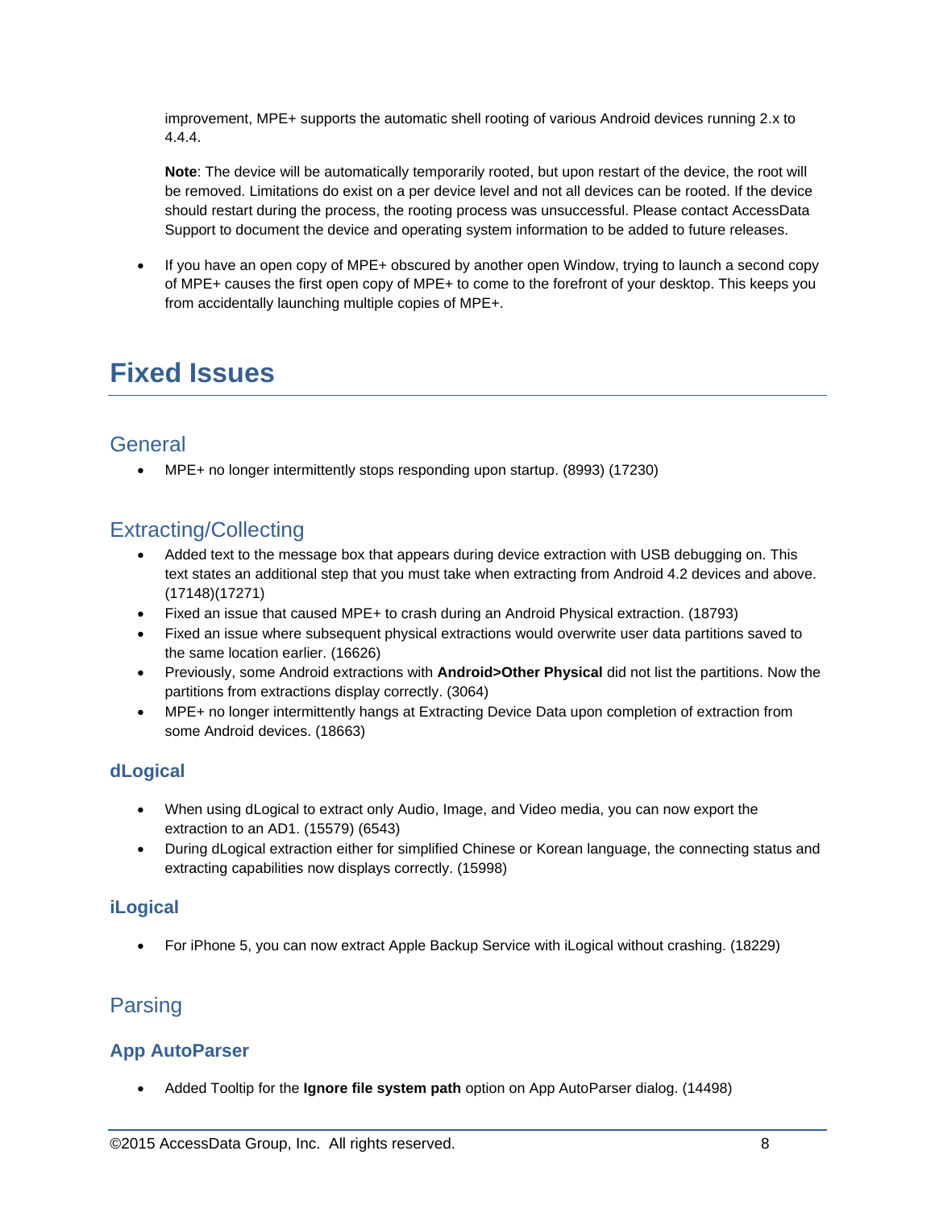improvement, MPE+ supports the automatic shell rooting of various Android devices running 2.x to 4.4.4.

**Note**: The device will be automatically temporarily rooted, but upon restart of the device, the root will be removed. Limitations do exist on a per device level and not all devices can be rooted. If the device should restart during the process, the rooting process was unsuccessful. Please contact AccessData Support to document the device and operating system information to be added to future releases.

- If you have an open copy of MPE+ obscured by another open Window, trying to launch a second copy of MPE+ causes the first open copy of MPE+ to come to the forefront of your desktop. This keeps you from accidentally launching multiple copies of MPE+.

# Fixed Issues

## General

- MPE+ no longer intermittently stops responding upon startup. (8993) (17230)

## Extracting/Collecting

- Added text to the message box that appears during device extraction with USB debugging on. This text states an additional step that you must take when extracting from Android 4.2 devices and above. (17148)(17271)
- Fixed an issue that caused MPE+ to crash during an Android Physical extraction. (18793)
- Fixed an issue where subsequent physical extractions would overwrite user data partitions saved to the same location earlier. (16626)
- Previously, some Android extractions with **Android>Other Physical** did not list the partitions. Now the partitions from extractions display correctly. (3064)
- MPE+ no longer intermittently hangs at Extracting Device Data upon completion of extraction from some Android devices. (18663)

### dLogical

- When using dLogical to extract only Audio, Image, and Video media, you can now export the extraction to an AD1. (15579) (6543)
- During dLogical extraction either for simplified Chinese or Korean language, the connecting status and extracting capabilities now displays correctly. (15998)

### iLogical

- For iPhone 5, you can now extract Apple Backup Service with iLogical without crashing. (18229)

## Parsing

### App AutoParser

- Added Tooltip for the **Ignore file system path** option on App AutoParser dialog. (14498)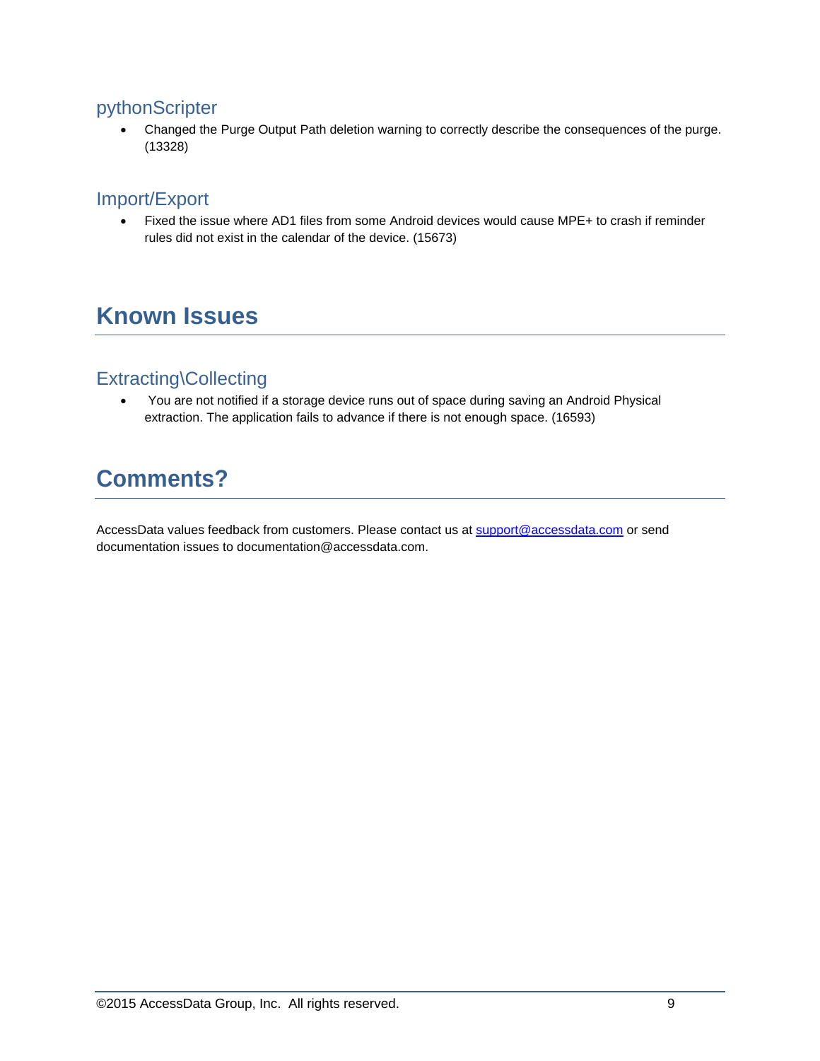### pythonScripter

- Changed the Purge Output Path deletion warning to correctly describe the consequences of the purge. (13328)

### Import/Export

- Fixed the issue where AD1 files from some Android devices would cause MPE+ to crash if reminder rules did not exist in the calendar of the device. (15673)

## Known Issues

### Extracting\Collecting

- You are not notified if a storage device runs out of space during saving an Android Physical extraction. The application fails to advance if there is not enough space. (16593)

## Comments?

AccessData values feedback from customers. Please contact us at support@accessdata.com or send documentation issues to documentation@accessdata.com.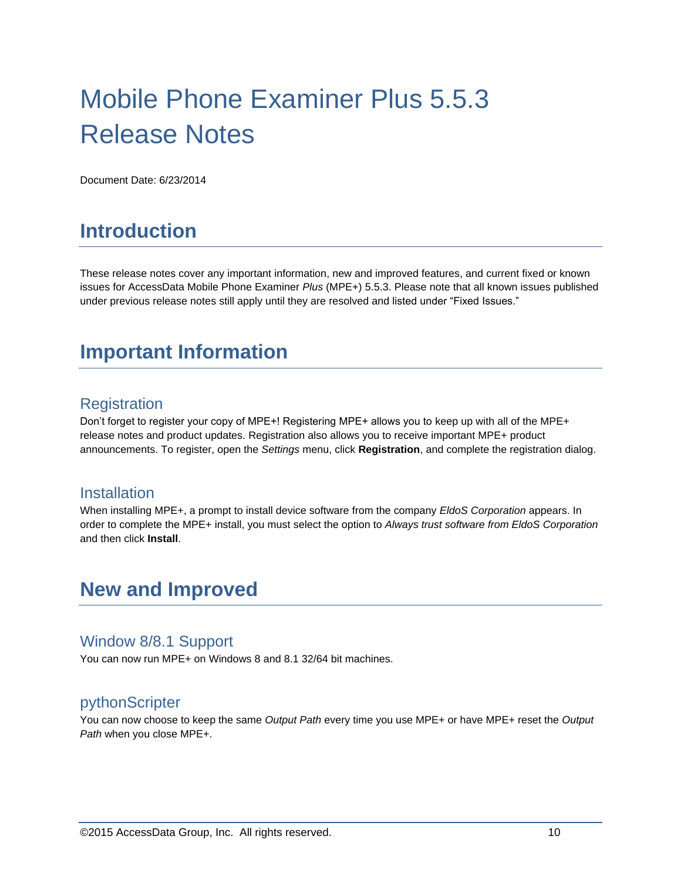# Mobile Phone Examiner Plus 5.5.3 Release Notes

Document Date: 6/23/2014

## Introduction

These release notes cover any important information, new and improved features, and current fixed or known issues for AccessData Mobile Phone Examiner *Plus* (MPE+) 5.5.3. Please note that all known issues published under previous release notes still apply until they are resolved and listed under "Fixed Issues."

## Important Information

### Registration

Don't forget to register your copy of MPE+! Registering MPE+ allows you to keep up with all of the MPE+ release notes and product updates. Registration also allows you to receive important MPE+ product announcements. To register, open the *Settings* menu, click **Registration**, and complete the registration dialog.

### Installation

When installing MPE+, a prompt to install device software from the company *EldoS Corporation* appears. In order to complete the MPE+ install, you must select the option to *Always trust software from EldoS Corporation* and then click **Install**.

## New and Improved

### Window 8/8.1 Support

You can now run MPE+ on Windows 8 and 8.1 32/64 bit machines.

### pythonScripter

You can now choose to keep the same *Output Path* every time you use MPE+ or have MPE+ reset the *Output Path* when you close MPE+.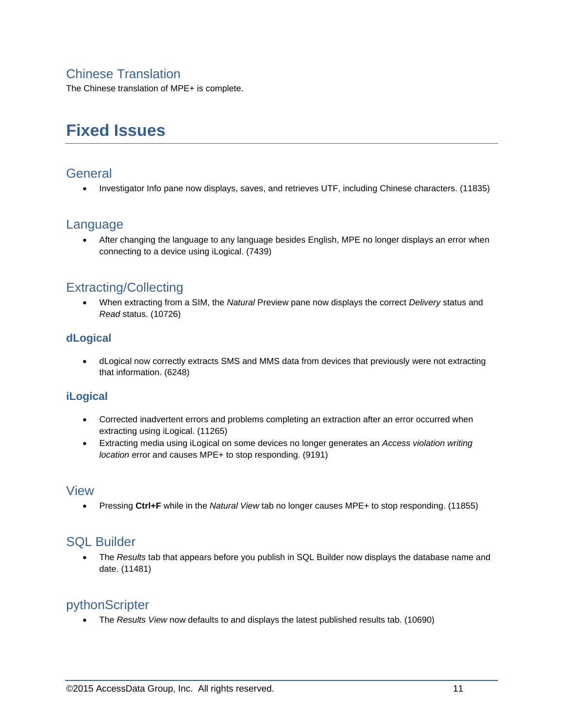## Chinese Translation

The Chinese translation of MPE+ is complete.

# Fixed Issues

## General

- Investigator Info pane now displays, saves, and retrieves UTF, including Chinese characters. (11835)

## Language

- After changing the language to any language besides English, MPE no longer displays an error when connecting to a device using iLogical. (7439)

## Extracting/Collecting

- When extracting from a SIM, the *Natural* Preview pane now displays the correct *Delivery* status and *Read* status. (10726)

### dLogical

- dLogical now correctly extracts SMS and MMS data from devices that previously were not extracting that information. (6248)

### iLogical

- Corrected inadvertent errors and problems completing an extraction after an error occurred when extracting using iLogical. (11265)
- Extracting media using iLogical on some devices no longer generates an *Access violation writing location* error and causes MPE+ to stop responding. (9191)

## View

- Pressing **Ctrl+F** while in the *Natural View* tab no longer causes MPE+ to stop responding. (11855)

## SQL Builder

- The *Results* tab that appears before you publish in SQL Builder now displays the database name and date. (11481)

## pythonScripter

- The *Results View* now defaults to and displays the latest published results tab. (10690)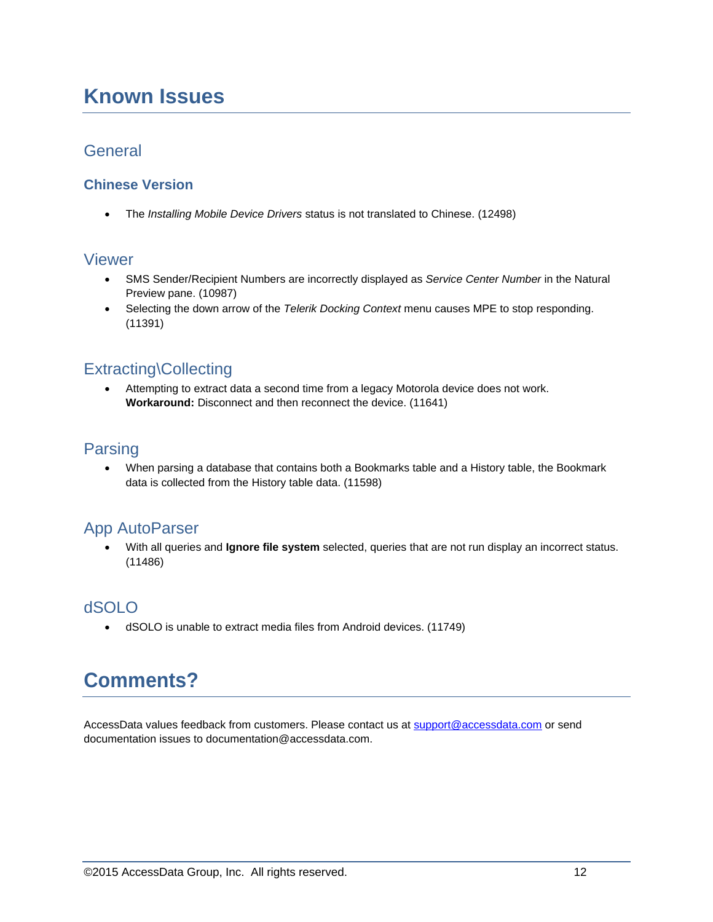# Known Issues

## General

### Chinese Version

- The *Installing Mobile Device Drivers* status is not translated to Chinese. (12498)

## Viewer

- SMS Sender/Recipient Numbers are incorrectly displayed as *Service Center Number* in the Natural Preview pane. (10987)
- Selecting the down arrow of the *Telerik Docking Context* menu causes MPE to stop responding. (11391)

## Extracting\Collecting

- Attempting to extract data a second time from a legacy Motorola device does not work. **Workaround:** Disconnect and then reconnect the device. (11641)

## Parsing

- When parsing a database that contains both a Bookmarks table and a History table, the Bookmark data is collected from the History table data. (11598)

## App AutoParser

- With all queries and **Ignore file system** selected, queries that are not run display an incorrect status. (11486)

## dSOLO

- dSOLO is unable to extract media files from Android devices. (11749)

# Comments?

AccessData values feedback from customers. Please contact us at support@accessdata.com or send documentation issues to documentation@accessdata.com.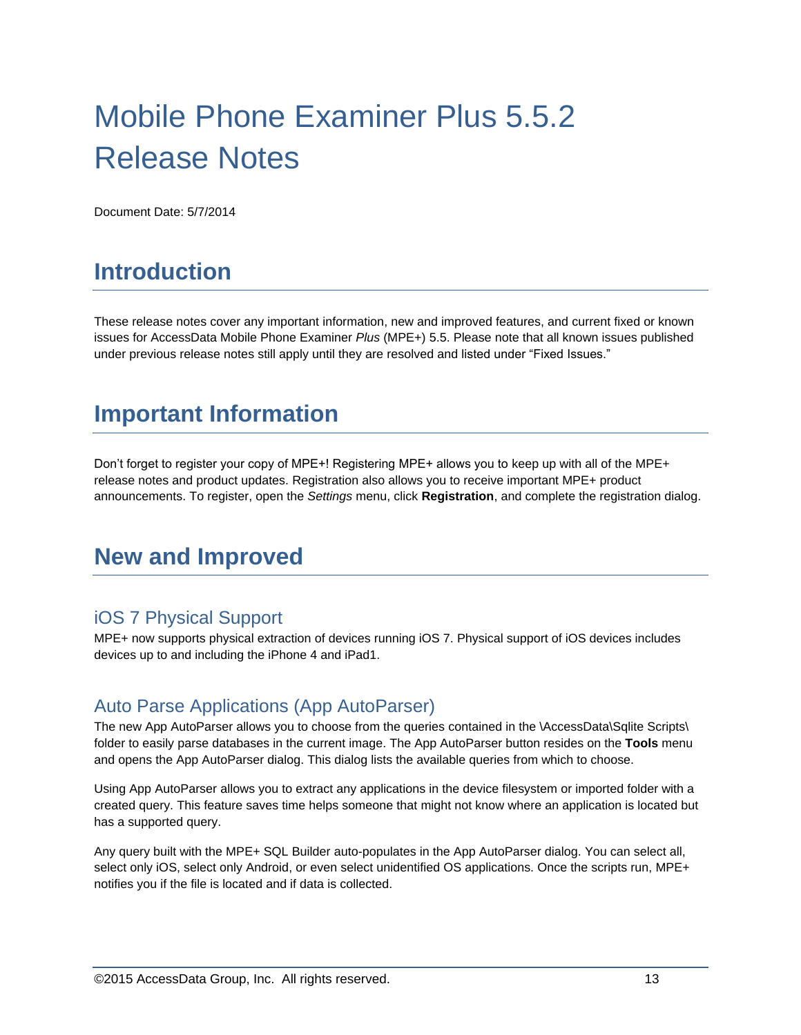# Mobile Phone Examiner Plus 5.5.2 Release Notes

Document Date: 5/7/2014

## Introduction

These release notes cover any important information, new and improved features, and current fixed or known issues for AccessData Mobile Phone Examiner *Plus* (MPE+) 5.5. Please note that all known issues published under previous release notes still apply until they are resolved and listed under "Fixed Issues."

## Important Information

Don't forget to register your copy of MPE+! Registering MPE+ allows you to keep up with all of the MPE+ release notes and product updates. Registration also allows you to receive important MPE+ product announcements. To register, open the *Settings* menu, click **Registration**, and complete the registration dialog.

## New and Improved

### iOS 7 Physical Support

MPE+ now supports physical extraction of devices running iOS 7. Physical support of iOS devices includes devices up to and including the iPhone 4 and iPad1.

### Auto Parse Applications (App AutoParser)

The new App AutoParser allows you to choose from the queries contained in the \AccessData\Sqlite Scripts\ folder to easily parse databases in the current image. The App AutoParser button resides on the **Tools** menu and opens the App AutoParser dialog. This dialog lists the available queries from which to choose.

Using App AutoParser allows you to extract any applications in the device filesystem or imported folder with a created query. This feature saves time helps someone that might not know where an application is located but has a supported query.

Any query built with the MPE+ SQL Builder auto-populates in the App AutoParser dialog. You can select all, select only iOS, select only Android, or even select unidentified OS applications. Once the scripts run, MPE+ notifies you if the file is located and if data is collected.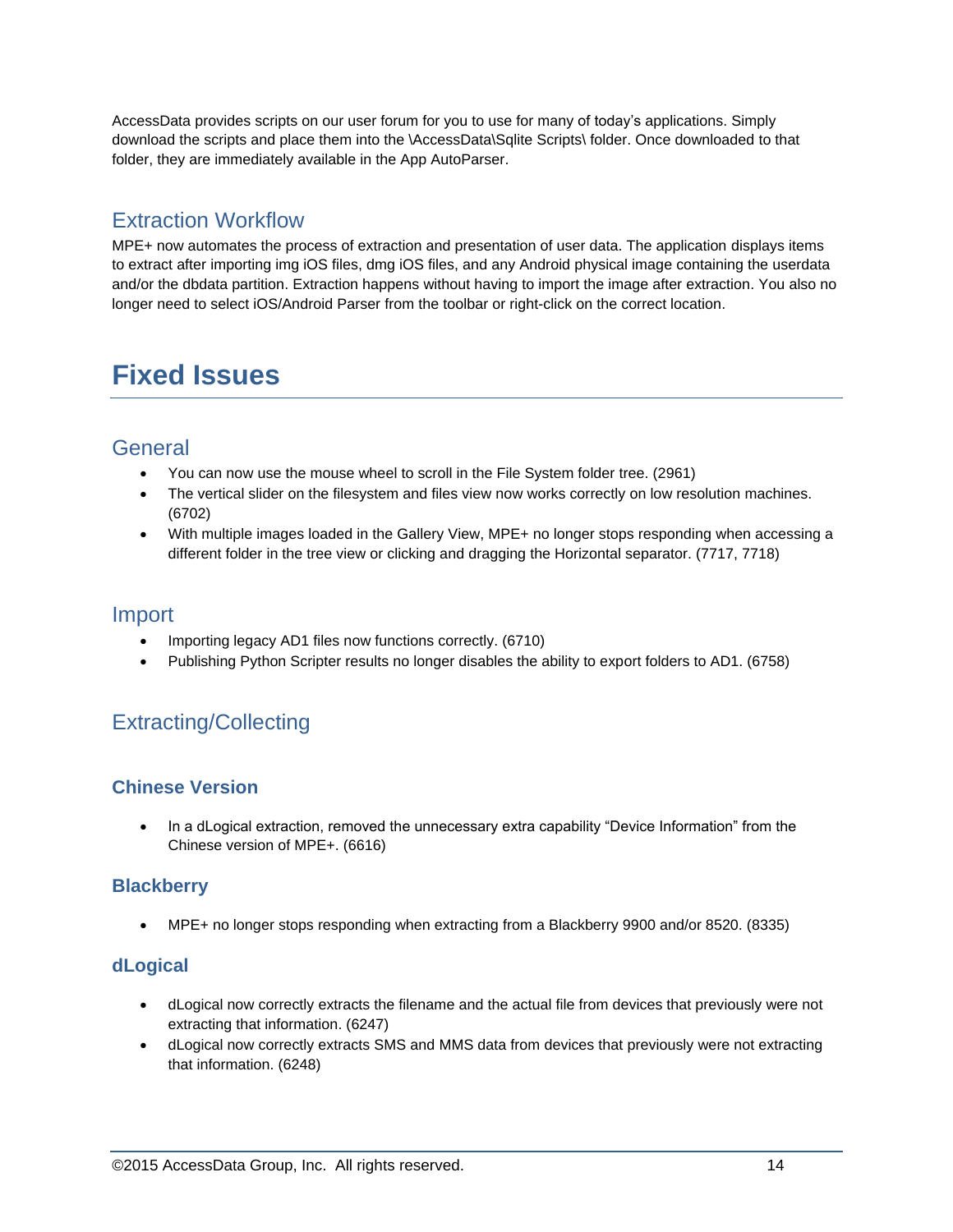AccessData provides scripts on our user forum for you to use for many of today's applications. Simply download the scripts and place them into the \AccessData\Sqlite Scripts\ folder. Once downloaded to that folder, they are immediately available in the App AutoParser.

## Extraction Workflow

MPE+ now automates the process of extraction and presentation of user data. The application displays items to extract after importing img iOS files, dmg iOS files, and any Android physical image containing the userdata and/or the dbdata partition. Extraction happens without having to import the image after extraction. You also no longer need to select iOS/Android Parser from the toolbar or right-click on the correct location.

# Fixed Issues

## General

- You can now use the mouse wheel to scroll in the File System folder tree. (2961)
- The vertical slider on the filesystem and files view now works correctly on low resolution machines. (6702)
- With multiple images loaded in the Gallery View, MPE+ no longer stops responding when accessing a different folder in the tree view or clicking and dragging the Horizontal separator. (7717, 7718)

## Import

- Importing legacy AD1 files now functions correctly. (6710)
- Publishing Python Scripter results no longer disables the ability to export folders to AD1. (6758)

## Extracting/Collecting

### Chinese Version

- In a dLogical extraction, removed the unnecessary extra capability "Device Information" from the Chinese version of MPE+. (6616)

### Blackberry

- MPE+ no longer stops responding when extracting from a Blackberry 9900 and/or 8520. (8335)

### dLogical

- dLogical now correctly extracts the filename and the actual file from devices that previously were not extracting that information. (6247)
- dLogical now correctly extracts SMS and MMS data from devices that previously were not extracting that information. (6248)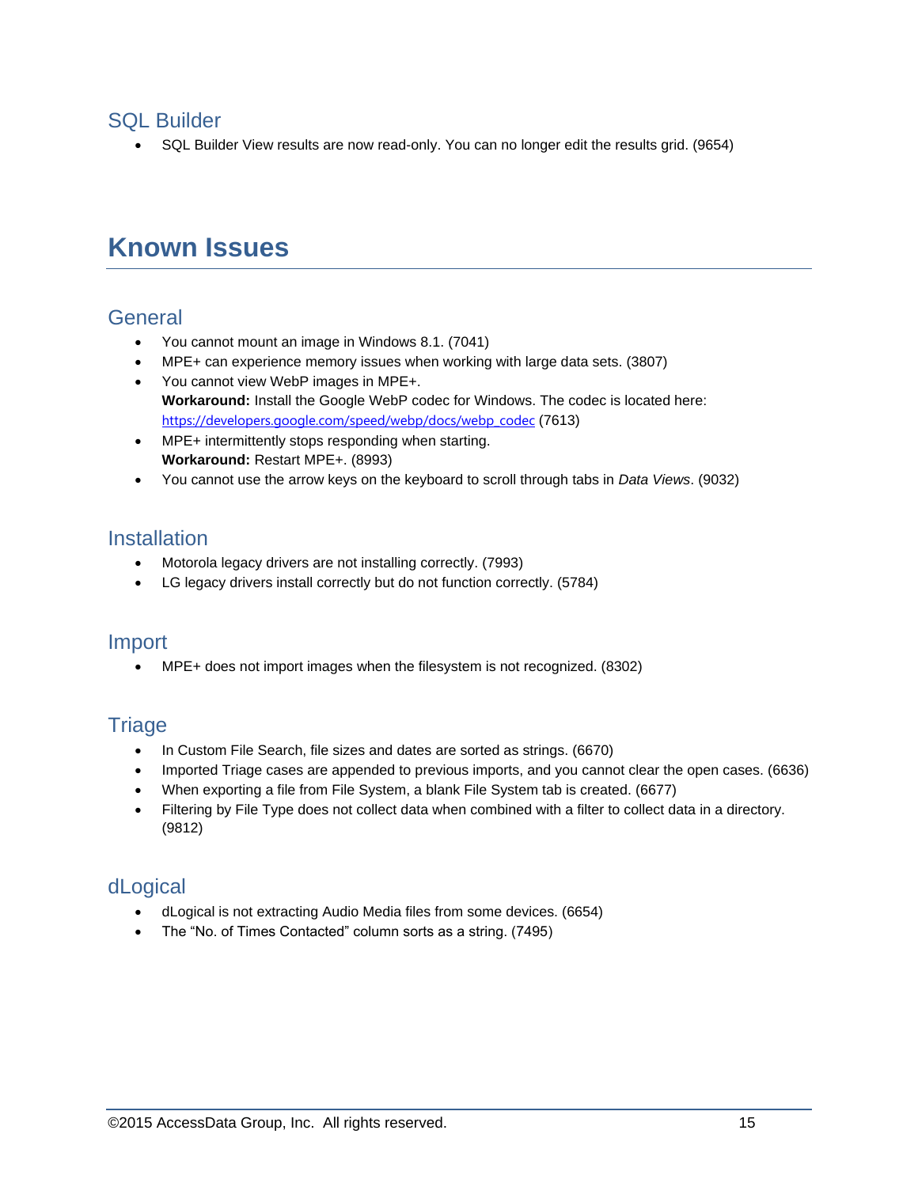### SQL Builder

- SQL Builder View results are now read-only. You can no longer edit the results grid. (9654)

## Known Issues

### General

- You cannot mount an image in Windows 8.1. (7041)
- MPE+ can experience memory issues when working with large data sets. (3807)
- You cannot view WebP images in MPE+.
  **Workaround:** Install the Google WebP codec for Windows. The codec is located here: https://developers.google.com/speed/webp/docs/webp_codec (7613)
- MPE+ intermittently stops responding when starting.
  **Workaround:** Restart MPE+. (8993)
- You cannot use the arrow keys on the keyboard to scroll through tabs in *Data Views*. (9032)

### Installation

- Motorola legacy drivers are not installing correctly. (7993)
- LG legacy drivers install correctly but do not function correctly. (5784)

### Import

- MPE+ does not import images when the filesystem is not recognized. (8302)

### Triage

- In Custom File Search, file sizes and dates are sorted as strings. (6670)
- Imported Triage cases are appended to previous imports, and you cannot clear the open cases. (6636)
- When exporting a file from File System, a blank File System tab is created. (6677)
- Filtering by File Type does not collect data when combined with a filter to collect data in a directory. (9812)

### dLogical

- dLogical is not extracting Audio Media files from some devices. (6654)
- The “No. of Times Contacted” column sorts as a string. (7495)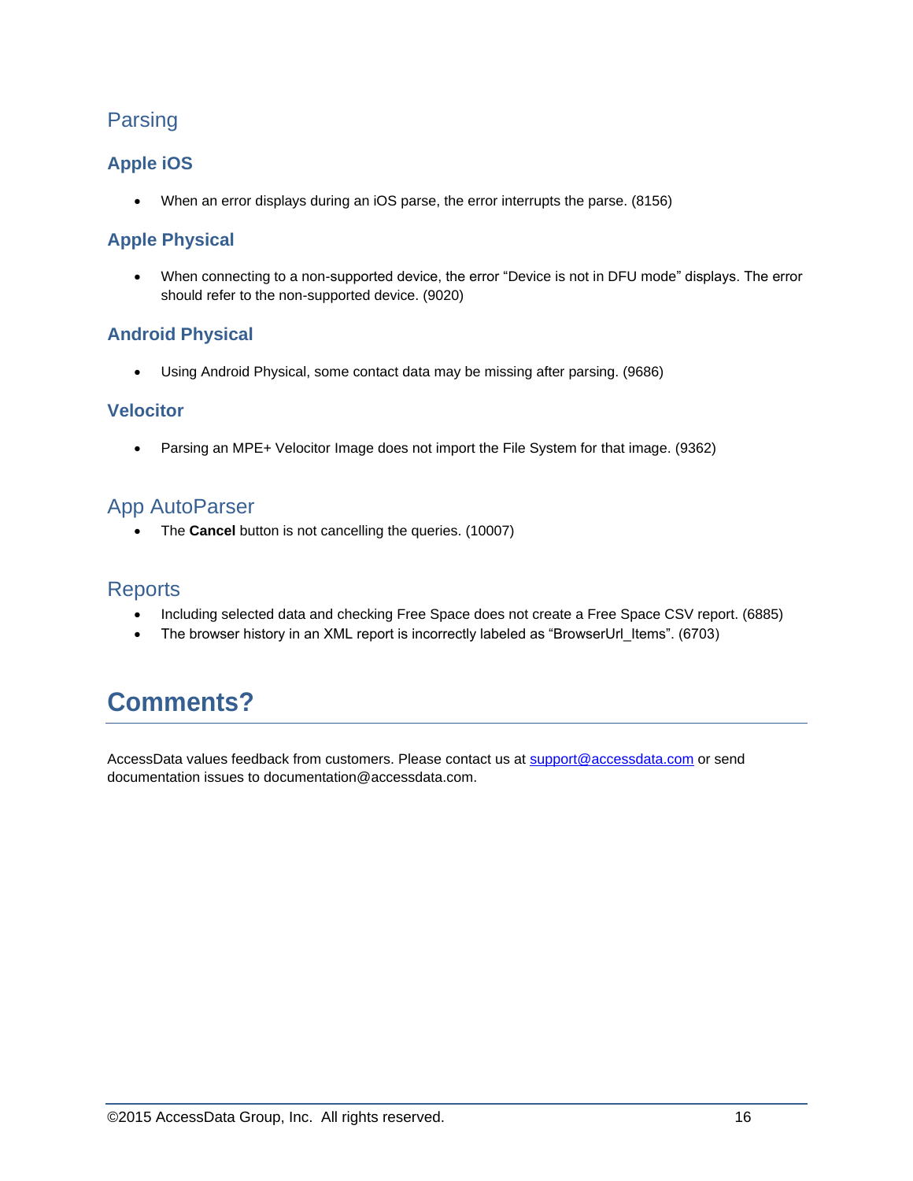## Parsing

### Apple iOS

- When an error displays during an iOS parse, the error interrupts the parse. (8156)

### Apple Physical

- When connecting to a non-supported device, the error "Device is not in DFU mode" displays. The error should refer to the non-supported device. (9020)

### Android Physical

- Using Android Physical, some contact data may be missing after parsing. (9686)

### Velocitor

- Parsing an MPE+ Velocitor Image does not import the File System for that image. (9362)

## App AutoParser

- The **Cancel** button is not cancelling the queries. (10007)

## Reports

- Including selected data and checking Free Space does not create a Free Space CSV report. (6885)
- The browser history in an XML report is incorrectly labeled as "BrowserUrl_Items". (6703)

# Comments?

AccessData values feedback from customers. Please contact us at support@accessdata.com or send documentation issues to documentation@accessdata.com.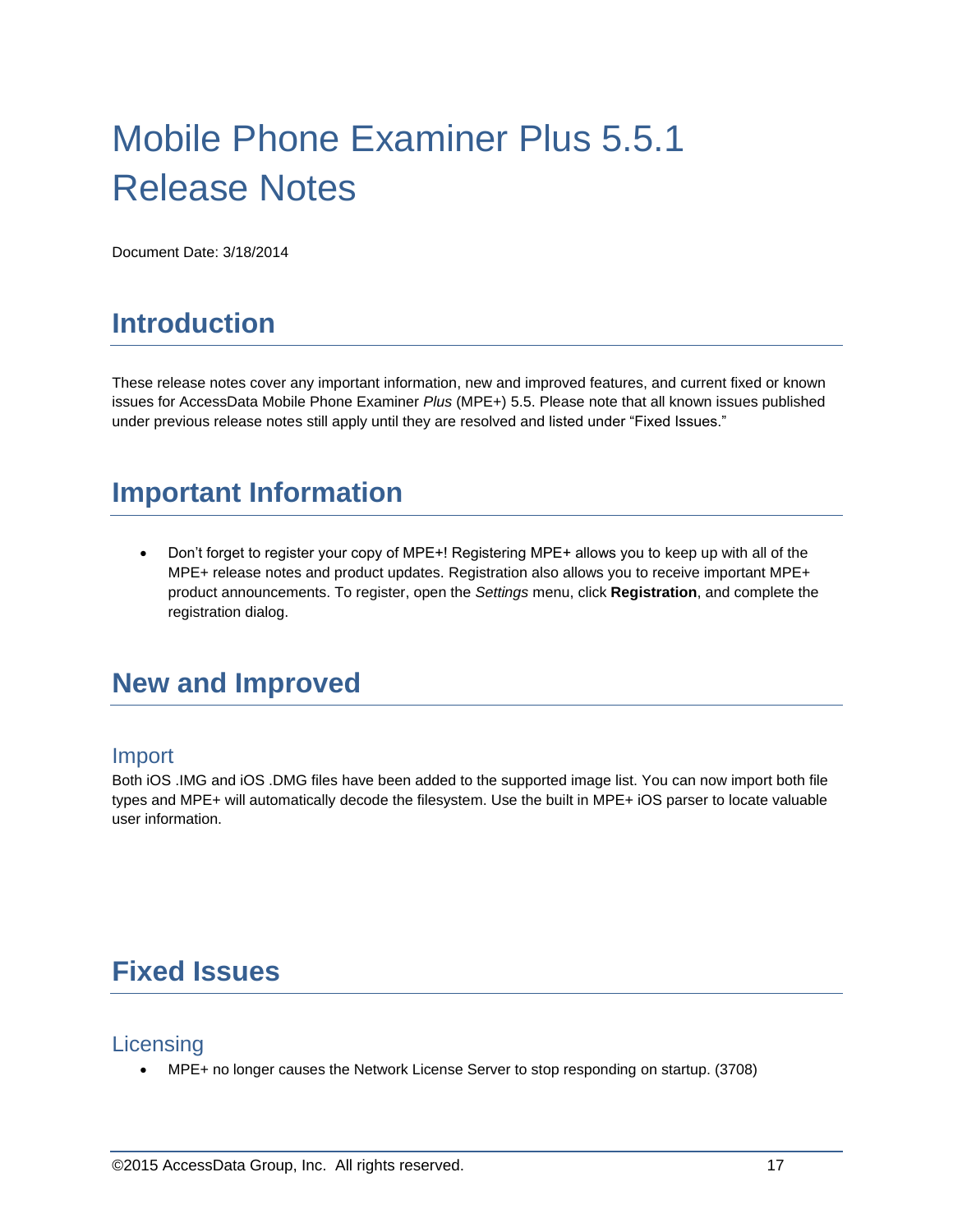# Mobile Phone Examiner Plus 5.5.1 Release Notes

Document Date: 3/18/2014

## Introduction

These release notes cover any important information, new and improved features, and current fixed or known issues for AccessData Mobile Phone Examiner *Plus* (MPE+) 5.5. Please note that all known issues published under previous release notes still apply until they are resolved and listed under "Fixed Issues."

## Important Information

- Don't forget to register your copy of MPE+! Registering MPE+ allows you to keep up with all of the MPE+ release notes and product updates. Registration also allows you to receive important MPE+ product announcements. To register, open the *Settings* menu, click **Registration**, and complete the registration dialog.

## New and Improved

### Import

Both iOS .IMG and iOS .DMG files have been added to the supported image list. You can now import both file types and MPE+ will automatically decode the filesystem. Use the built in MPE+ iOS parser to locate valuable user information.

## Fixed Issues

### Licensing

- MPE+ no longer causes the Network License Server to stop responding on startup. (3708)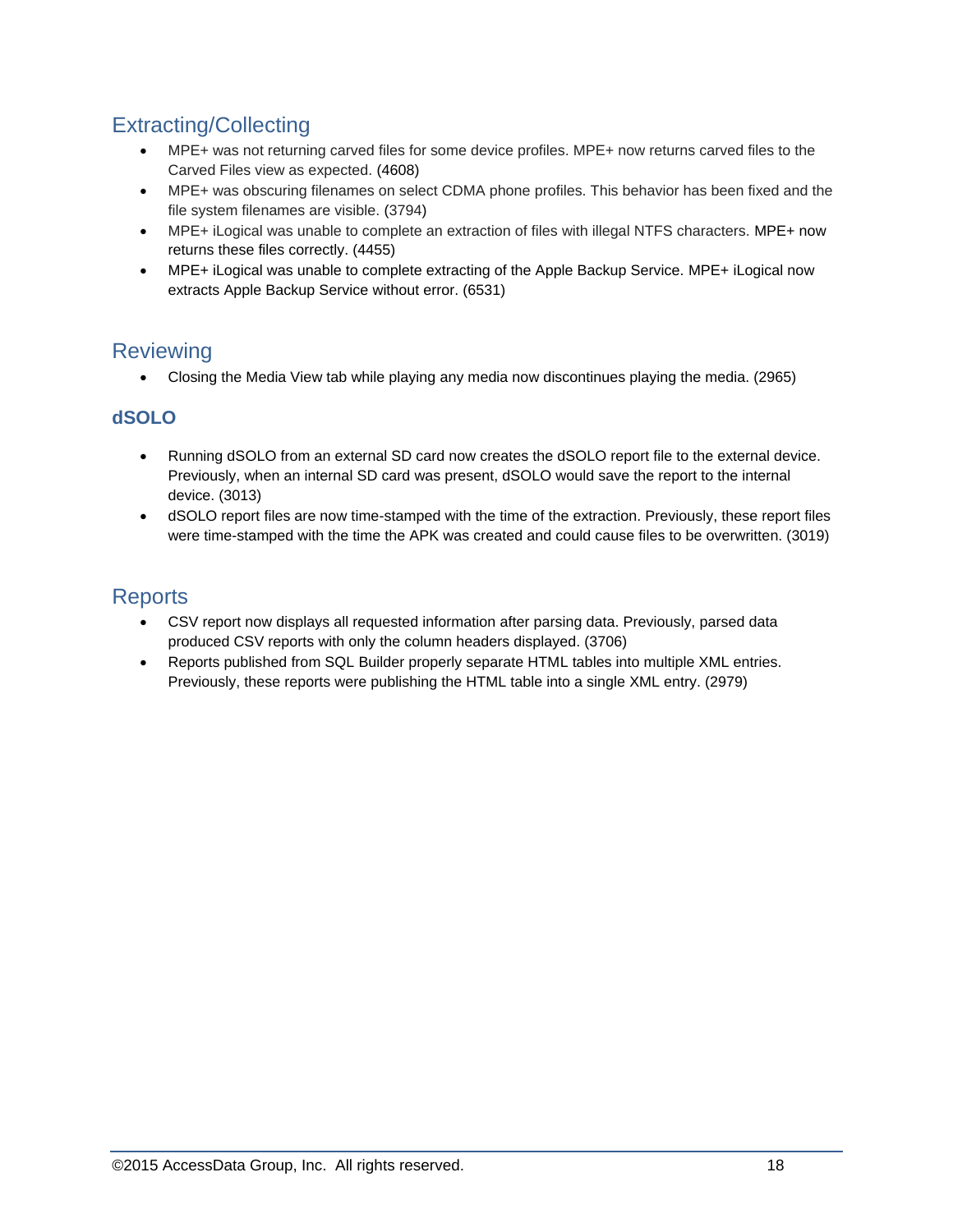## Extracting/Collecting

- MPE+ was not returning carved files for some device profiles. MPE+ now returns carved files to the Carved Files view as expected. (4608)
- MPE+ was obscuring filenames on select CDMA phone profiles. This behavior has been fixed and the file system filenames are visible. (3794)
- MPE+ iLogical was unable to complete an extraction of files with illegal NTFS characters. MPE+ now returns these files correctly. (4455)
- MPE+ iLogical was unable to complete extracting of the Apple Backup Service. MPE+ iLogical now extracts Apple Backup Service without error. (6531)

## Reviewing

- Closing the Media View tab while playing any media now discontinues playing the media. (2965)

### dSOLO

- Running dSOLO from an external SD card now creates the dSOLO report file to the external device. Previously, when an internal SD card was present, dSOLO would save the report to the internal device. (3013)
- dSOLO report files are now time-stamped with the time of the extraction. Previously, these report files were time-stamped with the time the APK was created and could cause files to be overwritten. (3019)

## Reports

- CSV report now displays all requested information after parsing data. Previously, parsed data produced CSV reports with only the column headers displayed. (3706)
- Reports published from SQL Builder properly separate HTML tables into multiple XML entries. Previously, these reports were publishing the HTML table into a single XML entry. (2979)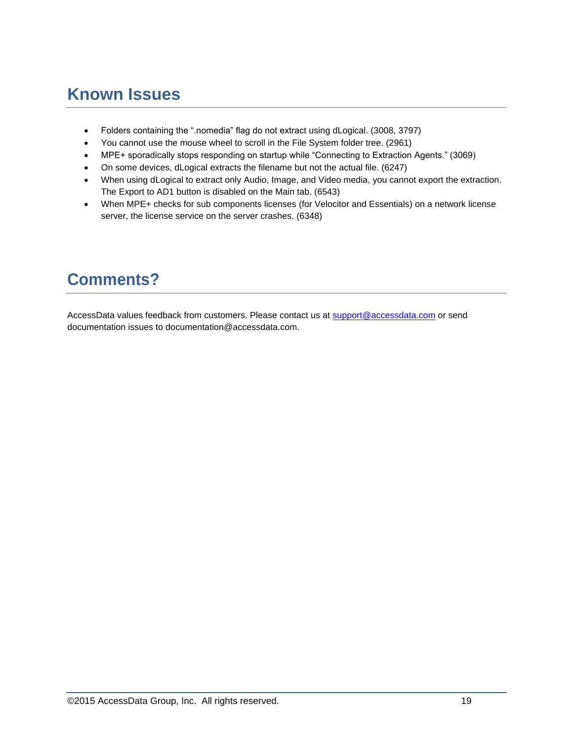# Known Issues

- Folders containing the “.nomedia” flag do not extract using dLogical. (3008, 3797)
- You cannot use the mouse wheel to scroll in the File System folder tree. (2961)
- MPE+ sporadically stops responding on startup while “Connecting to Extraction Agents.” (3069)
- On some devices, dLogical extracts the filename but not the actual file. (6247)
- When using dLogical to extract only Audio, Image, and Video media, you cannot export the extraction. The Export to AD1 button is disabled on the Main tab. (6543)
- When MPE+ checks for sub components licenses (for Velocitor and Essentials) on a network license server, the license service on the server crashes. (6348)

# Comments?

AccessData values feedback from customers. Please contact us at support@accessdata.com or send documentation issues to documentation@accessdata.com.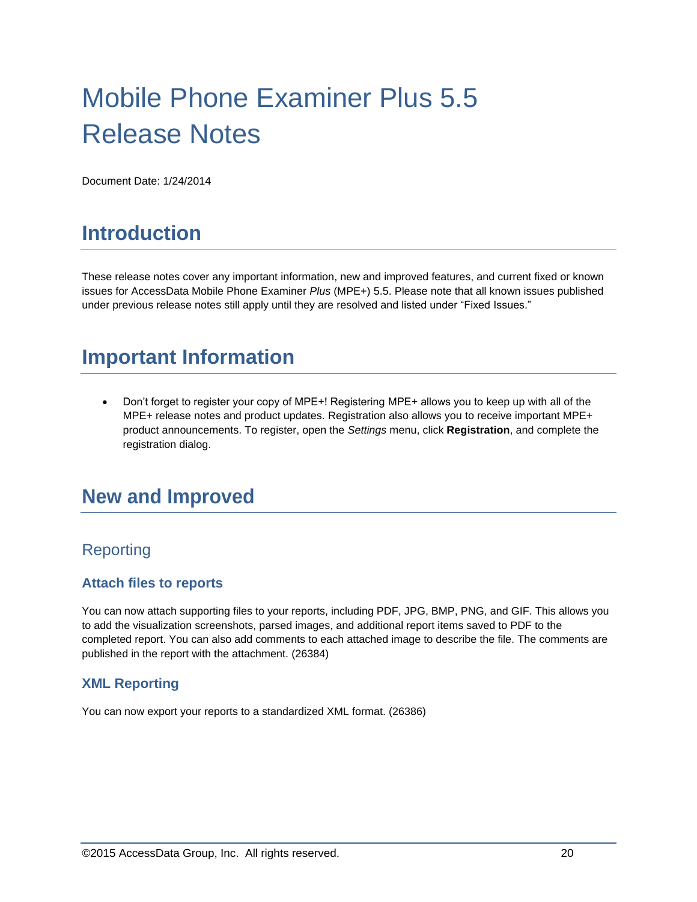# Mobile Phone Examiner Plus 5.5 Release Notes

Document Date: 1/24/2014

## Introduction

These release notes cover any important information, new and improved features, and current fixed or known issues for AccessData Mobile Phone Examiner *Plus* (MPE+) 5.5. Please note that all known issues published under previous release notes still apply until they are resolved and listed under “Fixed Issues.”

## Important Information

- Don’t forget to register your copy of MPE+! Registering MPE+ allows you to keep up with all of the MPE+ release notes and product updates. Registration also allows you to receive important MPE+ product announcements. To register, open the *Settings* menu, click **Registration**, and complete the registration dialog.

## New and Improved

### Reporting

#### Attach files to reports

You can now attach supporting files to your reports, including PDF, JPG, BMP, PNG, and GIF. This allows you to add the visualization screenshots, parsed images, and additional report items saved to PDF to the completed report. You can also add comments to each attached image to describe the file. The comments are published in the report with the attachment. (26384)

#### XML Reporting

You can now export your reports to a standardized XML format. (26386)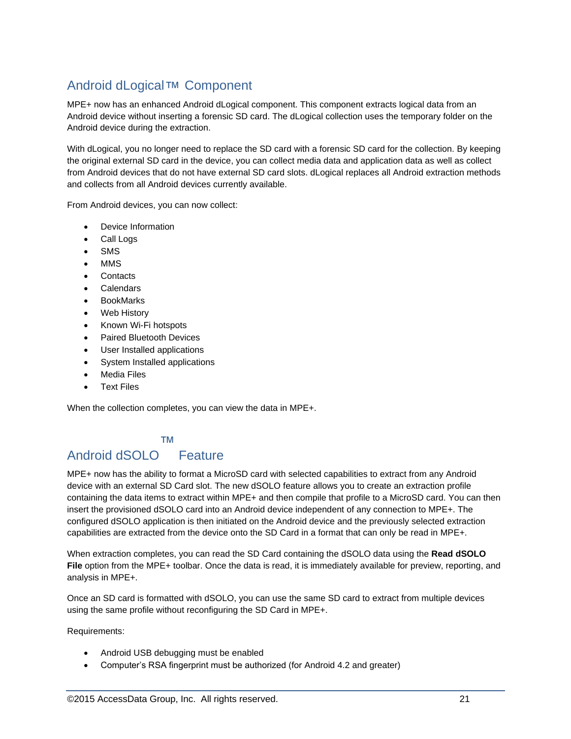## Android dLogical™ Component

MPE+ now has an enhanced Android dLogical component. This component extracts logical data from an Android device without inserting a forensic SD card. The dLogical collection uses the temporary folder on the Android device during the extraction.

With dLogical, you no longer need to replace the SD card with a forensic SD card for the collection. By keeping the original external SD card in the device, you can collect media data and application data as well as collect from Android devices that do not have external SD card slots. dLogical replaces all Android extraction methods and collects from all Android devices currently available.

From Android devices, you can now collect:

- Device Information
- Call Logs
- SMS
- MMS
- Contacts
- Calendars
- BookMarks
- Web History
- Known Wi-Fi hotspots
- Paired Bluetooth Devices
- User Installed applications
- System Installed applications
- Media Files
- Text Files

When the collection completes, you can view the data in MPE+.

## Android dSOLO™ Feature

MPE+ now has the ability to format a MicroSD card with selected capabilities to extract from any Android device with an external SD Card slot. The new dSOLO feature allows you to create an extraction profile containing the data items to extract within MPE+ and then compile that profile to a MicroSD card. You can then insert the provisioned dSOLO card into an Android device independent of any connection to MPE+. The configured dSOLO application is then initiated on the Android device and the previously selected extraction capabilities are extracted from the device onto the SD Card in a format that can only be read in MPE+.

When extraction completes, you can read the SD Card containing the dSOLO data using the **Read dSOLO File** option from the MPE+ toolbar. Once the data is read, it is immediately available for preview, reporting, and analysis in MPE+.

Once an SD card is formatted with dSOLO, you can use the same SD card to extract from multiple devices using the same profile without reconfiguring the SD Card in MPE+.

Requirements:

- Android USB debugging must be enabled
- Computer's RSA fingerprint must be authorized (for Android 4.2 and greater)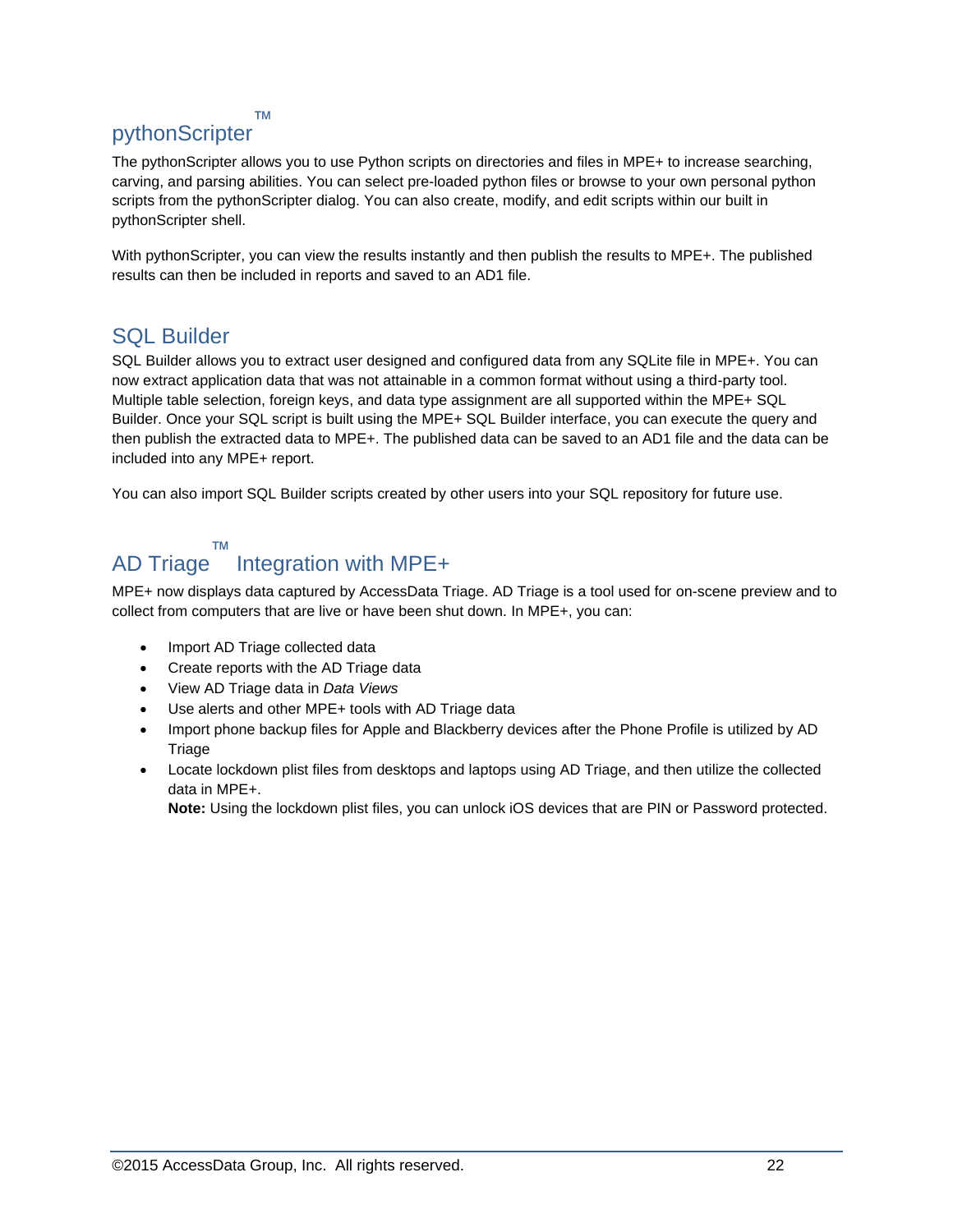## pythonScripter™

The pythonScripter allows you to use Python scripts on directories and files in MPE+ to increase searching, carving, and parsing abilities. You can select pre-loaded python files or browse to your own personal python scripts from the pythonScripter dialog. You can also create, modify, and edit scripts within our built in pythonScripter shell.

With pythonScripter, you can view the results instantly and then publish the results to MPE+. The published results can then be included in reports and saved to an AD1 file.

## SQL Builder

SQL Builder allows you to extract user designed and configured data from any SQLite file in MPE+. You can now extract application data that was not attainable in a common format without using a third-party tool. Multiple table selection, foreign keys, and data type assignment are all supported within the MPE+ SQL Builder. Once your SQL script is built using the MPE+ SQL Builder interface, you can execute the query and then publish the extracted data to MPE+. The published data can be saved to an AD1 file and the data can be included into any MPE+ report.

You can also import SQL Builder scripts created by other users into your SQL repository for future use.

## AD Triage™ Integration with MPE+

MPE+ now displays data captured by AccessData Triage. AD Triage is a tool used for on-scene preview and to collect from computers that are live or have been shut down. In MPE+, you can:

- Import AD Triage collected data
- Create reports with the AD Triage data
- View AD Triage data in *Data Views*
- Use alerts and other MPE+ tools with AD Triage data
- Import phone backup files for Apple and Blackberry devices after the Phone Profile is utilized by AD Triage
- Locate lockdown plist files from desktops and laptops using AD Triage, and then utilize the collected data in MPE+.
  **Note:** Using the lockdown plist files, you can unlock iOS devices that are PIN or Password protected.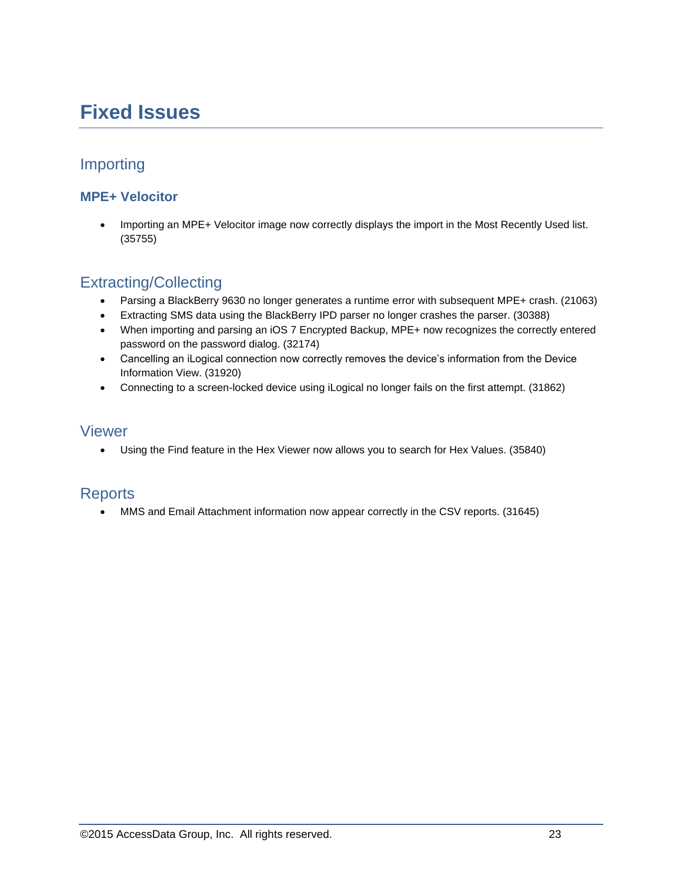# Fixed Issues

## Importing

### MPE+ Velocitor

- Importing an MPE+ Velocitor image now correctly displays the import in the Most Recently Used list. (35755)

## Extracting/Collecting

- Parsing a BlackBerry 9630 no longer generates a runtime error with subsequent MPE+ crash. (21063)
- Extracting SMS data using the BlackBerry IPD parser no longer crashes the parser. (30388)
- When importing and parsing an iOS 7 Encrypted Backup, MPE+ now recognizes the correctly entered password on the password dialog. (32174)
- Cancelling an iLogical connection now correctly removes the device's information from the Device Information View. (31920)
- Connecting to a screen-locked device using iLogical no longer fails on the first attempt. (31862)

## Viewer

- Using the Find feature in the Hex Viewer now allows you to search for Hex Values. (35840)

## Reports

- MMS and Email Attachment information now appear correctly in the CSV reports. (31645)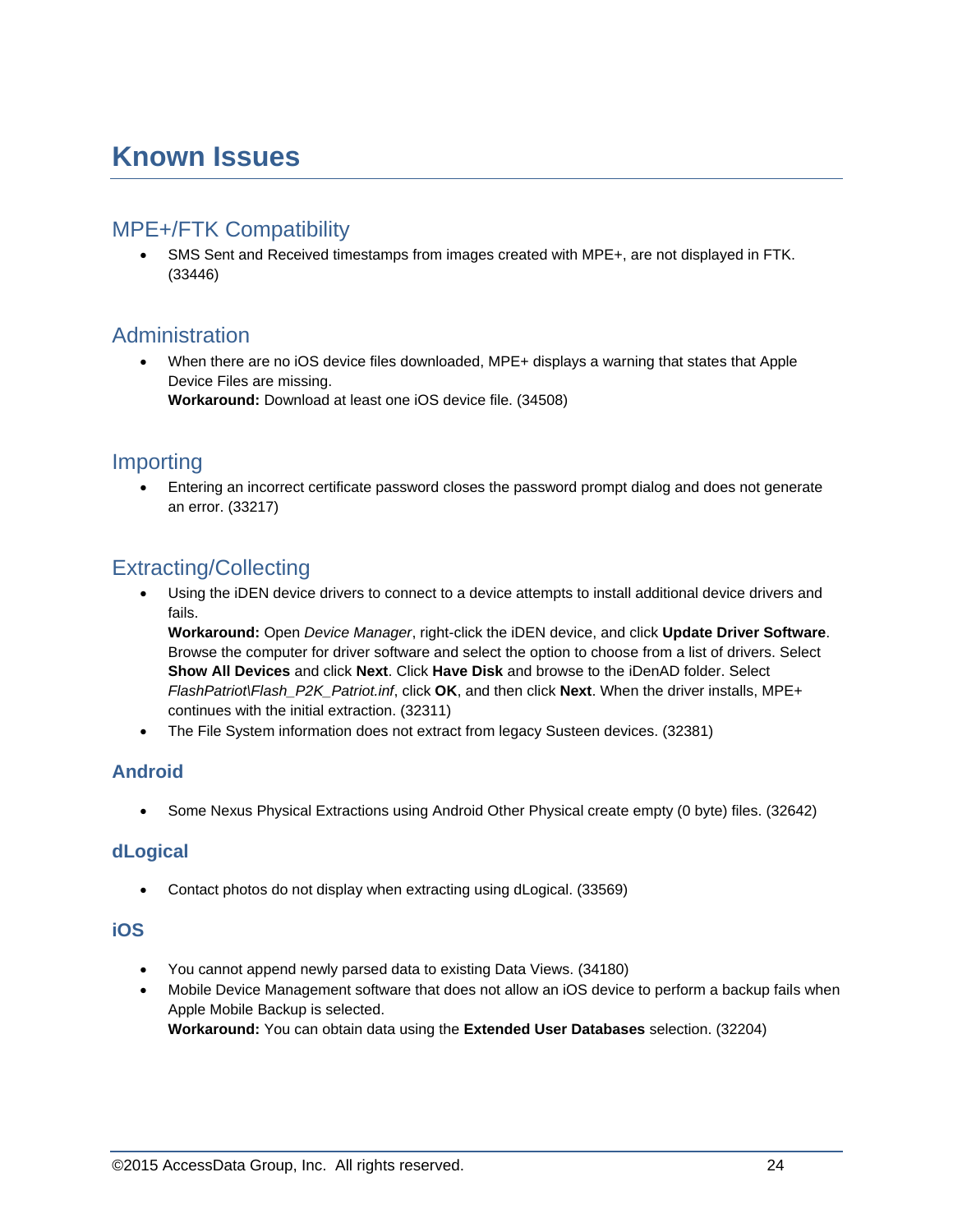# Known Issues

## MPE+/FTK Compatibility

- SMS Sent and Received timestamps from images created with MPE+, are not displayed in FTK. (33446)

## Administration

- When there are no iOS device files downloaded, MPE+ displays a warning that states that Apple Device Files are missing.
  **Workaround:** Download at least one iOS device file. (34508)

## Importing

- Entering an incorrect certificate password closes the password prompt dialog and does not generate an error. (33217)

## Extracting/Collecting

- Using the iDEN device drivers to connect to a device attempts to install additional device drivers and fails.
  **Workaround:** Open *Device Manager*, right-click the iDEN device, and click **Update Driver Software**. Browse the computer for driver software and select the option to choose from a list of drivers. Select **Show All Devices** and click **Next**. Click **Have Disk** and browse to the iDenAD folder. Select *FlashPatriot\Flash_P2K_Patriot.inf*, click **OK**, and then click **Next**. When the driver installs, MPE+ continues with the initial extraction. (32311)
- The File System information does not extract from legacy Susteen devices. (32381)

### Android

- Some Nexus Physical Extractions using Android Other Physical create empty (0 byte) files. (32642)

### dLogical

- Contact photos do not display when extracting using dLogical. (33569)

### iOS

- You cannot append newly parsed data to existing Data Views. (34180)
- Mobile Device Management software that does not allow an iOS device to perform a backup fails when Apple Mobile Backup is selected.
  **Workaround:** You can obtain data using the **Extended User Databases** selection. (32204)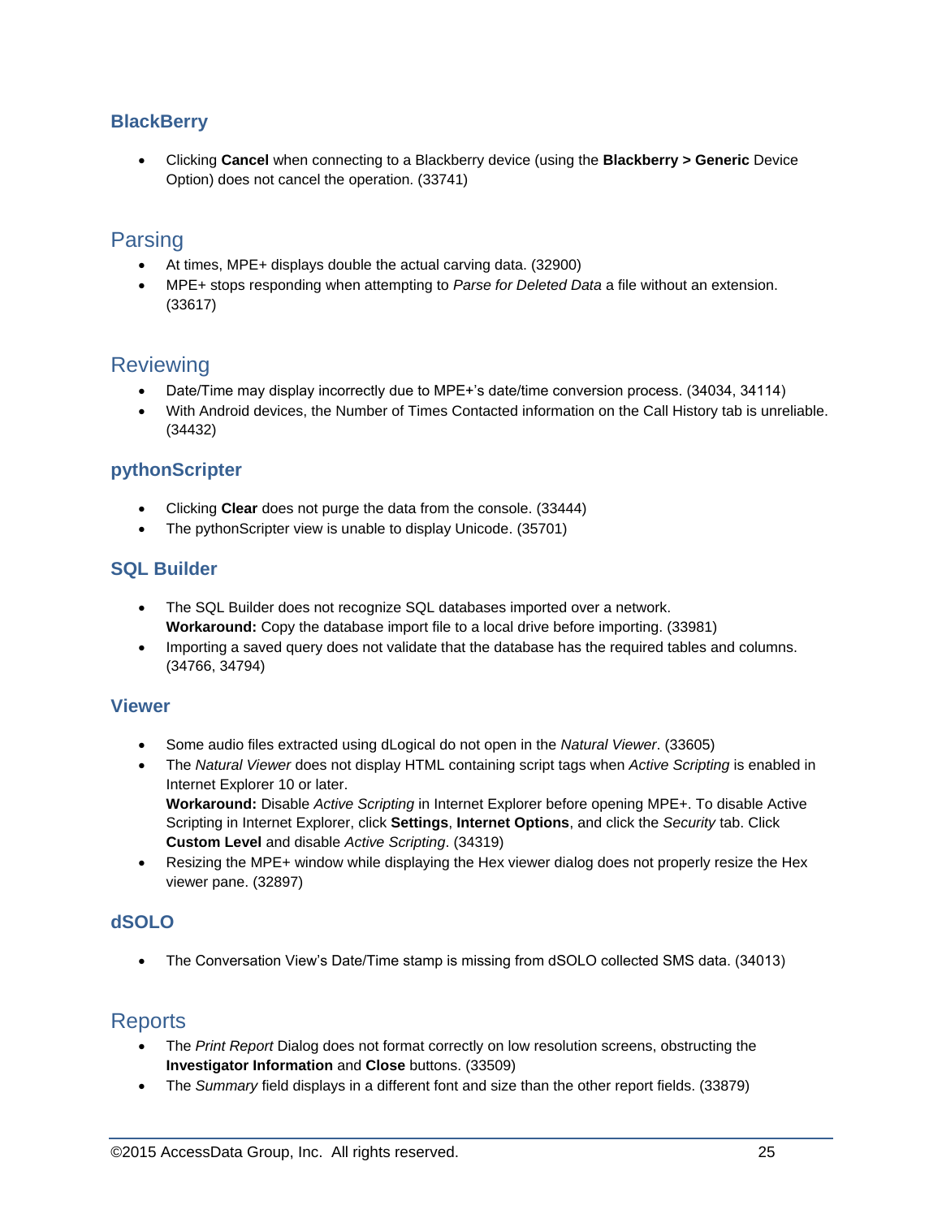### BlackBerry

- Clicking **Cancel** when connecting to a Blackberry device (using the **Blackberry > Generic** Device Option) does not cancel the operation. (33741)

## Parsing

- At times, MPE+ displays double the actual carving data. (32900)
- MPE+ stops responding when attempting to *Parse for Deleted Data* a file without an extension. (33617)

## Reviewing

- Date/Time may display incorrectly due to MPE+'s date/time conversion process. (34034, 34114)
- With Android devices, the Number of Times Contacted information on the Call History tab is unreliable. (34432)

### pythonScripter

- Clicking **Clear** does not purge the data from the console. (33444)
- The pythonScripter view is unable to display Unicode. (35701)

### SQL Builder

- The SQL Builder does not recognize SQL databases imported over a network.
  **Workaround:** Copy the database import file to a local drive before importing. (33981)
- Importing a saved query does not validate that the database has the required tables and columns. (34766, 34794)

### Viewer

- Some audio files extracted using dLogical do not open in the *Natural Viewer*. (33605)
- The *Natural Viewer* does not display HTML containing script tags when *Active Scripting* is enabled in Internet Explorer 10 or later.
  **Workaround:** Disable *Active Scripting* in Internet Explorer before opening MPE+. To disable Active Scripting in Internet Explorer, click **Settings**, **Internet Options**, and click the *Security* tab. Click **Custom Level** and disable *Active Scripting*. (34319)
- Resizing the MPE+ window while displaying the Hex viewer dialog does not properly resize the Hex viewer pane. (32897)

### dSOLO

- The Conversation View's Date/Time stamp is missing from dSOLO collected SMS data. (34013)

## Reports

- The *Print Report* Dialog does not format correctly on low resolution screens, obstructing the **Investigator Information** and **Close** buttons. (33509)
- The *Summary* field displays in a different font and size than the other report fields. (33879)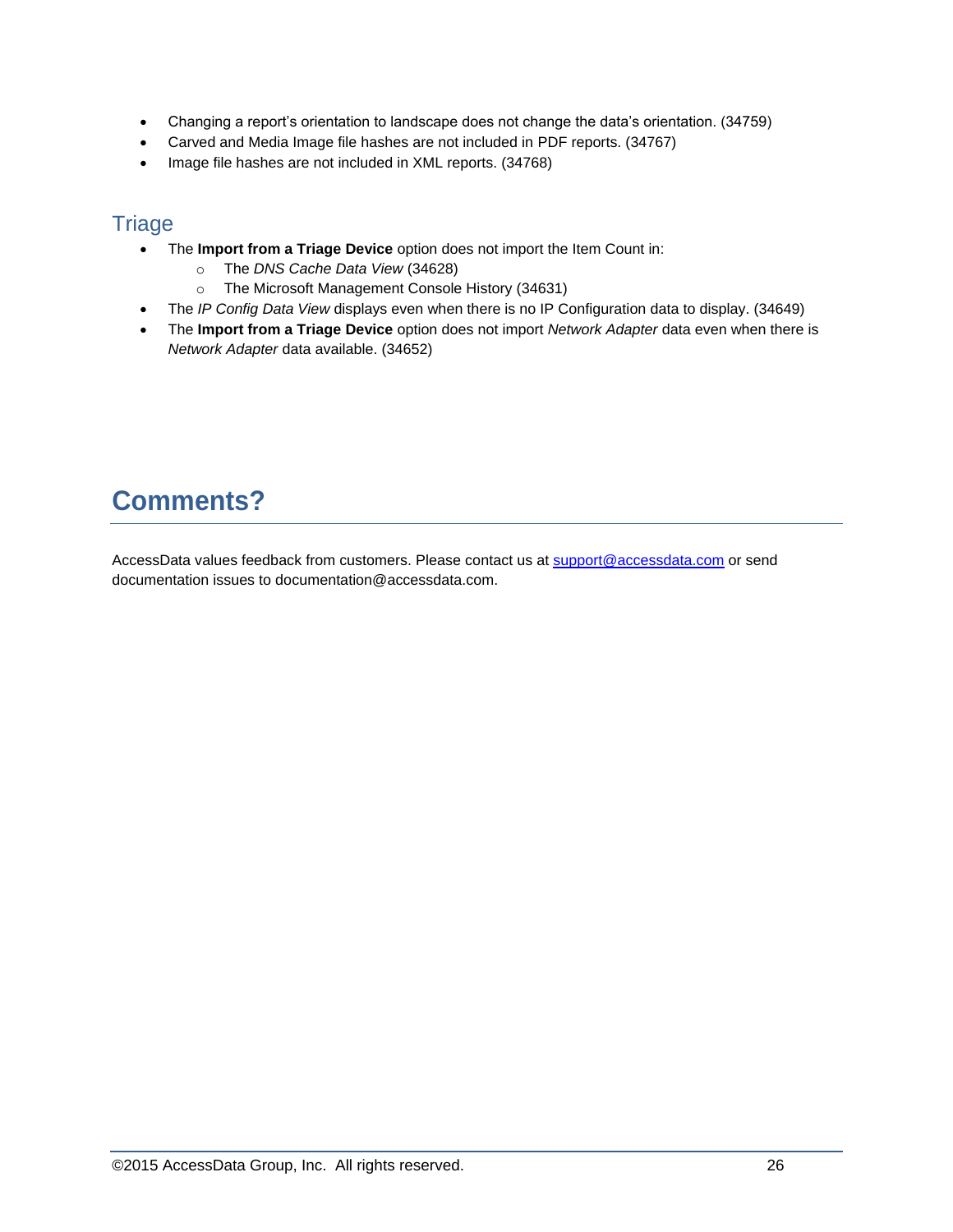- Changing a report's orientation to landscape does not change the data's orientation. (34759)
- Carved and Media Image file hashes are not included in PDF reports. (34767)
- Image file hashes are not included in XML reports. (34768)

## Triage

- The **Import from a Triage Device** option does not import the Item Count in:
  - The *DNS Cache Data View* (34628)
  - The Microsoft Management Console History (34631)
- The *IP Config Data View* displays even when there is no IP Configuration data to display. (34649)
- The **Import from a Triage Device** option does not import *Network Adapter* data even when there is *Network Adapter* data available. (34652)

# Comments?

AccessData values feedback from customers. Please contact us at support@accessdata.com or send documentation issues to documentation@accessdata.com.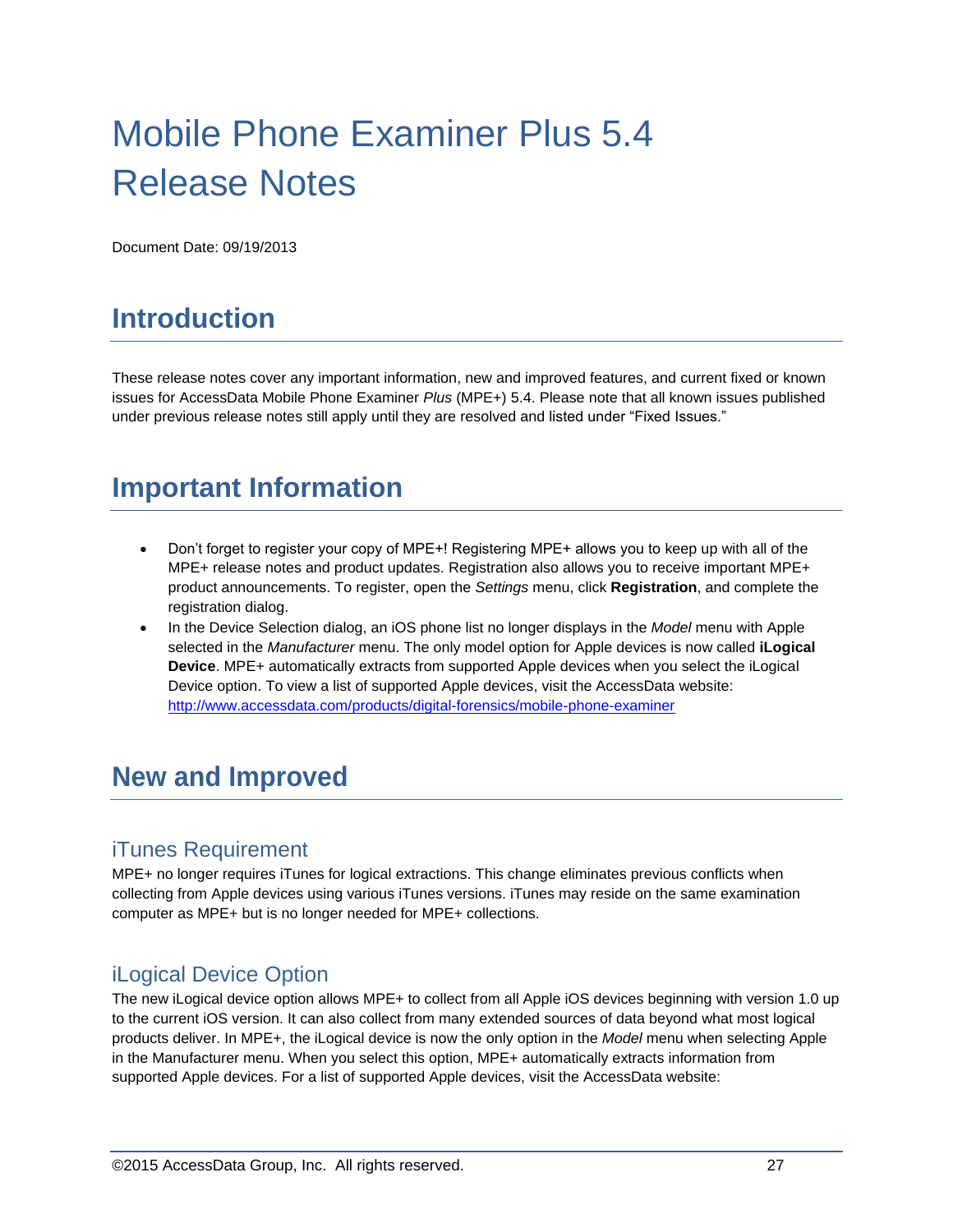# Mobile Phone Examiner Plus 5.4 Release Notes

Document Date: 09/19/2013

## Introduction

These release notes cover any important information, new and improved features, and current fixed or known issues for AccessData Mobile Phone Examiner *Plus* (MPE+) 5.4. Please note that all known issues published under previous release notes still apply until they are resolved and listed under "Fixed Issues."

## Important Information

- Don't forget to register your copy of MPE+! Registering MPE+ allows you to keep up with all of the MPE+ release notes and product updates. Registration also allows you to receive important MPE+ product announcements. To register, open the *Settings* menu, click **Registration**, and complete the registration dialog.
- In the Device Selection dialog, an iOS phone list no longer displays in the *Model* menu with Apple selected in the *Manufacturer* menu. The only model option for Apple devices is now called **iLogical Device**. MPE+ automatically extracts from supported Apple devices when you select the iLogical Device option. To view a list of supported Apple devices, visit the AccessData website: http://www.accessdata.com/products/digital-forensics/mobile-phone-examiner

## New and Improved

### iTunes Requirement

MPE+ no longer requires iTunes for logical extractions. This change eliminates previous conflicts when collecting from Apple devices using various iTunes versions. iTunes may reside on the same examination computer as MPE+ but is no longer needed for MPE+ collections.

### iLogical Device Option

The new iLogical device option allows MPE+ to collect from all Apple iOS devices beginning with version 1.0 up to the current iOS version. It can also collect from many extended sources of data beyond what most logical products deliver. In MPE+, the iLogical device is now the only option in the *Model* menu when selecting Apple in the Manufacturer menu. When you select this option, MPE+ automatically extracts information from supported Apple devices. For a list of supported Apple devices, visit the AccessData website: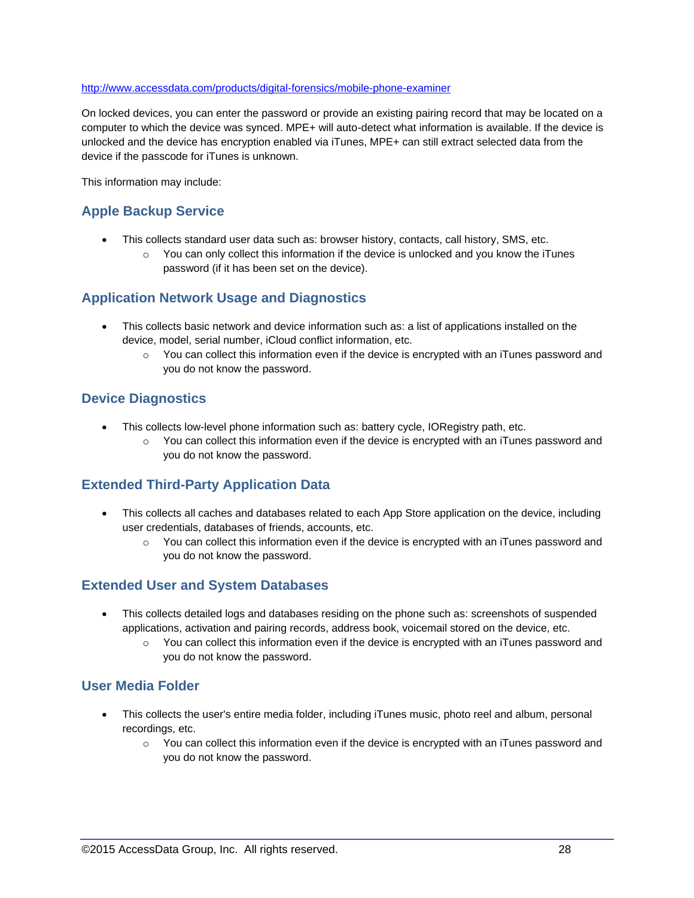http://www.accessdata.com/products/digital-forensics/mobile-phone-examiner

On locked devices, you can enter the password or provide an existing pairing record that may be located on a computer to which the device was synced. MPE+ will auto-detect what information is available. If the device is unlocked and the device has encryption enabled via iTunes, MPE+ can still extract selected data from the device if the passcode for iTunes is unknown.

This information may include:

### Apple Backup Service

- This collects standard user data such as: browser history, contacts, call history, SMS, etc.
  - You can only collect this information if the device is unlocked and you know the iTunes password (if it has been set on the device).

### Application Network Usage and Diagnostics

- This collects basic network and device information such as: a list of applications installed on the device, model, serial number, iCloud conflict information, etc.
  - You can collect this information even if the device is encrypted with an iTunes password and you do not know the password.

### Device Diagnostics

- This collects low-level phone information such as: battery cycle, IORegistry path, etc.
  - You can collect this information even if the device is encrypted with an iTunes password and you do not know the password.

### Extended Third-Party Application Data

- This collects all caches and databases related to each App Store application on the device, including user credentials, databases of friends, accounts, etc.
  - You can collect this information even if the device is encrypted with an iTunes password and you do not know the password.

### Extended User and System Databases

- This collects detailed logs and databases residing on the phone such as: screenshots of suspended applications, activation and pairing records, address book, voicemail stored on the device, etc.
  - You can collect this information even if the device is encrypted with an iTunes password and you do not know the password.

### User Media Folder

- This collects the user's entire media folder, including iTunes music, photo reel and album, personal recordings, etc.
  - You can collect this information even if the device is encrypted with an iTunes password and you do not know the password.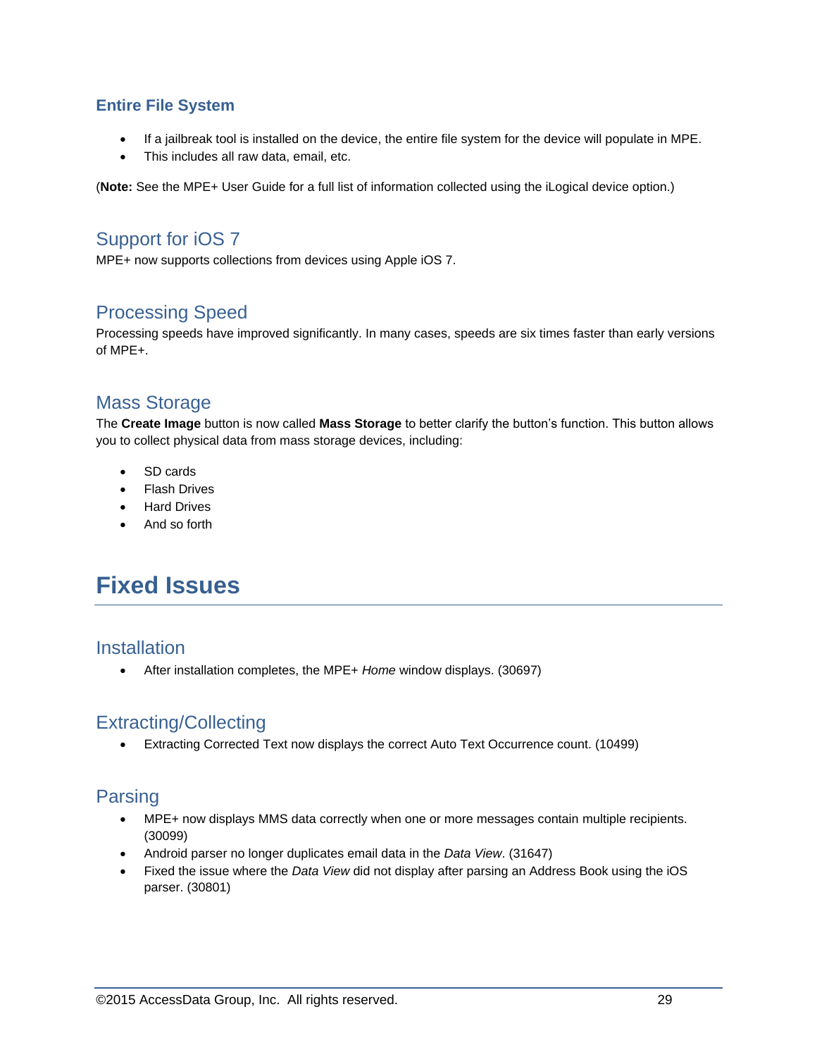### Entire File System

- If a jailbreak tool is installed on the device, the entire file system for the device will populate in MPE.
- This includes all raw data, email, etc.

(**Note:** See the MPE+ User Guide for a full list of information collected using the iLogical device option.)

## Support for iOS 7

MPE+ now supports collections from devices using Apple iOS 7.

## Processing Speed

Processing speeds have improved significantly. In many cases, speeds are six times faster than early versions of MPE+.

## Mass Storage

The **Create Image** button is now called **Mass Storage** to better clarify the button's function. This button allows you to collect physical data from mass storage devices, including:

- SD cards
- Flash Drives
- Hard Drives
- And so forth

# Fixed Issues

## Installation

- After installation completes, the MPE+ *Home* window displays. (30697)

## Extracting/Collecting

- Extracting Corrected Text now displays the correct Auto Text Occurrence count. (10499)

## Parsing

- MPE+ now displays MMS data correctly when one or more messages contain multiple recipients. (30099)
- Android parser no longer duplicates email data in the *Data View*. (31647)
- Fixed the issue where the *Data View* did not display after parsing an Address Book using the iOS parser. (30801)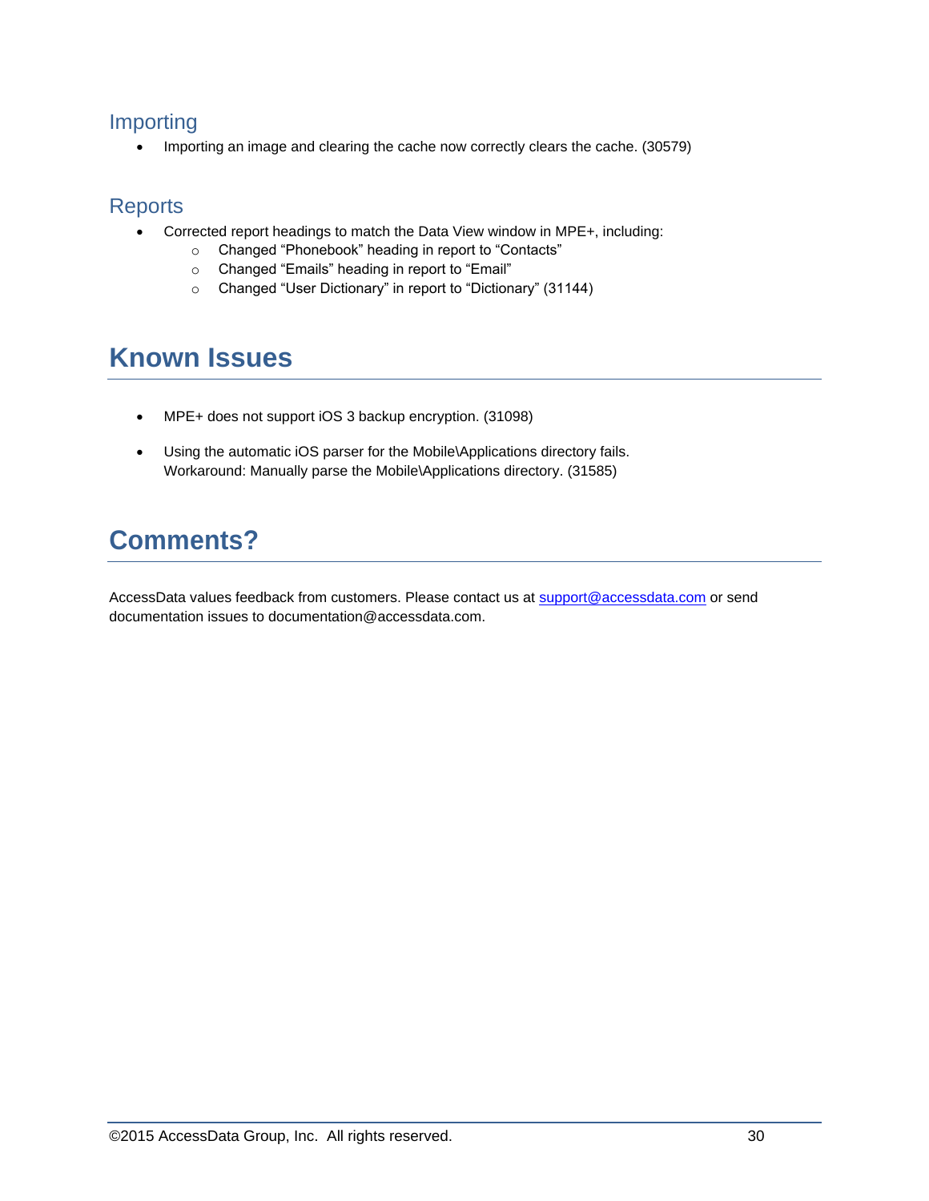### Importing

- Importing an image and clearing the cache now correctly clears the cache. (30579)

### Reports

- Corrected report headings to match the Data View window in MPE+, including:
  - Changed “Phonebook” heading in report to “Contacts”
  - Changed “Emails” heading in report to “Email”
  - Changed “User Dictionary” in report to “Dictionary” (31144)

## Known Issues

- MPE+ does not support iOS 3 backup encryption. (31098)
- Using the automatic iOS parser for the Mobile\Applications directory fails.
  Workaround: Manually parse the Mobile\Applications directory. (31585)

## Comments?

AccessData values feedback from customers. Please contact us at support@accessdata.com or send documentation issues to documentation@accessdata.com.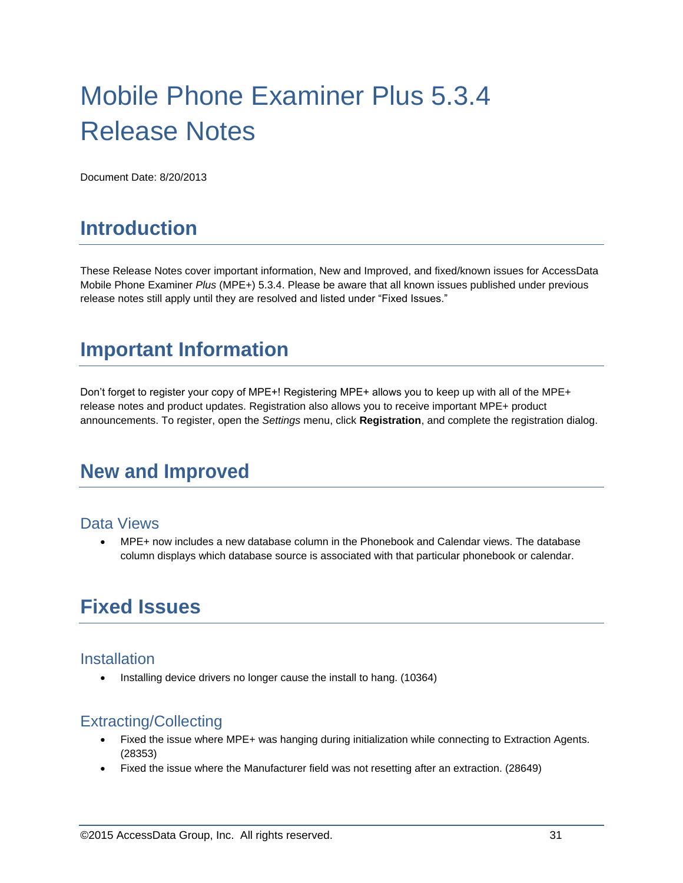# Mobile Phone Examiner Plus 5.3.4 Release Notes

Document Date: 8/20/2013

## Introduction

These Release Notes cover important information, New and Improved, and fixed/known issues for AccessData Mobile Phone Examiner *Plus* (MPE+) 5.3.4. Please be aware that all known issues published under previous release notes still apply until they are resolved and listed under “Fixed Issues.”

## Important Information

Don’t forget to register your copy of MPE+! Registering MPE+ allows you to keep up with all of the MPE+ release notes and product updates. Registration also allows you to receive important MPE+ product announcements. To register, open the *Settings* menu, click **Registration**, and complete the registration dialog.

## New and Improved

### Data Views

- MPE+ now includes a new database column in the Phonebook and Calendar views. The database column displays which database source is associated with that particular phonebook or calendar.

## Fixed Issues

### Installation

- Installing device drivers no longer cause the install to hang. (10364)

### Extracting/Collecting

- Fixed the issue where MPE+ was hanging during initialization while connecting to Extraction Agents. (28353)
- Fixed the issue where the Manufacturer field was not resetting after an extraction. (28649)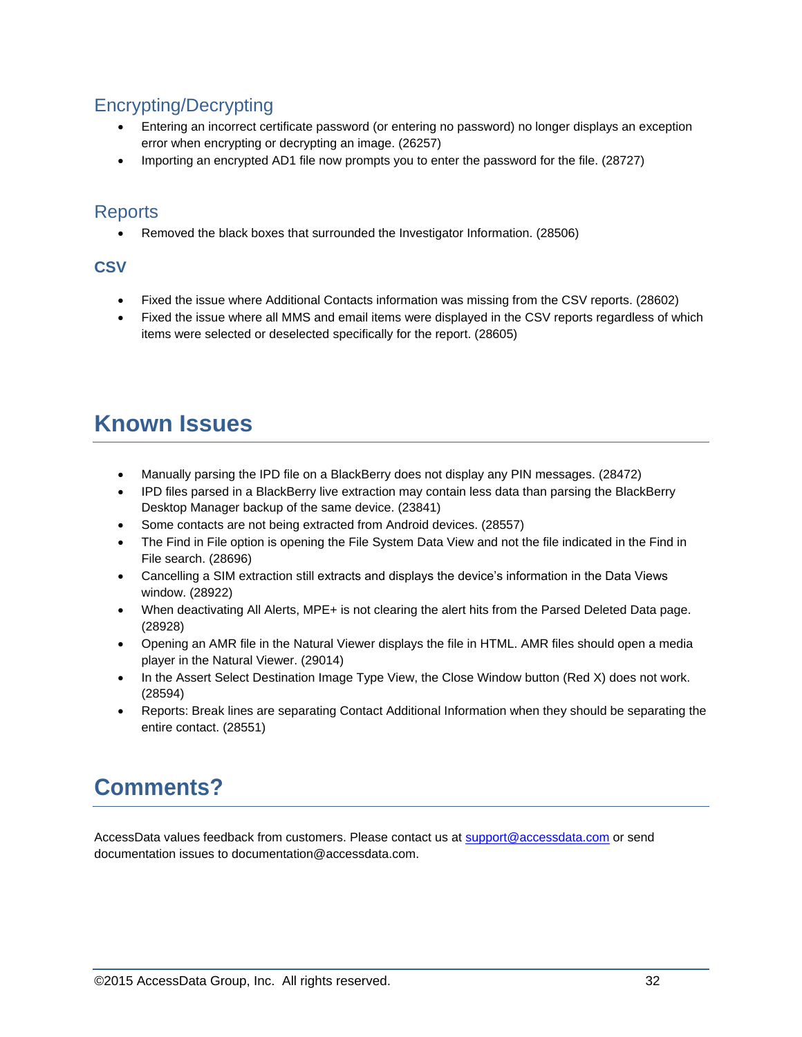### Encrypting/Decrypting

- Entering an incorrect certificate password (or entering no password) no longer displays an exception error when encrypting or decrypting an image. (26257)
- Importing an encrypted AD1 file now prompts you to enter the password for the file. (28727)

### Reports

- Removed the black boxes that surrounded the Investigator Information. (28506)

#### CSV

- Fixed the issue where Additional Contacts information was missing from the CSV reports. (28602)
- Fixed the issue where all MMS and email items were displayed in the CSV reports regardless of which items were selected or deselected specifically for the report. (28605)

## Known Issues

- Manually parsing the IPD file on a BlackBerry does not display any PIN messages. (28472)
- IPD files parsed in a BlackBerry live extraction may contain less data than parsing the BlackBerry Desktop Manager backup of the same device. (23841)
- Some contacts are not being extracted from Android devices. (28557)
- The Find in File option is opening the File System Data View and not the file indicated in the Find in File search. (28696)
- Cancelling a SIM extraction still extracts and displays the device's information in the Data Views window. (28922)
- When deactivating All Alerts, MPE+ is not clearing the alert hits from the Parsed Deleted Data page. (28928)
- Opening an AMR file in the Natural Viewer displays the file in HTML. AMR files should open a media player in the Natural Viewer. (29014)
- In the Assert Select Destination Image Type View, the Close Window button (Red X) does not work. (28594)
- Reports: Break lines are separating Contact Additional Information when they should be separating the entire contact. (28551)

## Comments?

AccessData values feedback from customers. Please contact us at support@accessdata.com or send documentation issues to documentation@accessdata.com.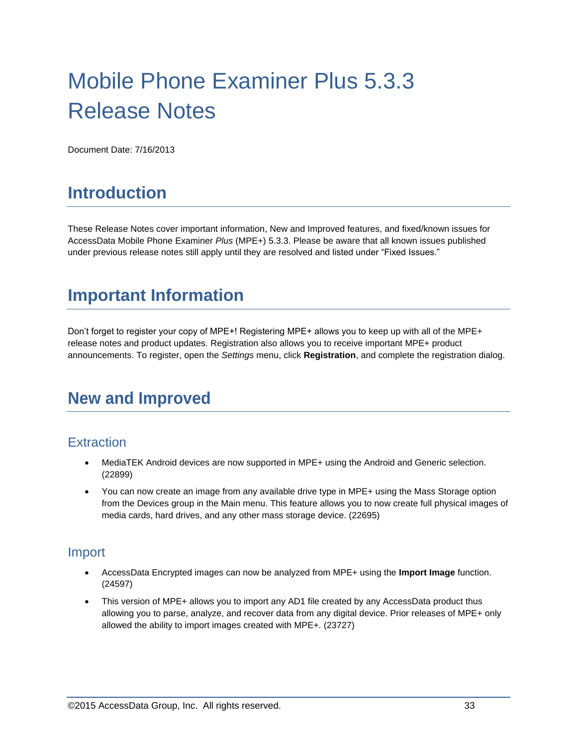# Mobile Phone Examiner Plus 5.3.3 Release Notes

Document Date: 7/16/2013

## Introduction

These Release Notes cover important information, New and Improved features, and fixed/known issues for AccessData Mobile Phone Examiner *Plus* (MPE+) 5.3.3. Please be aware that all known issues published under previous release notes still apply until they are resolved and listed under “Fixed Issues.”

## Important Information

Don’t forget to register your copy of MPE+! Registering MPE+ allows you to keep up with all of the MPE+ release notes and product updates. Registration also allows you to receive important MPE+ product announcements. To register, open the *Settings* menu, click **Registration**, and complete the registration dialog.

## New and Improved

### Extraction

- MediaTEK Android devices are now supported in MPE+ using the Android and Generic selection. (22899)
- You can now create an image from any available drive type in MPE+ using the Mass Storage option from the Devices group in the Main menu. This feature allows you to now create full physical images of media cards, hard drives, and any other mass storage device. (22695)

### Import

- AccessData Encrypted images can now be analyzed from MPE+ using the **Import Image** function. (24597)
- This version of MPE+ allows you to import any AD1 file created by any AccessData product thus allowing you to parse, analyze, and recover data from any digital device. Prior releases of MPE+ only allowed the ability to import images created with MPE+. (23727)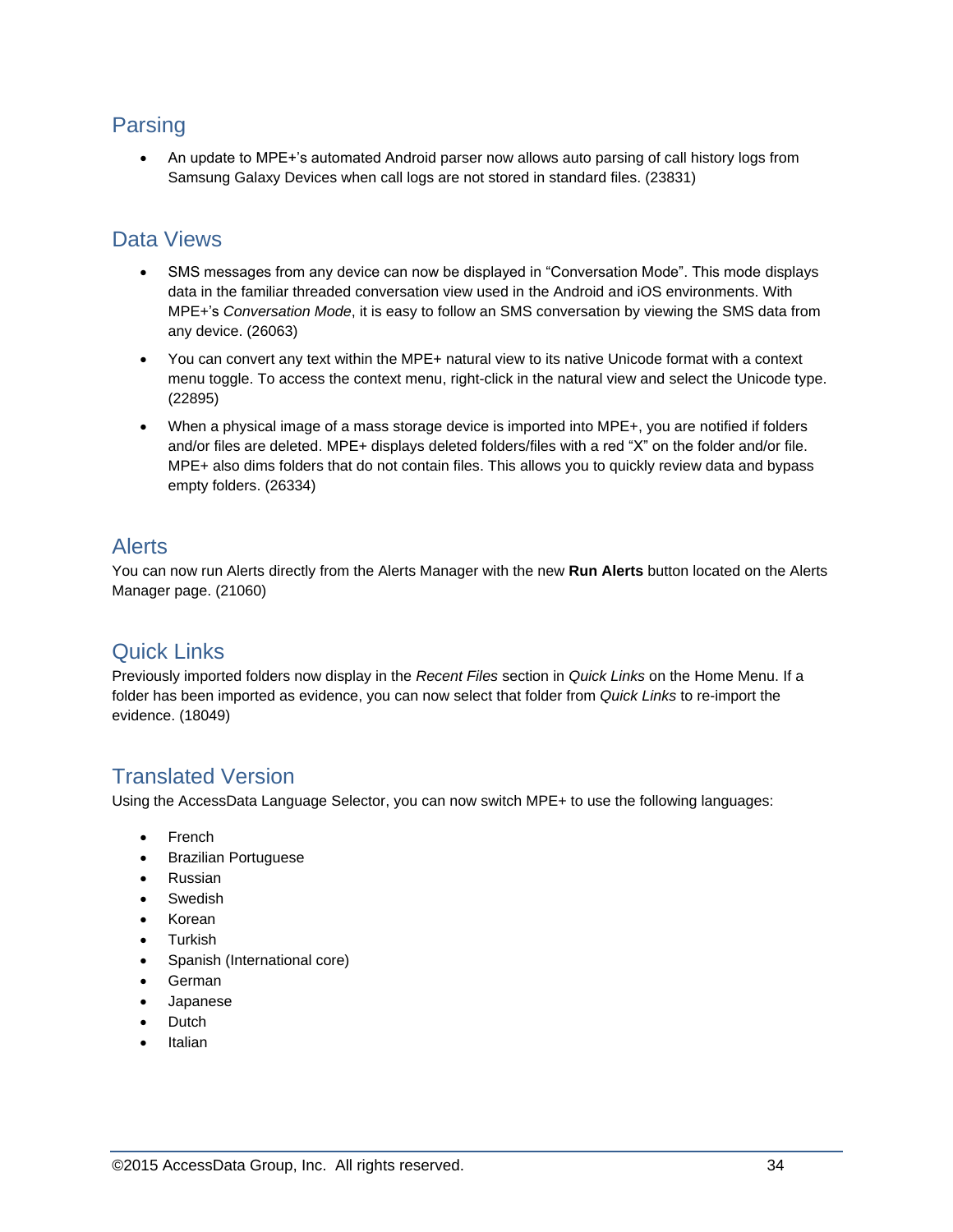## Parsing

- An update to MPE+'s automated Android parser now allows auto parsing of call history logs from Samsung Galaxy Devices when call logs are not stored in standard files. (23831)

## Data Views

- SMS messages from any device can now be displayed in "Conversation Mode". This mode displays data in the familiar threaded conversation view used in the Android and iOS environments. With MPE+'s *Conversation Mode*, it is easy to follow an SMS conversation by viewing the SMS data from any device. (26063)
- You can convert any text within the MPE+ natural view to its native Unicode format with a context menu toggle. To access the context menu, right-click in the natural view and select the Unicode type. (22895)
- When a physical image of a mass storage device is imported into MPE+, you are notified if folders and/or files are deleted. MPE+ displays deleted folders/files with a red "X" on the folder and/or file. MPE+ also dims folders that do not contain files. This allows you to quickly review data and bypass empty folders. (26334)

## Alerts

You can now run Alerts directly from the Alerts Manager with the new **Run Alerts** button located on the Alerts Manager page. (21060)

## Quick Links

Previously imported folders now display in the *Recent Files* section in *Quick Links* on the Home Menu. If a folder has been imported as evidence, you can now select that folder from *Quick Links* to re-import the evidence. (18049)

## Translated Version

Using the AccessData Language Selector, you can now switch MPE+ to use the following languages:

- French
- Brazilian Portuguese
- Russian
- Swedish
- Korean
- Turkish
- Spanish (International core)
- German
- Japanese
- Dutch
- Italian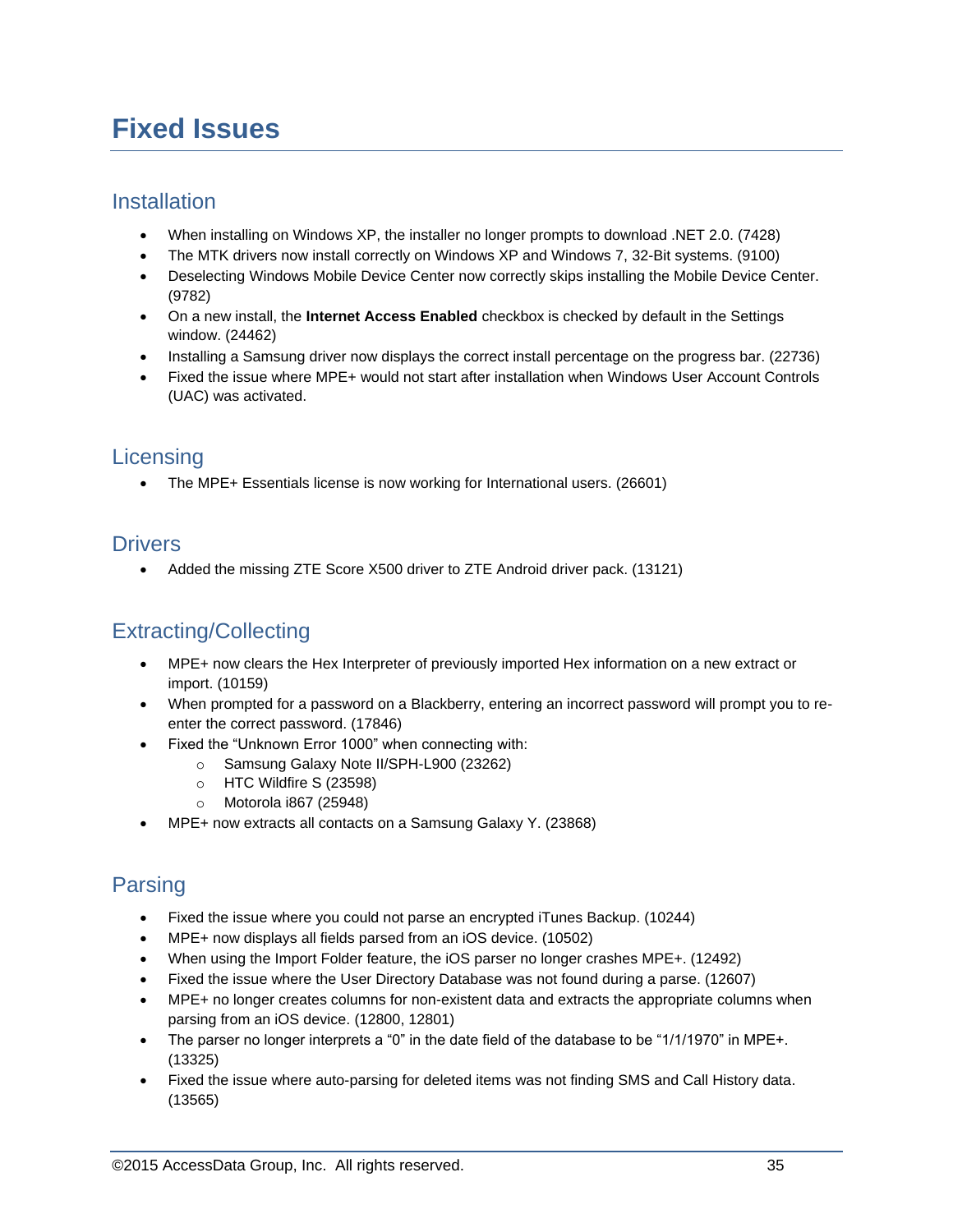# Fixed Issues

## Installation

- When installing on Windows XP, the installer no longer prompts to download .NET 2.0. (7428)
- The MTK drivers now install correctly on Windows XP and Windows 7, 32-Bit systems. (9100)
- Deselecting Windows Mobile Device Center now correctly skips installing the Mobile Device Center. (9782)
- On a new install, the **Internet Access Enabled** checkbox is checked by default in the Settings window. (24462)
- Installing a Samsung driver now displays the correct install percentage on the progress bar. (22736)
- Fixed the issue where MPE+ would not start after installation when Windows User Account Controls (UAC) was activated.

## Licensing

- The MPE+ Essentials license is now working for International users. (26601)

## Drivers

- Added the missing ZTE Score X500 driver to ZTE Android driver pack. (13121)

## Extracting/Collecting

- MPE+ now clears the Hex Interpreter of previously imported Hex information on a new extract or import. (10159)
- When prompted for a password on a Blackberry, entering an incorrect password will prompt you to re-enter the correct password. (17846)
- Fixed the “Unknown Error 1000” when connecting with:
  - Samsung Galaxy Note II/SPH-L900 (23262)
  - HTC Wildfire S (23598)
  - Motorola i867 (25948)
- MPE+ now extracts all contacts on a Samsung Galaxy Y. (23868)

## Parsing

- Fixed the issue where you could not parse an encrypted iTunes Backup. (10244)
- MPE+ now displays all fields parsed from an iOS device. (10502)
- When using the Import Folder feature, the iOS parser no longer crashes MPE+. (12492)
- Fixed the issue where the User Directory Database was not found during a parse. (12607)
- MPE+ no longer creates columns for non-existent data and extracts the appropriate columns when parsing from an iOS device. (12800, 12801)
- The parser no longer interprets a “0” in the date field of the database to be “1/1/1970” in MPE+. (13325)
- Fixed the issue where auto-parsing for deleted items was not finding SMS and Call History data. (13565)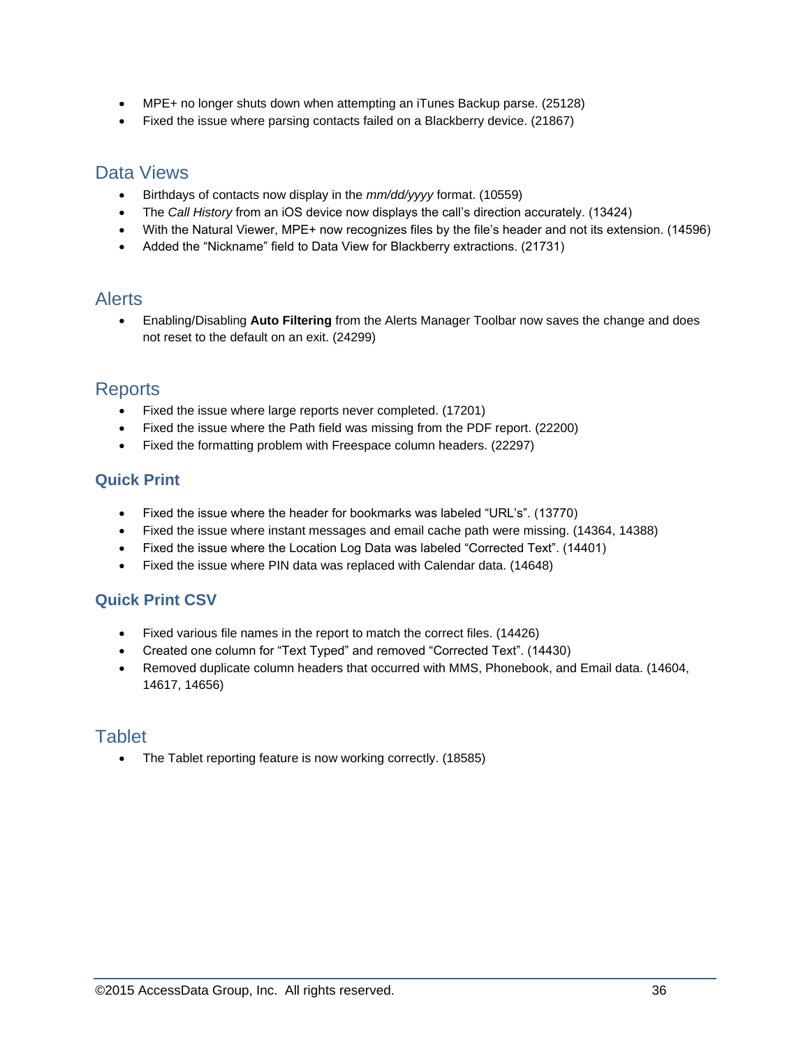- MPE+ no longer shuts down when attempting an iTunes Backup parse. (25128)
- Fixed the issue where parsing contacts failed on a Blackberry device. (21867)

## Data Views

- Birthdays of contacts now display in the *mm/dd/yyyy* format. (10559)
- The *Call History* from an iOS device now displays the call's direction accurately. (13424)
- With the Natural Viewer, MPE+ now recognizes files by the file's header and not its extension. (14596)
- Added the “Nickname” field to Data View for Blackberry extractions. (21731)

## Alerts

- Enabling/Disabling **Auto Filtering** from the Alerts Manager Toolbar now saves the change and does not reset to the default on an exit. (24299)

## Reports

- Fixed the issue where large reports never completed. (17201)
- Fixed the issue where the Path field was missing from the PDF report. (22200)
- Fixed the formatting problem with Freespace column headers. (22297)

### Quick Print

- Fixed the issue where the header for bookmarks was labeled “URL's”. (13770)
- Fixed the issue where instant messages and email cache path were missing. (14364, 14388)
- Fixed the issue where the Location Log Data was labeled “Corrected Text”. (14401)
- Fixed the issue where PIN data was replaced with Calendar data. (14648)

### Quick Print CSV

- Fixed various file names in the report to match the correct files. (14426)
- Created one column for “Text Typed” and removed “Corrected Text”. (14430)
- Removed duplicate column headers that occurred with MMS, Phonebook, and Email data. (14604, 14617, 14656)

## Tablet

- The Tablet reporting feature is now working correctly. (18585)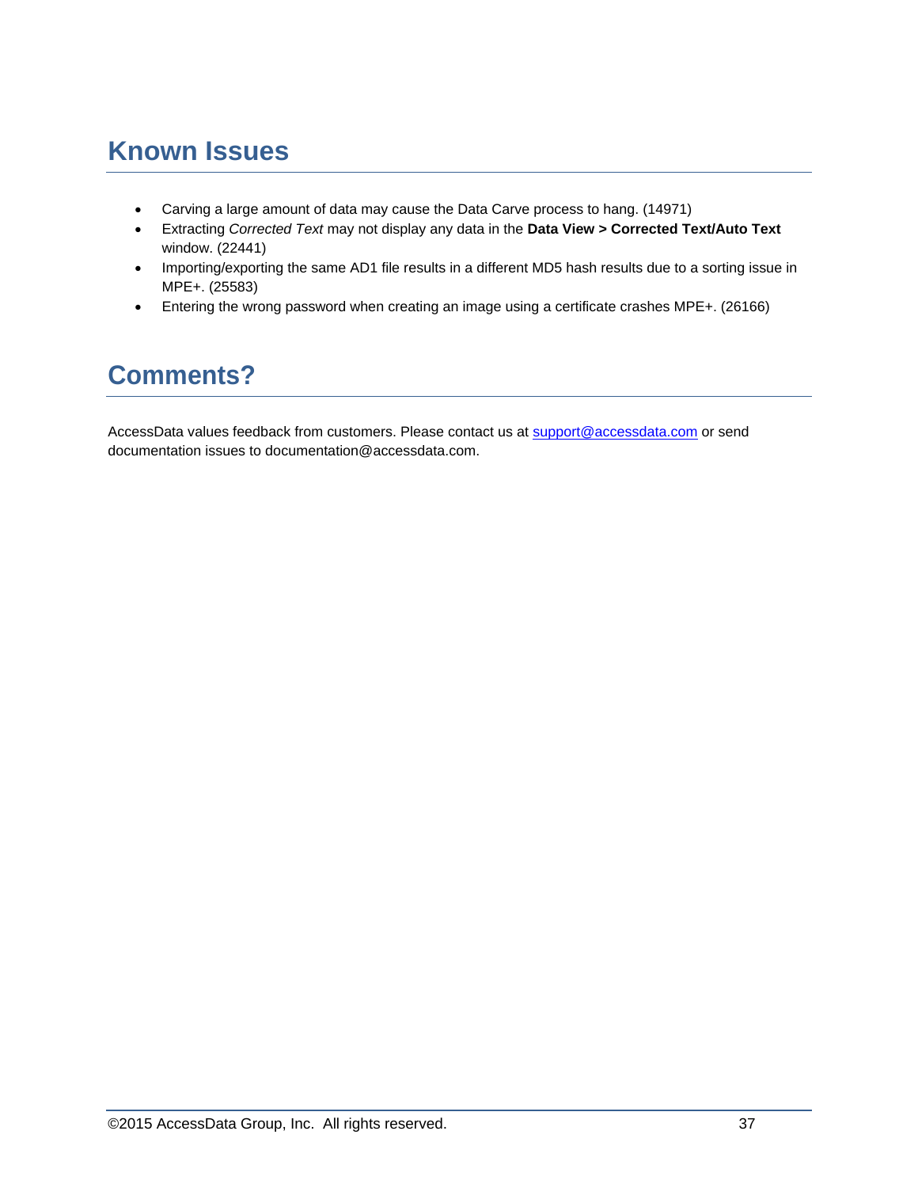# Known Issues

- Carving a large amount of data may cause the Data Carve process to hang. (14971)
- Extracting *Corrected Text* may not display any data in the **Data View > Corrected Text/Auto Text** window. (22441)
- Importing/exporting the same AD1 file results in a different MD5 hash results due to a sorting issue in MPE+. (25583)
- Entering the wrong password when creating an image using a certificate crashes MPE+. (26166)

# Comments?

AccessData values feedback from customers. Please contact us at support@accessdata.com or send documentation issues to documentation@accessdata.com.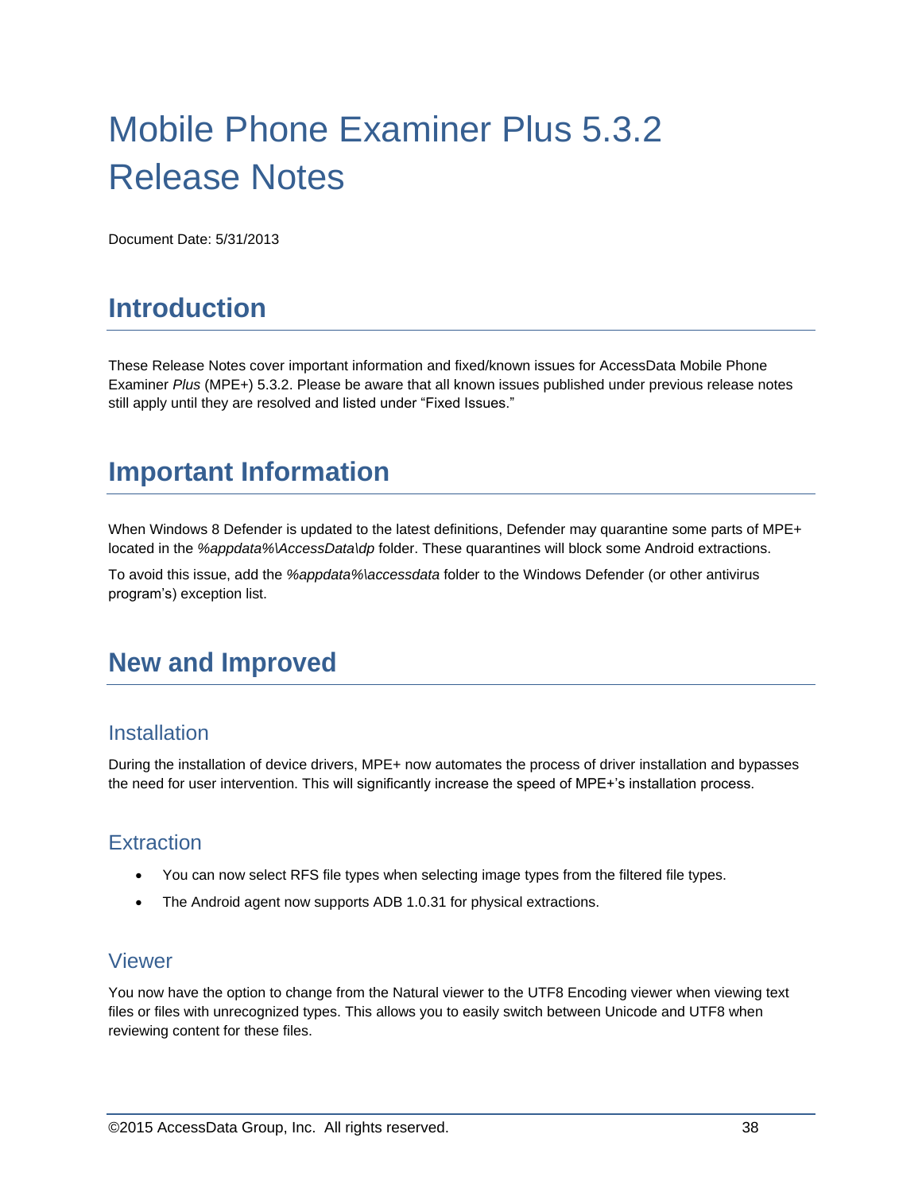# Mobile Phone Examiner Plus 5.3.2 Release Notes

Document Date: 5/31/2013

## Introduction

These Release Notes cover important information and fixed/known issues for AccessData Mobile Phone Examiner *Plus* (MPE+) 5.3.2. Please be aware that all known issues published under previous release notes still apply until they are resolved and listed under "Fixed Issues."

## Important Information

When Windows 8 Defender is updated to the latest definitions, Defender may quarantine some parts of MPE+ located in the *%appdata%\AccessData\dp* folder. These quarantines will block some Android extractions.

To avoid this issue, add the *%appdata%\accessdata* folder to the Windows Defender (or other antivirus program's) exception list.

## New and Improved

### Installation

During the installation of device drivers, MPE+ now automates the process of driver installation and bypasses the need for user intervention. This will significantly increase the speed of MPE+'s installation process.

### Extraction

- You can now select RFS file types when selecting image types from the filtered file types.
- The Android agent now supports ADB 1.0.31 for physical extractions.

### Viewer

You now have the option to change from the Natural viewer to the UTF8 Encoding viewer when viewing text files or files with unrecognized types. This allows you to easily switch between Unicode and UTF8 when reviewing content for these files.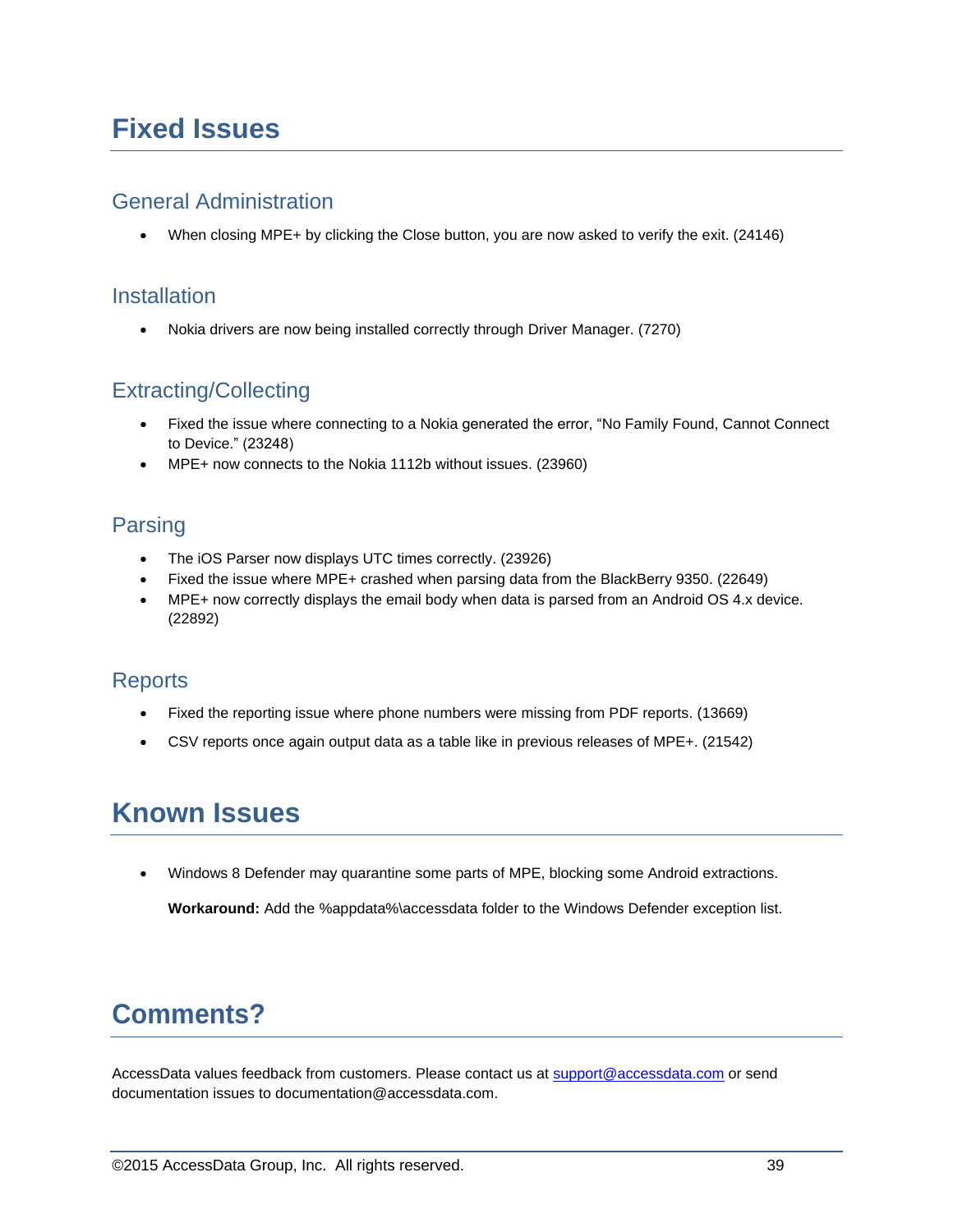# Fixed Issues

## General Administration

- When closing MPE+ by clicking the Close button, you are now asked to verify the exit. (24146)

## Installation

- Nokia drivers are now being installed correctly through Driver Manager. (7270)

## Extracting/Collecting

- Fixed the issue where connecting to a Nokia generated the error, "No Family Found, Cannot Connect to Device." (23248)
- MPE+ now connects to the Nokia 1112b without issues. (23960)

## Parsing

- The iOS Parser now displays UTC times correctly. (23926)
- Fixed the issue where MPE+ crashed when parsing data from the BlackBerry 9350. (22649)
- MPE+ now correctly displays the email body when data is parsed from an Android OS 4.x device. (22892)

## Reports

- Fixed the reporting issue where phone numbers were missing from PDF reports. (13669)
- CSV reports once again output data as a table like in previous releases of MPE+. (21542)

# Known Issues

- Windows 8 Defender may quarantine some parts of MPE, blocking some Android extractions.

  **Workaround:** Add the %appdata%\accessdata folder to the Windows Defender exception list.

# Comments?

AccessData values feedback from customers. Please contact us at support@accessdata.com or send documentation issues to documentation@accessdata.com.

©2015 AccessData Group, Inc. All rights reserved.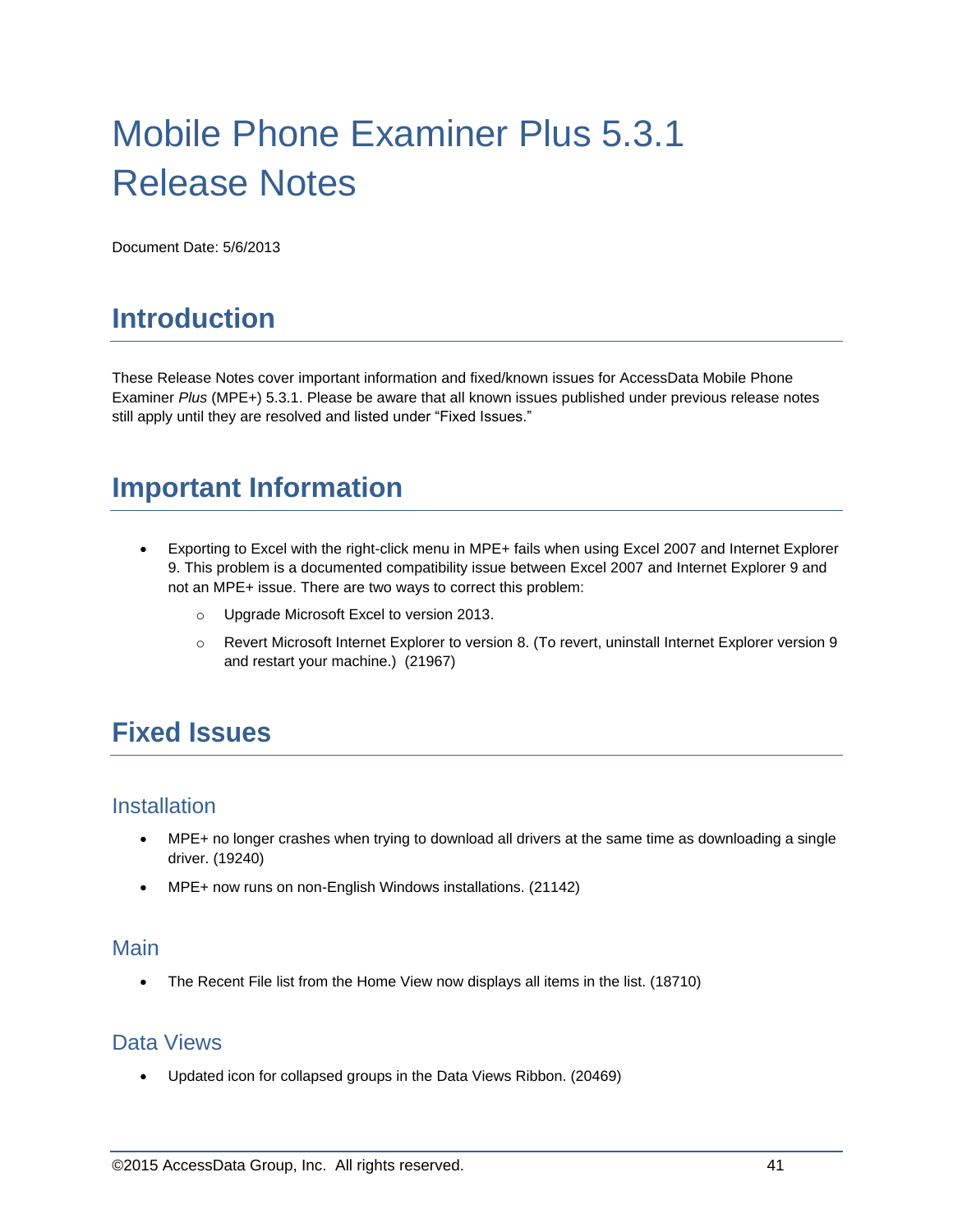# Mobile Phone Examiner Plus 5.3.1 Release Notes

Document Date: 5/6/2013

## Introduction

These Release Notes cover important information and fixed/known issues for AccessData Mobile Phone Examiner *Plus* (MPE+) 5.3.1. Please be aware that all known issues published under previous release notes still apply until they are resolved and listed under “Fixed Issues.”

## Important Information

- Exporting to Excel with the right-click menu in MPE+ fails when using Excel 2007 and Internet Explorer 9. This problem is a documented compatibility issue between Excel 2007 and Internet Explorer 9 and not an MPE+ issue. There are two ways to correct this problem:
    - Upgrade Microsoft Excel to version 2013.
    - Revert Microsoft Internet Explorer to version 8. (To revert, uninstall Internet Explorer version 9 and restart your machine.) (21967)

## Fixed Issues

### Installation

- MPE+ no longer crashes when trying to download all drivers at the same time as downloading a single driver. (19240)
- MPE+ now runs on non-English Windows installations. (21142)

### Main

- The Recent File list from the Home View now displays all items in the list. (18710)

### Data Views

- Updated icon for collapsed groups in the Data Views Ribbon. (20469)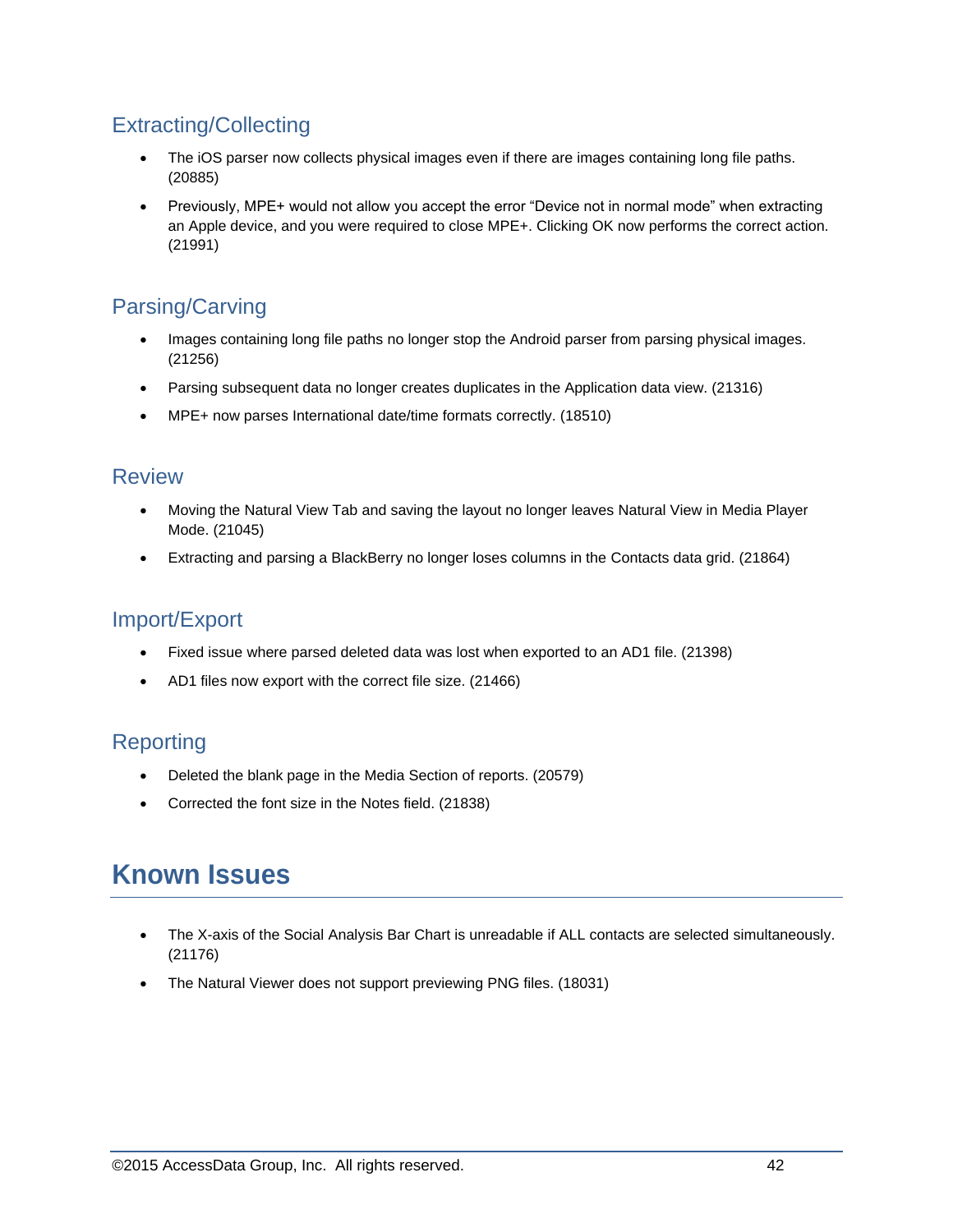### Extracting/Collecting

- The iOS parser now collects physical images even if there are images containing long file paths. (20885)
- Previously, MPE+ would not allow you accept the error “Device not in normal mode” when extracting an Apple device, and you were required to close MPE+. Clicking OK now performs the correct action. (21991)

### Parsing/Carving

- Images containing long file paths no longer stop the Android parser from parsing physical images. (21256)
- Parsing subsequent data no longer creates duplicates in the Application data view. (21316)
- MPE+ now parses International date/time formats correctly. (18510)

### Review

- Moving the Natural View Tab and saving the layout no longer leaves Natural View in Media Player Mode. (21045)
- Extracting and parsing a BlackBerry no longer loses columns in the Contacts data grid. (21864)

### Import/Export

- Fixed issue where parsed deleted data was lost when exported to an AD1 file. (21398)
- AD1 files now export with the correct file size. (21466)

### Reporting

- Deleted the blank page in the Media Section of reports. (20579)
- Corrected the font size in the Notes field. (21838)

## Known Issues

- The X-axis of the Social Analysis Bar Chart is unreadable if ALL contacts are selected simultaneously. (21176)
- The Natural Viewer does not support previewing PNG files. (18031)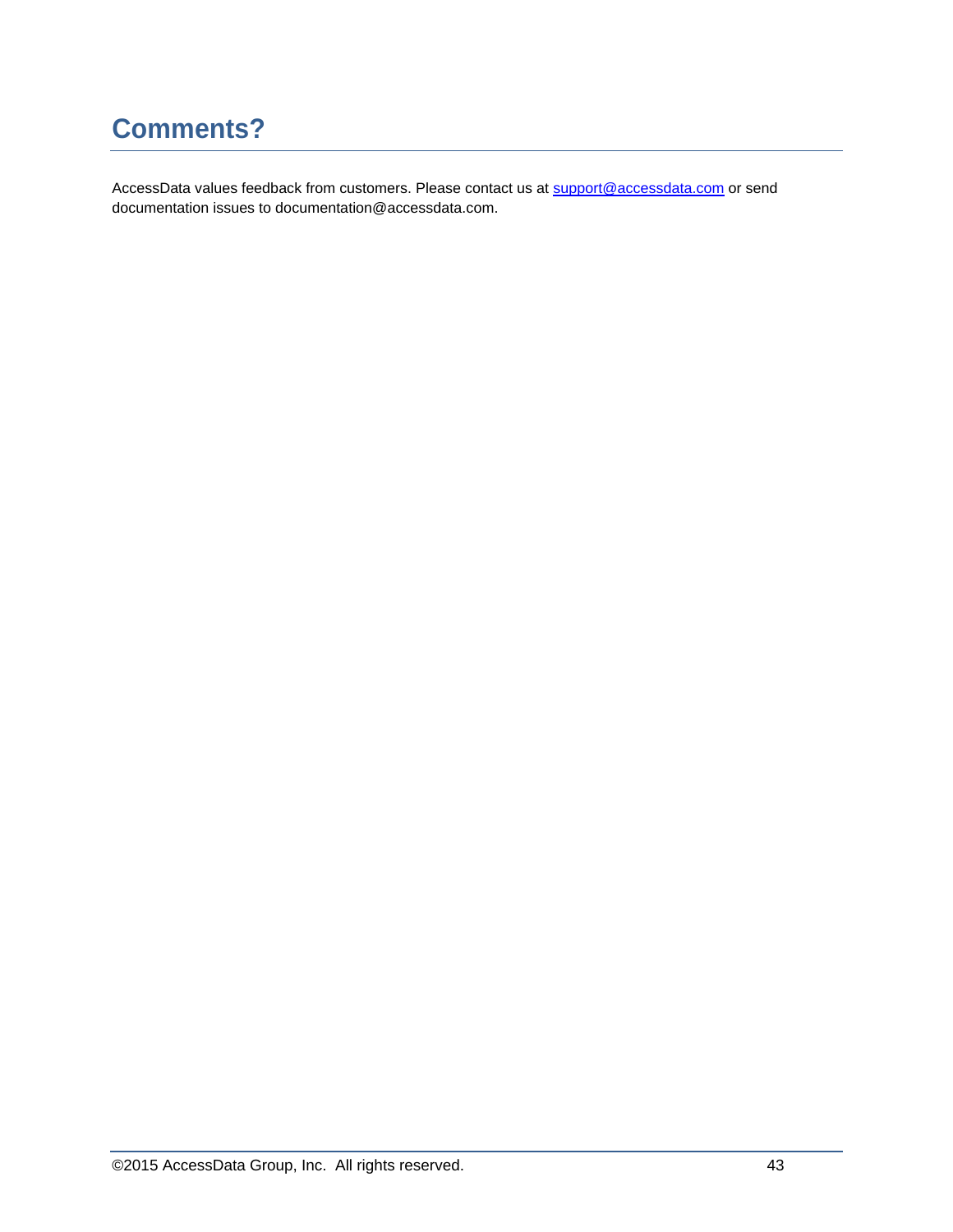# Comments?

AccessData values feedback from customers. Please contact us at support@accessdata.com or send documentation issues to documentation@accessdata.com.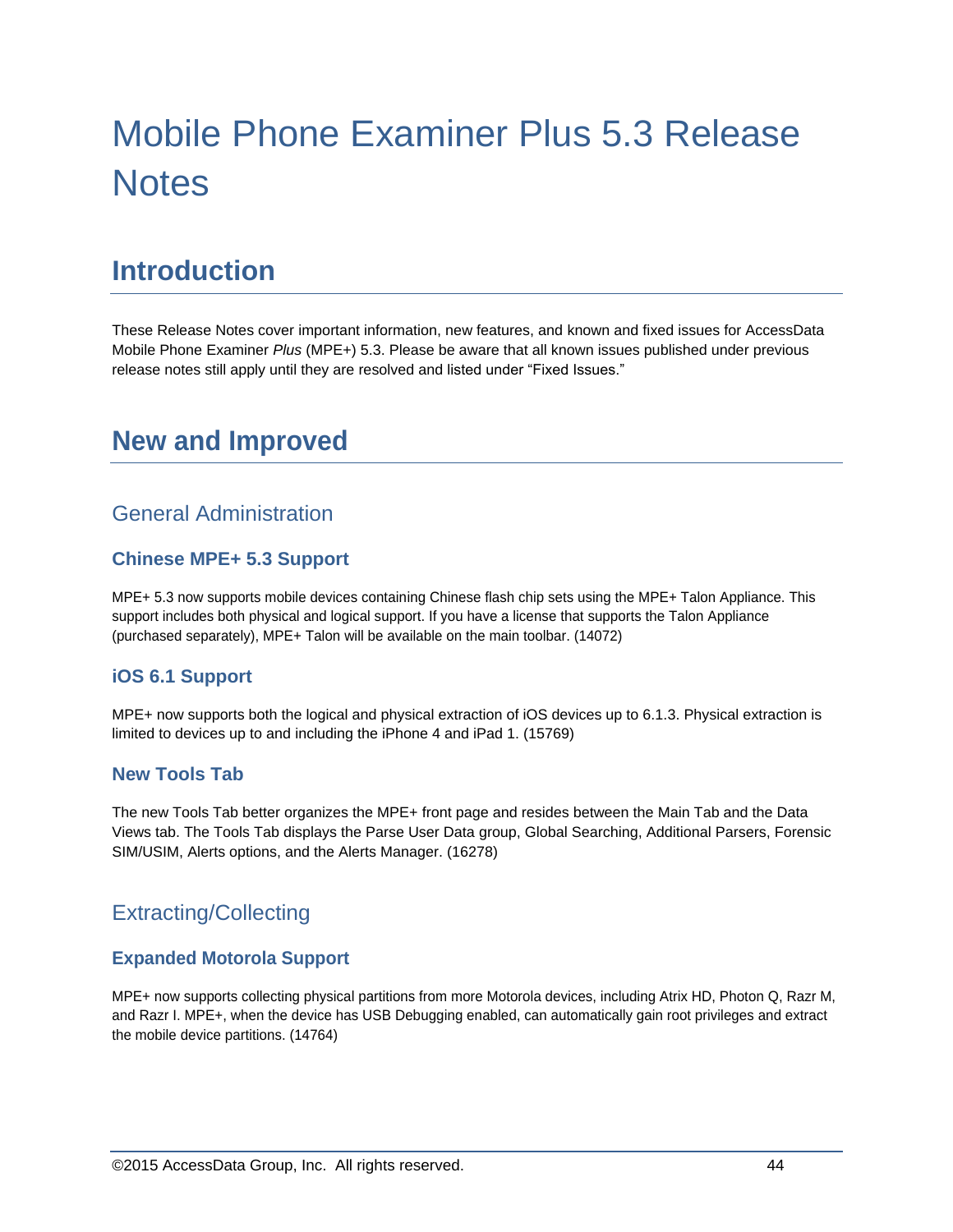# Mobile Phone Examiner Plus 5.3 Release Notes

## Introduction

These Release Notes cover important information, new features, and known and fixed issues for AccessData Mobile Phone Examiner *Plus* (MPE+) 5.3. Please be aware that all known issues published under previous release notes still apply until they are resolved and listed under “Fixed Issues.”

## New and Improved

### General Administration

#### Chinese MPE+ 5.3 Support

MPE+ 5.3 now supports mobile devices containing Chinese flash chip sets using the MPE+ Talon Appliance. This support includes both physical and logical support. If you have a license that supports the Talon Appliance (purchased separately), MPE+ Talon will be available on the main toolbar. (14072)

#### iOS 6.1 Support

MPE+ now supports both the logical and physical extraction of iOS devices up to 6.1.3. Physical extraction is limited to devices up to and including the iPhone 4 and iPad 1. (15769)

#### New Tools Tab

The new Tools Tab better organizes the MPE+ front page and resides between the Main Tab and the Data Views tab. The Tools Tab displays the Parse User Data group, Global Searching, Additional Parsers, Forensic SIM/USIM, Alerts options, and the Alerts Manager. (16278)

### Extracting/Collecting

#### Expanded Motorola Support

MPE+ now supports collecting physical partitions from more Motorola devices, including Atrix HD, Photon Q, Razr M, and Razr I. MPE+, when the device has USB Debugging enabled, can automatically gain root privileges and extract the mobile device partitions. (14764)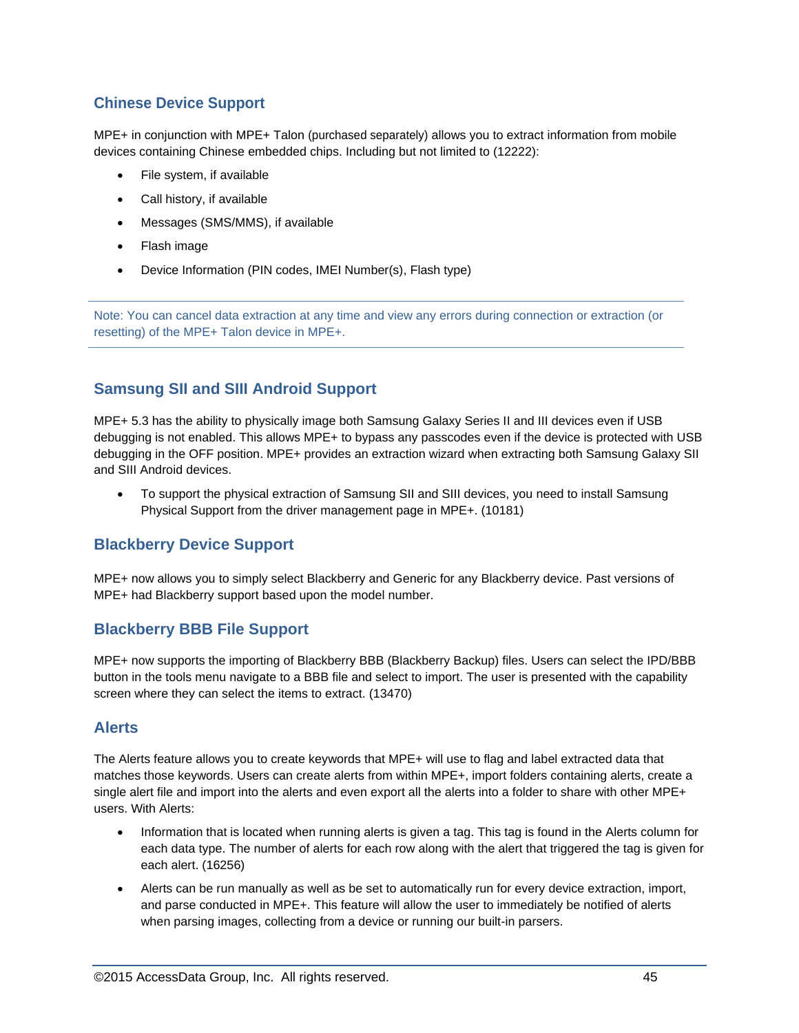## Chinese Device Support

MPE+ in conjunction with MPE+ Talon (purchased separately) allows you to extract information from mobile devices containing Chinese embedded chips. Including but not limited to (12222):

- File system, if available
- Call history, if available
- Messages (SMS/MMS), if available
- Flash image
- Device Information (PIN codes, IMEI Number(s), Flash type)

---

Note: You can cancel data extraction at any time and view any errors during connection or extraction (or resetting) of the MPE+ Talon device in MPE+.

---

## Samsung SII and SIII Android Support

MPE+ 5.3 has the ability to physically image both Samsung Galaxy Series II and III devices even if USB debugging is not enabled. This allows MPE+ to bypass any passcodes even if the device is protected with USB debugging in the OFF position. MPE+ provides an extraction wizard when extracting both Samsung Galaxy SII and SIII Android devices.

- To support the physical extraction of Samsung SII and SIII devices, you need to install Samsung Physical Support from the driver management page in MPE+. (10181)

## Blackberry Device Support

MPE+ now allows you to simply select Blackberry and Generic for any Blackberry device. Past versions of MPE+ had Blackberry support based upon the model number.

## Blackberry BBB File Support

MPE+ now supports the importing of Blackberry BBB (Blackberry Backup) files. Users can select the IPD/BBB button in the tools menu navigate to a BBB file and select to import. The user is presented with the capability screen where they can select the items to extract. (13470)

## Alerts

The Alerts feature allows you to create keywords that MPE+ will use to flag and label extracted data that matches those keywords. Users can create alerts from within MPE+, import folders containing alerts, create a single alert file and import into the alerts and even export all the alerts into a folder to share with other MPE+ users. With Alerts:

- Information that is located when running alerts is given a tag. This tag is found in the Alerts column for each data type. The number of alerts for each row along with the alert that triggered the tag is given for each alert. (16256)
- Alerts can be run manually as well as be set to automatically run for every device extraction, import, and parse conducted in MPE+. This feature will allow the user to immediately be notified of alerts when parsing images, collecting from a device or running our built-in parsers.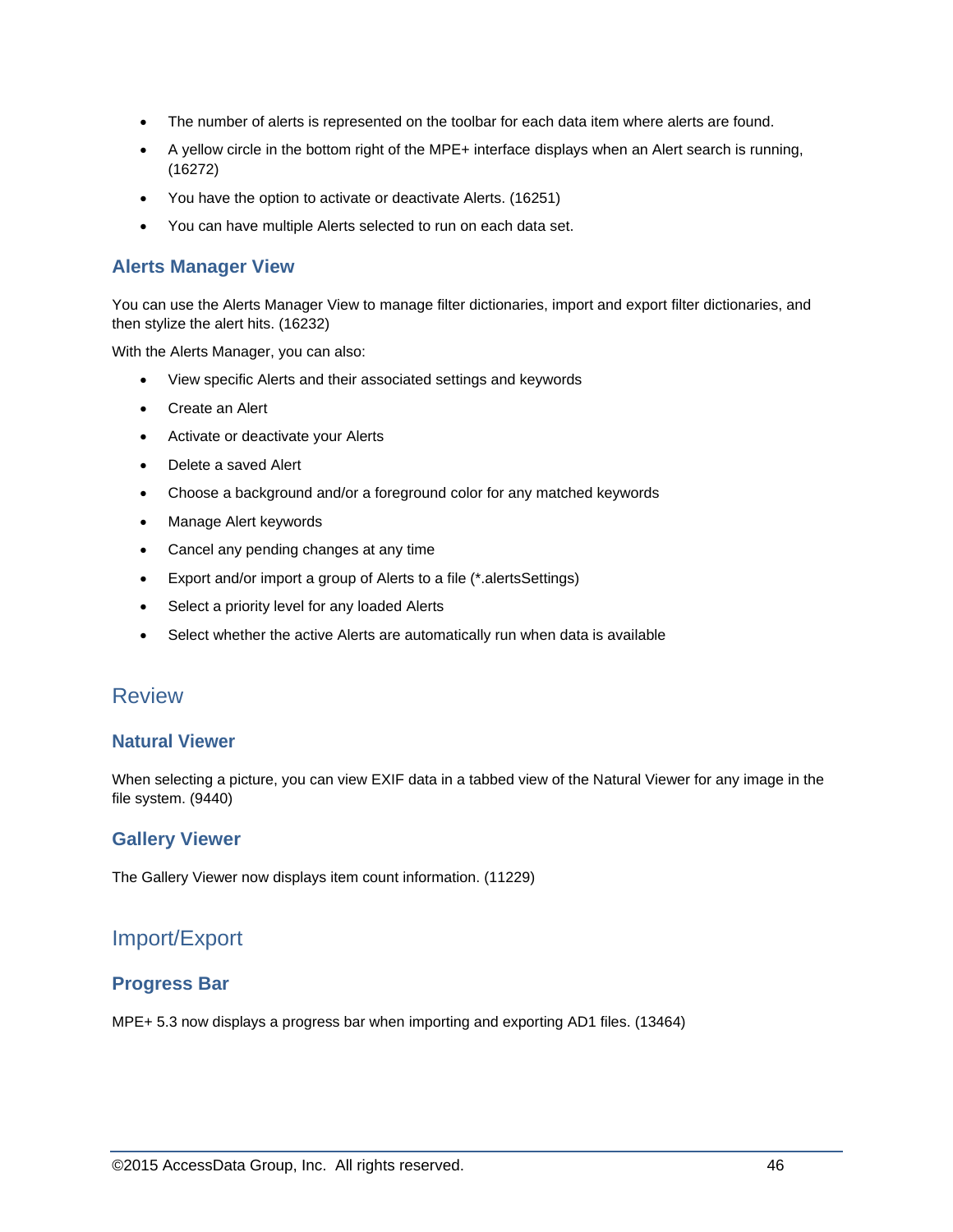- The number of alerts is represented on the toolbar for each data item where alerts are found.
- A yellow circle in the bottom right of the MPE+ interface displays when an Alert search is running, (16272)
- You have the option to activate or deactivate Alerts. (16251)
- You can have multiple Alerts selected to run on each data set.

### Alerts Manager View

You can use the Alerts Manager View to manage filter dictionaries, import and export filter dictionaries, and then stylize the alert hits. (16232)

With the Alerts Manager, you can also:

- View specific Alerts and their associated settings and keywords
- Create an Alert
- Activate or deactivate your Alerts
- Delete a saved Alert
- Choose a background and/or a foreground color for any matched keywords
- Manage Alert keywords
- Cancel any pending changes at any time
- Export and/or import a group of Alerts to a file (*.alertsSettings)
- Select a priority level for any loaded Alerts
- Select whether the active Alerts are automatically run when data is available

## Review

### Natural Viewer

When selecting a picture, you can view EXIF data in a tabbed view of the Natural Viewer for any image in the file system. (9440)

### Gallery Viewer

The Gallery Viewer now displays item count information. (11229)

## Import/Export

### Progress Bar

MPE+ 5.3 now displays a progress bar when importing and exporting AD1 files. (13464)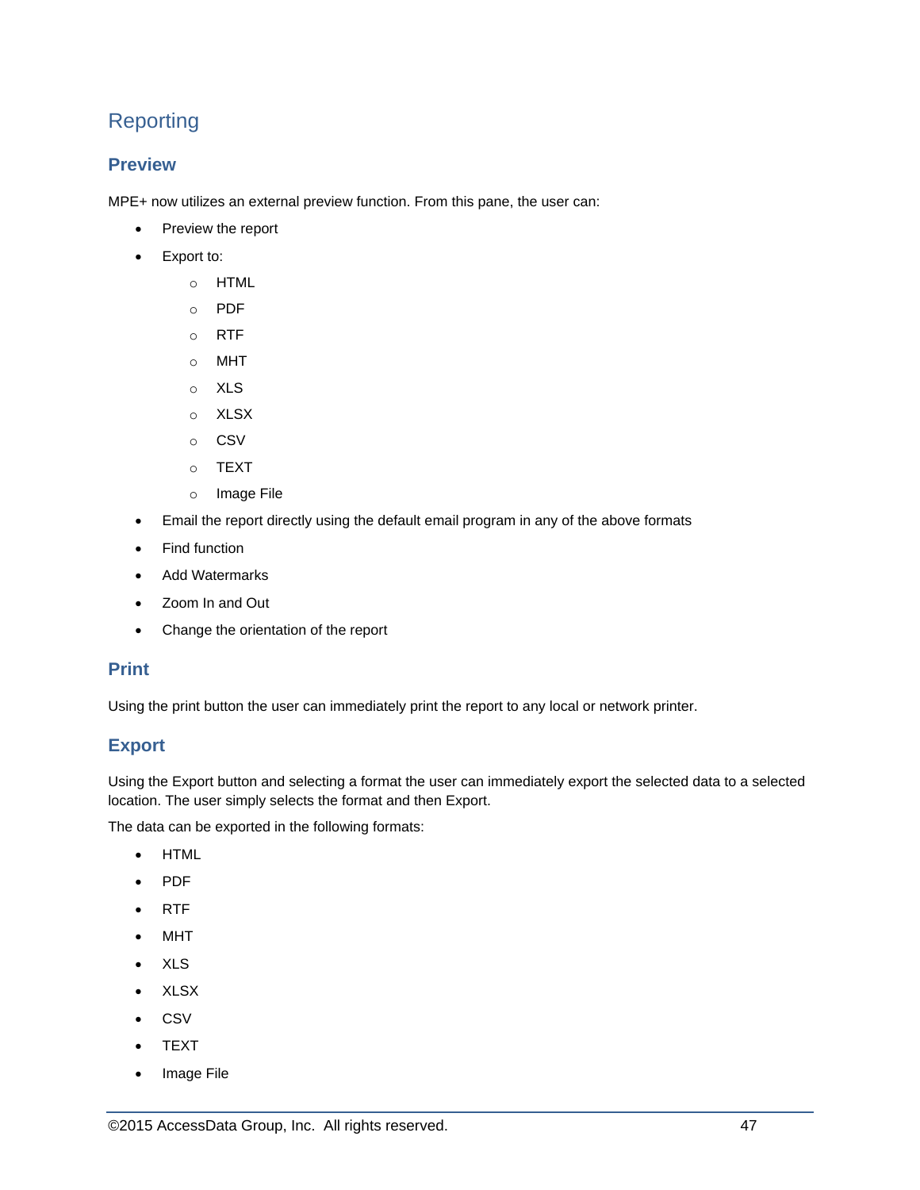# Reporting

## Preview

MPE+ now utilizes an external preview function. From this pane, the user can:

- Preview the report
- Export to:
  - HTML
  - PDF
  - RTF
  - MHT
  - XLS
  - XLSX
  - CSV
  - TEXT
  - Image File
- Email the report directly using the default email program in any of the above formats
- Find function
- Add Watermarks
- Zoom In and Out
- Change the orientation of the report

## Print

Using the print button the user can immediately print the report to any local or network printer.

## Export

Using the Export button and selecting a format the user can immediately export the selected data to a selected location. The user simply selects the format and then Export.

The data can be exported in the following formats:

- HTML
- PDF
- RTF
- MHT
- XLS
- XLSX
- CSV
- TEXT
- Image File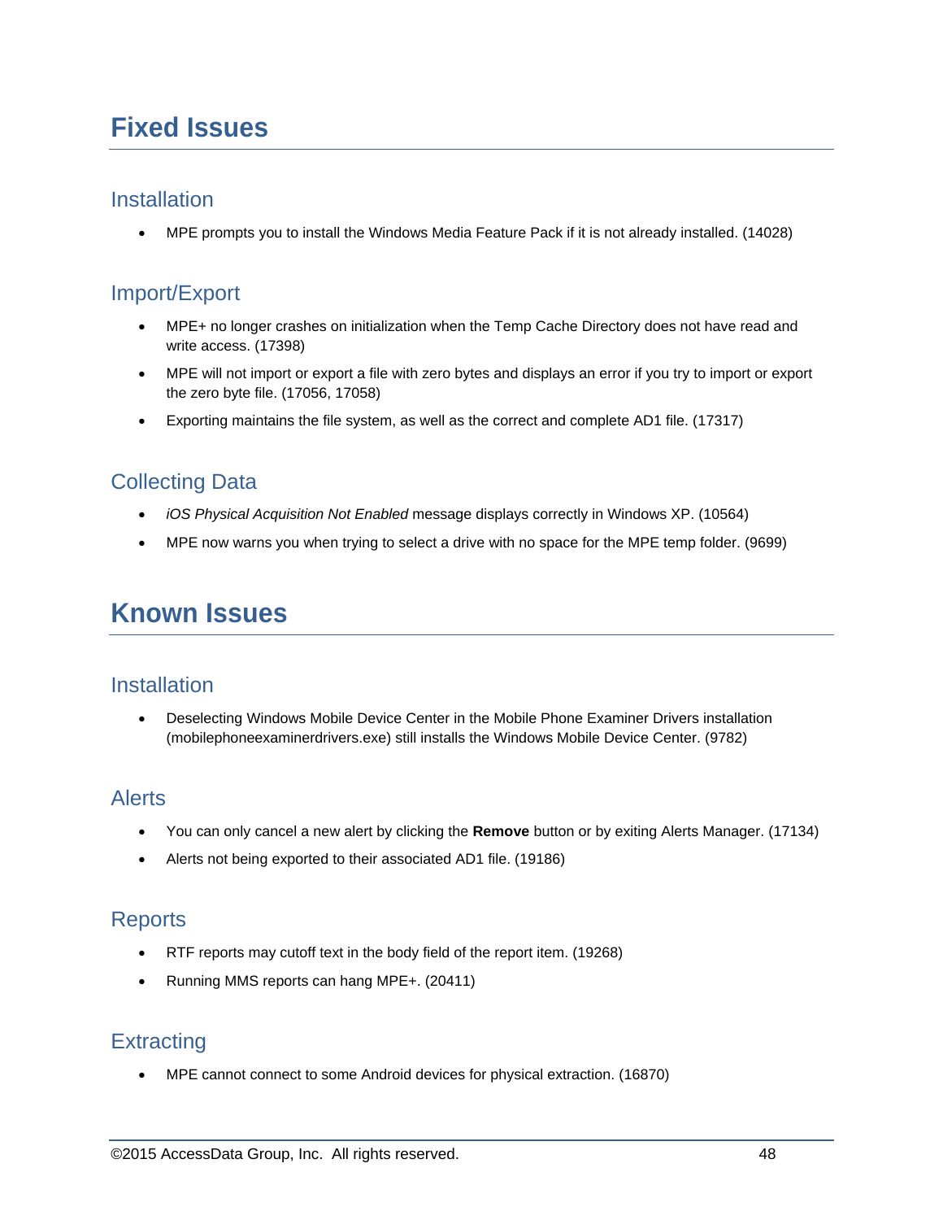# Fixed Issues

## Installation

- MPE prompts you to install the Windows Media Feature Pack if it is not already installed. (14028)

## Import/Export

- MPE+ no longer crashes on initialization when the Temp Cache Directory does not have read and write access. (17398)
- MPE will not import or export a file with zero bytes and displays an error if you try to import or export the zero byte file. (17056, 17058)
- Exporting maintains the file system, as well as the correct and complete AD1 file. (17317)

## Collecting Data

- *iOS Physical Acquisition Not Enabled* message displays correctly in Windows XP. (10564)
- MPE now warns you when trying to select a drive with no space for the MPE temp folder. (9699)

# Known Issues

## Installation

- Deselecting Windows Mobile Device Center in the Mobile Phone Examiner Drivers installation (mobilephoneexaminerdrivers.exe) still installs the Windows Mobile Device Center. (9782)

## Alerts

- You can only cancel a new alert by clicking the **Remove** button or by exiting Alerts Manager. (17134)
- Alerts not being exported to their associated AD1 file. (19186)

## Reports

- RTF reports may cutoff text in the body field of the report item. (19268)
- Running MMS reports can hang MPE+. (20411)

## Extracting

- MPE cannot connect to some Android devices for physical extraction. (16870)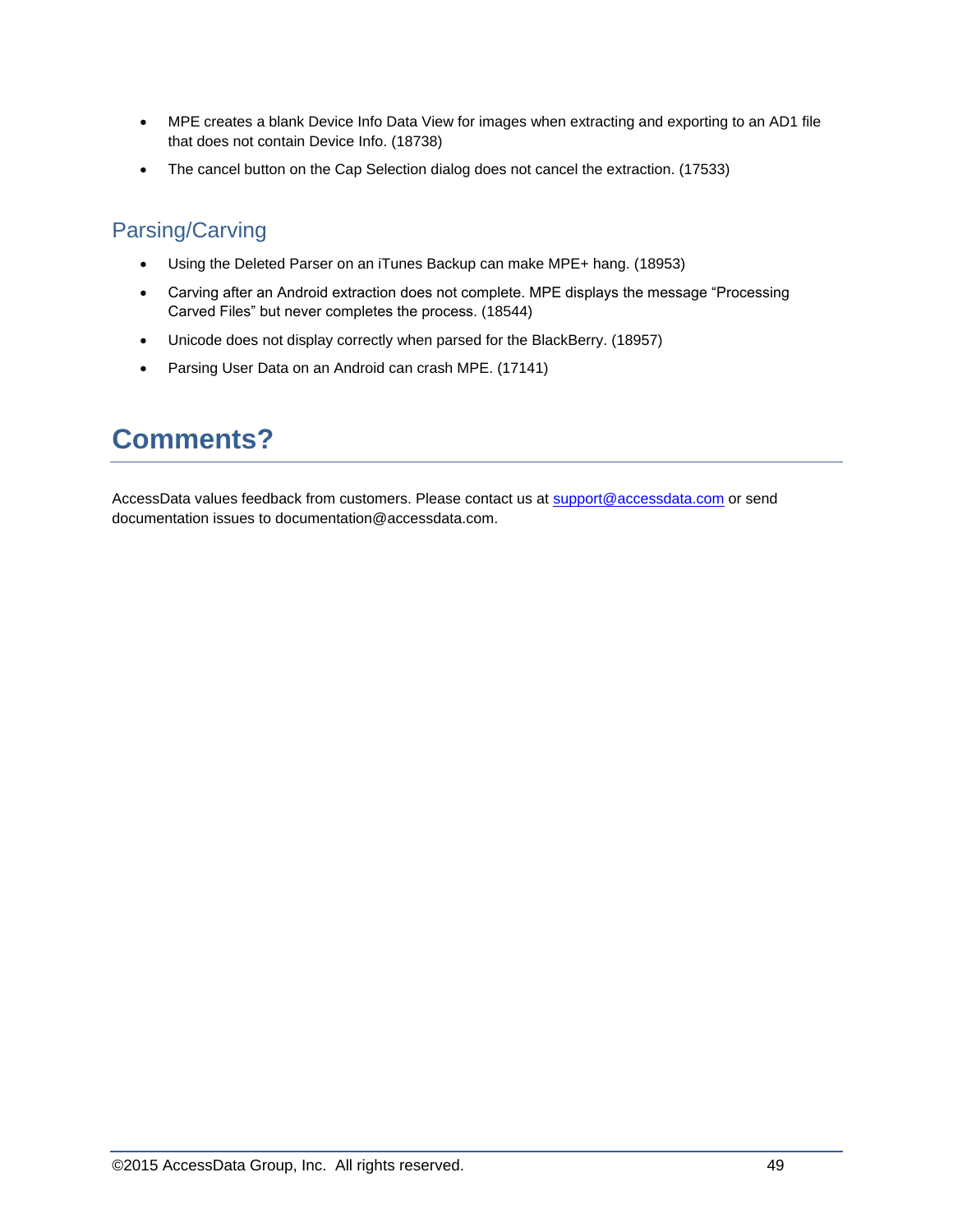- MPE creates a blank Device Info Data View for images when extracting and exporting to an AD1 file that does not contain Device Info. (18738)
- The cancel button on the Cap Selection dialog does not cancel the extraction. (17533)

## Parsing/Carving

- Using the Deleted Parser on an iTunes Backup can make MPE+ hang. (18953)
- Carving after an Android extraction does not complete. MPE displays the message “Processing Carved Files” but never completes the process. (18544)
- Unicode does not display correctly when parsed for the BlackBerry. (18957)
- Parsing User Data on an Android can crash MPE. (17141)

# Comments?

AccessData values feedback from customers. Please contact us at support@accessdata.com or send documentation issues to documentation@accessdata.com.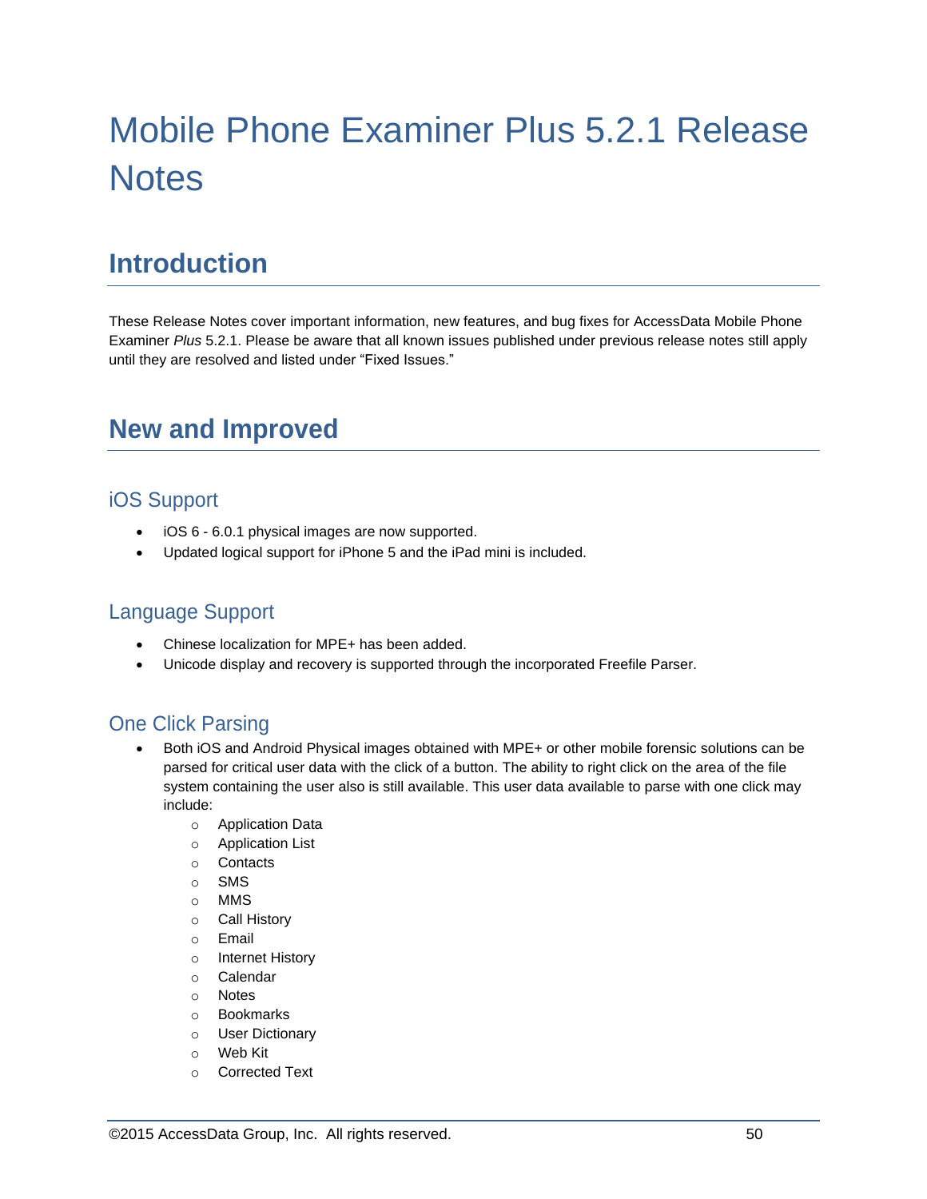# Mobile Phone Examiner Plus 5.2.1 Release Notes

## Introduction

These Release Notes cover important information, new features, and bug fixes for AccessData Mobile Phone Examiner *Plus* 5.2.1. Please be aware that all known issues published under previous release notes still apply until they are resolved and listed under “Fixed Issues.”

## New and Improved

### iOS Support

- iOS 6 - 6.0.1 physical images are now supported.
- Updated logical support for iPhone 5 and the iPad mini is included.

### Language Support

- Chinese localization for MPE+ has been added.
- Unicode display and recovery is supported through the incorporated Freefile Parser.

### One Click Parsing

- Both iOS and Android Physical images obtained with MPE+ or other mobile forensic solutions can be parsed for critical user data with the click of a button. The ability to right click on the area of the file system containing the user also is still available. This user data available to parse with one click may include:
    - Application Data
    - Application List
    - Contacts
    - SMS
    - MMS
    - Call History
    - Email
    - Internet History
    - Calendar
    - Notes
    - Bookmarks
    - User Dictionary
    - Web Kit
    - Corrected Text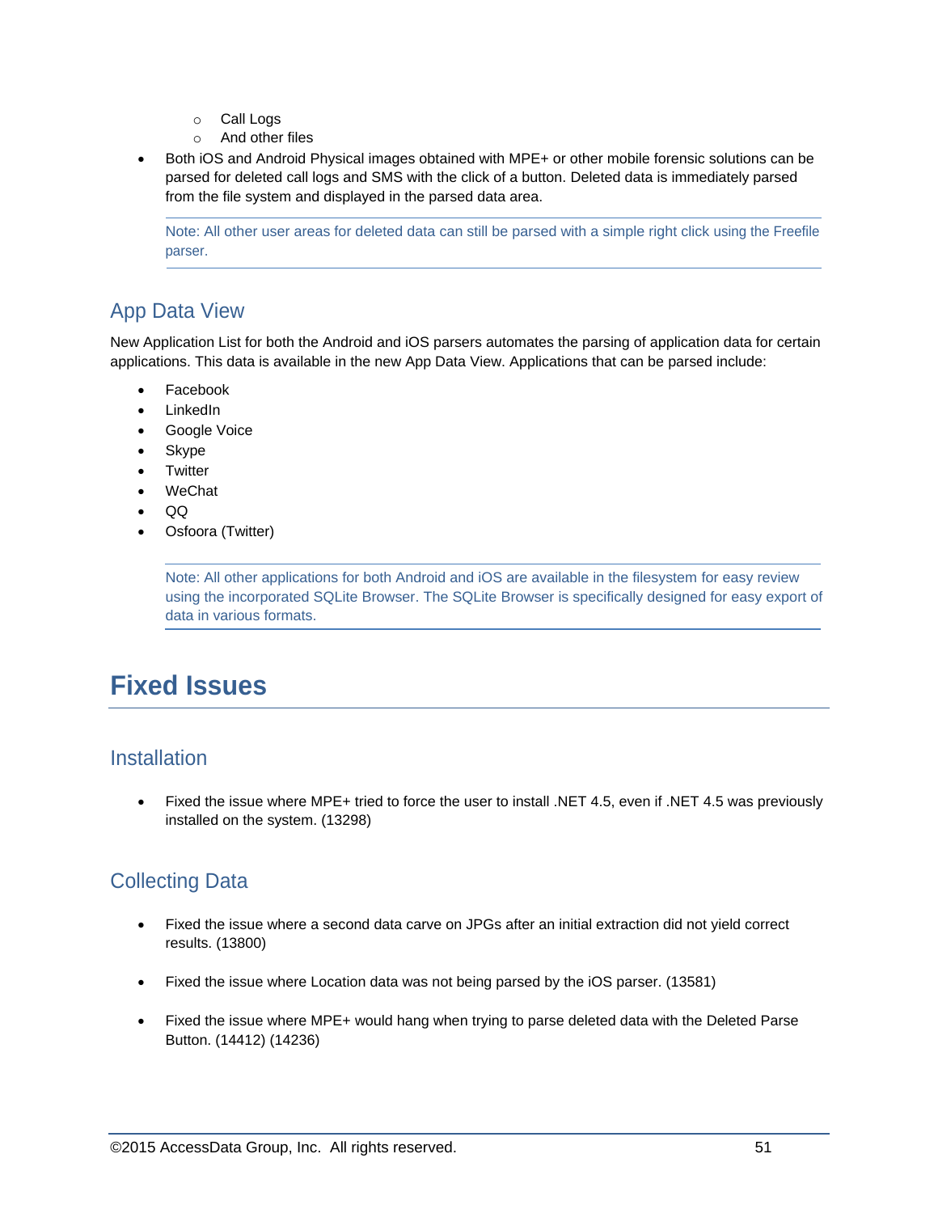- Call Logs
  - And other files
- Both iOS and Android Physical images obtained with MPE+ or other mobile forensic solutions can be parsed for deleted call logs and SMS with the click of a button. Deleted data is immediately parsed from the file system and displayed in the parsed data area.

> Note: All other user areas for deleted data can still be parsed with a simple right click using the Freefile parser.

## App Data View

New Application List for both the Android and iOS parsers automates the parsing of application data for certain applications. This data is available in the new App Data View. Applications that can be parsed include:

- Facebook
- LinkedIn
- Google Voice
- Skype
- Twitter
- WeChat
- QQ
- Osfoora (Twitter)

> Note: All other applications for both Android and iOS are available in the filesystem for easy review using the incorporated SQLite Browser. The SQLite Browser is specifically designed for easy export of data in various formats.

# Fixed Issues

## Installation

- Fixed the issue where MPE+ tried to force the user to install .NET 4.5, even if .NET 4.5 was previously installed on the system. (13298)

## Collecting Data

- Fixed the issue where a second data carve on JPGs after an initial extraction did not yield correct results. (13800)

- Fixed the issue where Location data was not being parsed by the iOS parser. (13581)

- Fixed the issue where MPE+ would hang when trying to parse deleted data with the Deleted Parse Button. (14412) (14236)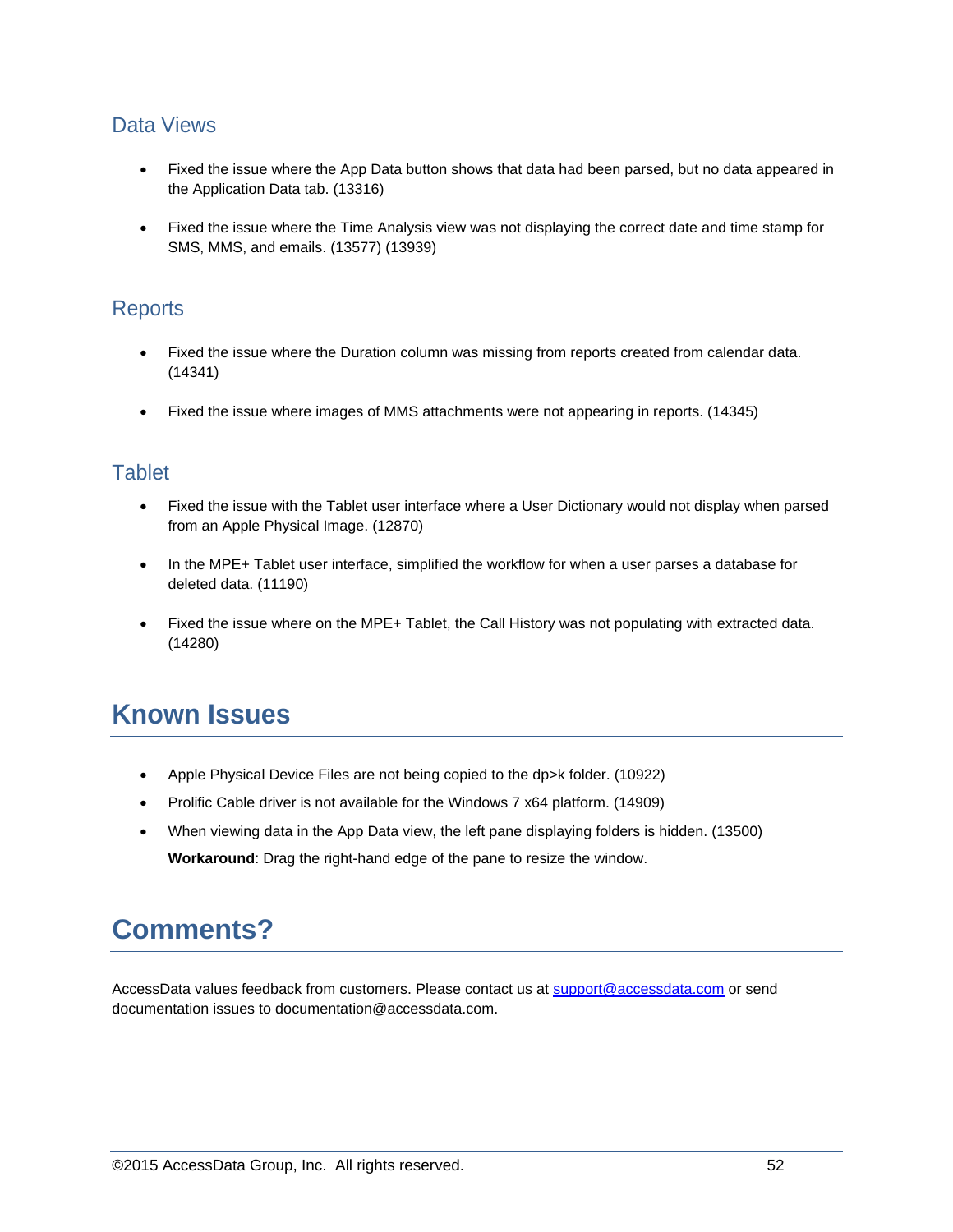### Data Views

- Fixed the issue where the App Data button shows that data had been parsed, but no data appeared in the Application Data tab. (13316)
- Fixed the issue where the Time Analysis view was not displaying the correct date and time stamp for SMS, MMS, and emails. (13577) (13939)

### Reports

- Fixed the issue where the Duration column was missing from reports created from calendar data. (14341)
- Fixed the issue where images of MMS attachments were not appearing in reports. (14345)

### Tablet

- Fixed the issue with the Tablet user interface where a User Dictionary would not display when parsed from an Apple Physical Image. (12870)
- In the MPE+ Tablet user interface, simplified the workflow for when a user parses a database for deleted data. (11190)
- Fixed the issue where on the MPE+ Tablet, the Call History was not populating with extracted data. (14280)

## Known Issues

- Apple Physical Device Files are not being copied to the dp>k folder. (10922)
- Prolific Cable driver is not available for the Windows 7 x64 platform. (14909)
- When viewing data in the App Data view, the left pane displaying folders is hidden. (13500)

  **Workaround**: Drag the right-hand edge of the pane to resize the window.

## Comments?

AccessData values feedback from customers. Please contact us at support@accessdata.com or send documentation issues to documentation@accessdata.com.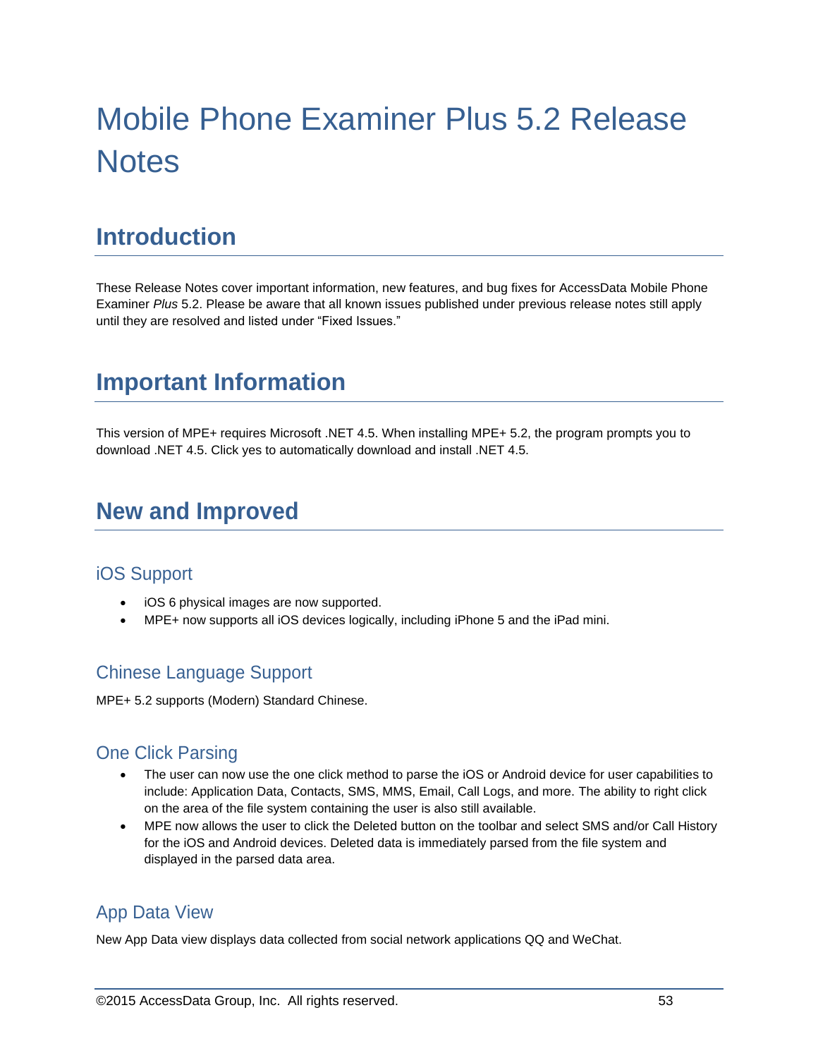# Mobile Phone Examiner Plus 5.2 Release Notes

## Introduction

These Release Notes cover important information, new features, and bug fixes for AccessData Mobile Phone Examiner *Plus* 5.2. Please be aware that all known issues published under previous release notes still apply until they are resolved and listed under "Fixed Issues."

## Important Information

This version of MPE+ requires Microsoft .NET 4.5. When installing MPE+ 5.2, the program prompts you to download .NET 4.5. Click yes to automatically download and install .NET 4.5.

## New and Improved

### iOS Support

- iOS 6 physical images are now supported.
- MPE+ now supports all iOS devices logically, including iPhone 5 and the iPad mini.

### Chinese Language Support

MPE+ 5.2 supports (Modern) Standard Chinese.

### One Click Parsing

- The user can now use the one click method to parse the iOS or Android device for user capabilities to include: Application Data, Contacts, SMS, MMS, Email, Call Logs, and more. The ability to right click on the area of the file system containing the user is also still available.
- MPE now allows the user to click the Deleted button on the toolbar and select SMS and/or Call History for the iOS and Android devices. Deleted data is immediately parsed from the file system and displayed in the parsed data area.

### App Data View

New App Data view displays data collected from social network applications QQ and WeChat.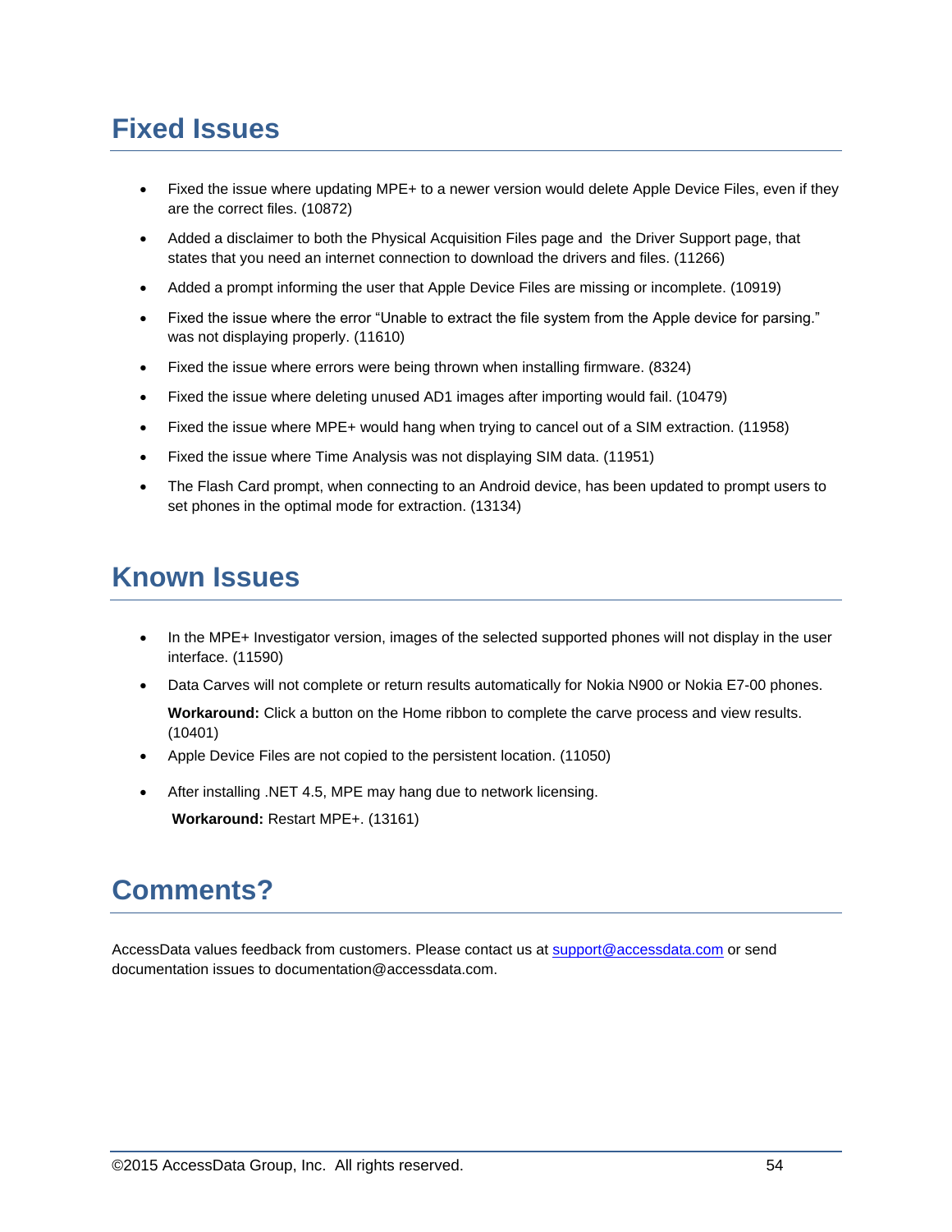# Fixed Issues

- Fixed the issue where updating MPE+ to a newer version would delete Apple Device Files, even if they are the correct files. (10872)
- Added a disclaimer to both the Physical Acquisition Files page and the Driver Support page, that states that you need an internet connection to download the drivers and files. (11266)
- Added a prompt informing the user that Apple Device Files are missing or incomplete. (10919)
- Fixed the issue where the error “Unable to extract the file system from the Apple device for parsing.” was not displaying properly. (11610)
- Fixed the issue where errors were being thrown when installing firmware. (8324)
- Fixed the issue where deleting unused AD1 images after importing would fail. (10479)
- Fixed the issue where MPE+ would hang when trying to cancel out of a SIM extraction. (11958)
- Fixed the issue where Time Analysis was not displaying SIM data. (11951)
- The Flash Card prompt, when connecting to an Android device, has been updated to prompt users to set phones in the optimal mode for extraction. (13134)

# Known Issues

- In the MPE+ Investigator version, images of the selected supported phones will not display in the user interface. (11590)
- Data Carves will not complete or return results automatically for Nokia N900 or Nokia E7-00 phones.

  **Workaround:** Click a button on the Home ribbon to complete the carve process and view results. (10401)
- Apple Device Files are not copied to the persistent location. (11050)
- After installing .NET 4.5, MPE may hang due to network licensing.

  **Workaround:** Restart MPE+. (13161)

# Comments?

AccessData values feedback from customers. Please contact us at support@accessdata.com or send documentation issues to documentation@accessdata.com.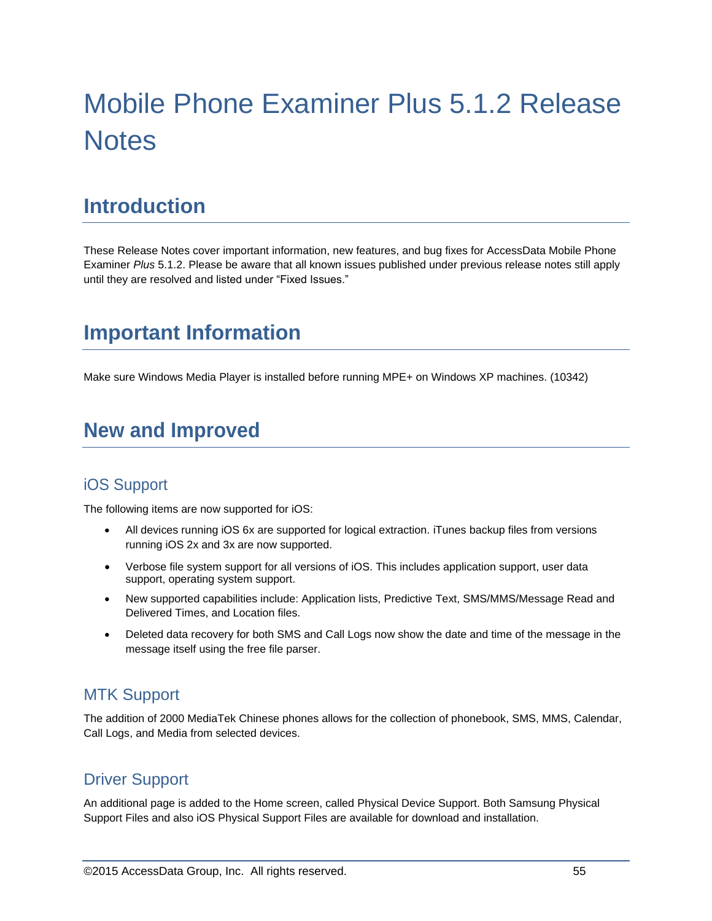# Mobile Phone Examiner Plus 5.1.2 Release Notes

## Introduction

These Release Notes cover important information, new features, and bug fixes for AccessData Mobile Phone Examiner *Plus* 5.1.2. Please be aware that all known issues published under previous release notes still apply until they are resolved and listed under “Fixed Issues.”

## Important Information

Make sure Windows Media Player is installed before running MPE+ on Windows XP machines. (10342)

## New and Improved

### iOS Support

The following items are now supported for iOS:

- All devices running iOS 6x are supported for logical extraction. iTunes backup files from versions running iOS 2x and 3x are now supported.
- Verbose file system support for all versions of iOS. This includes application support, user data support, operating system support.
- New supported capabilities include: Application lists, Predictive Text, SMS/MMS/Message Read and Delivered Times, and Location files.
- Deleted data recovery for both SMS and Call Logs now show the date and time of the message in the message itself using the free file parser.

### MTK Support

The addition of 2000 MediaTek Chinese phones allows for the collection of phonebook, SMS, MMS, Calendar, Call Logs, and Media from selected devices.

### Driver Support

An additional page is added to the Home screen, called Physical Device Support. Both Samsung Physical Support Files and also iOS Physical Support Files are available for download and installation.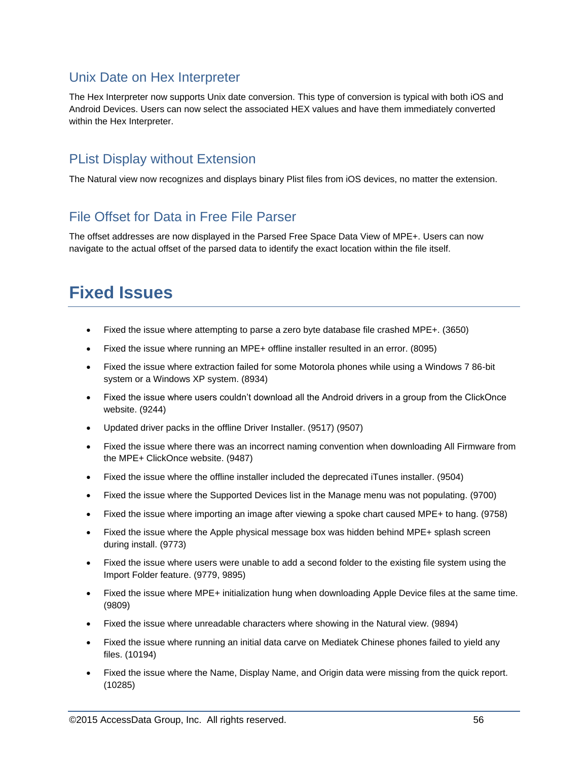### Unix Date on Hex Interpreter

The Hex Interpreter now supports Unix date conversion. This type of conversion is typical with both iOS and Android Devices. Users can now select the associated HEX values and have them immediately converted within the Hex Interpreter.

### PList Display without Extension

The Natural view now recognizes and displays binary Plist files from iOS devices, no matter the extension.

### File Offset for Data in Free File Parser

The offset addresses are now displayed in the Parsed Free Space Data View of MPE+. Users can now navigate to the actual offset of the parsed data to identify the exact location within the file itself.

## Fixed Issues

- Fixed the issue where attempting to parse a zero byte database file crashed MPE+. (3650)
- Fixed the issue where running an MPE+ offline installer resulted in an error. (8095)
- Fixed the issue where extraction failed for some Motorola phones while using a Windows 7 86-bit system or a Windows XP system. (8934)
- Fixed the issue where users couldn't download all the Android drivers in a group from the ClickOnce website. (9244)
- Updated driver packs in the offline Driver Installer. (9517) (9507)
- Fixed the issue where there was an incorrect naming convention when downloading All Firmware from the MPE+ ClickOnce website. (9487)
- Fixed the issue where the offline installer included the deprecated iTunes installer. (9504)
- Fixed the issue where the Supported Devices list in the Manage menu was not populating. (9700)
- Fixed the issue where importing an image after viewing a spoke chart caused MPE+ to hang. (9758)
- Fixed the issue where the Apple physical message box was hidden behind MPE+ splash screen during install. (9773)
- Fixed the issue where users were unable to add a second folder to the existing file system using the Import Folder feature. (9779, 9895)
- Fixed the issue where MPE+ initialization hung when downloading Apple Device files at the same time. (9809)
- Fixed the issue where unreadable characters where showing in the Natural view. (9894)
- Fixed the issue where running an initial data carve on Mediatek Chinese phones failed to yield any files. (10194)
- Fixed the issue where the Name, Display Name, and Origin data were missing from the quick report. (10285)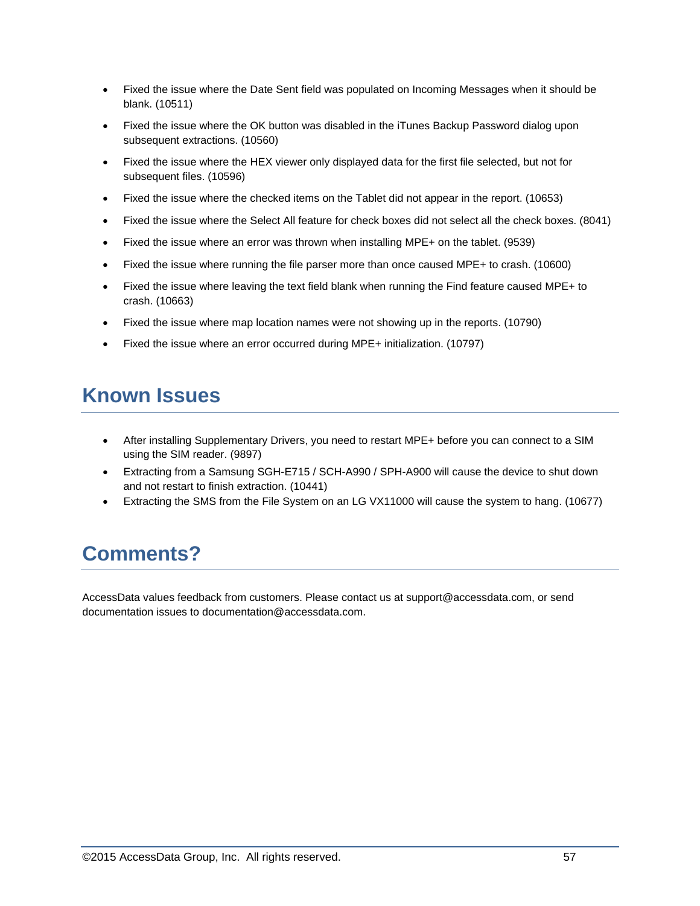- Fixed the issue where the Date Sent field was populated on Incoming Messages when it should be blank. (10511)
- Fixed the issue where the OK button was disabled in the iTunes Backup Password dialog upon subsequent extractions. (10560)
- Fixed the issue where the HEX viewer only displayed data for the first file selected, but not for subsequent files. (10596)
- Fixed the issue where the checked items on the Tablet did not appear in the report. (10653)
- Fixed the issue where the Select All feature for check boxes did not select all the check boxes. (8041)
- Fixed the issue where an error was thrown when installing MPE+ on the tablet. (9539)
- Fixed the issue where running the file parser more than once caused MPE+ to crash. (10600)
- Fixed the issue where leaving the text field blank when running the Find feature caused MPE+ to crash. (10663)
- Fixed the issue where map location names were not showing up in the reports. (10790)
- Fixed the issue where an error occurred during MPE+ initialization. (10797)

# Known Issues

- After installing Supplementary Drivers, you need to restart MPE+ before you can connect to a SIM using the SIM reader. (9897)
- Extracting from a Samsung SGH-E715 / SCH-A990 / SPH-A900 will cause the device to shut down and not restart to finish extraction. (10441)
- Extracting the SMS from the File System on an LG VX11000 will cause the system to hang. (10677)

# Comments?

AccessData values feedback from customers. Please contact us at support@accessdata.com, or send documentation issues to documentation@accessdata.com.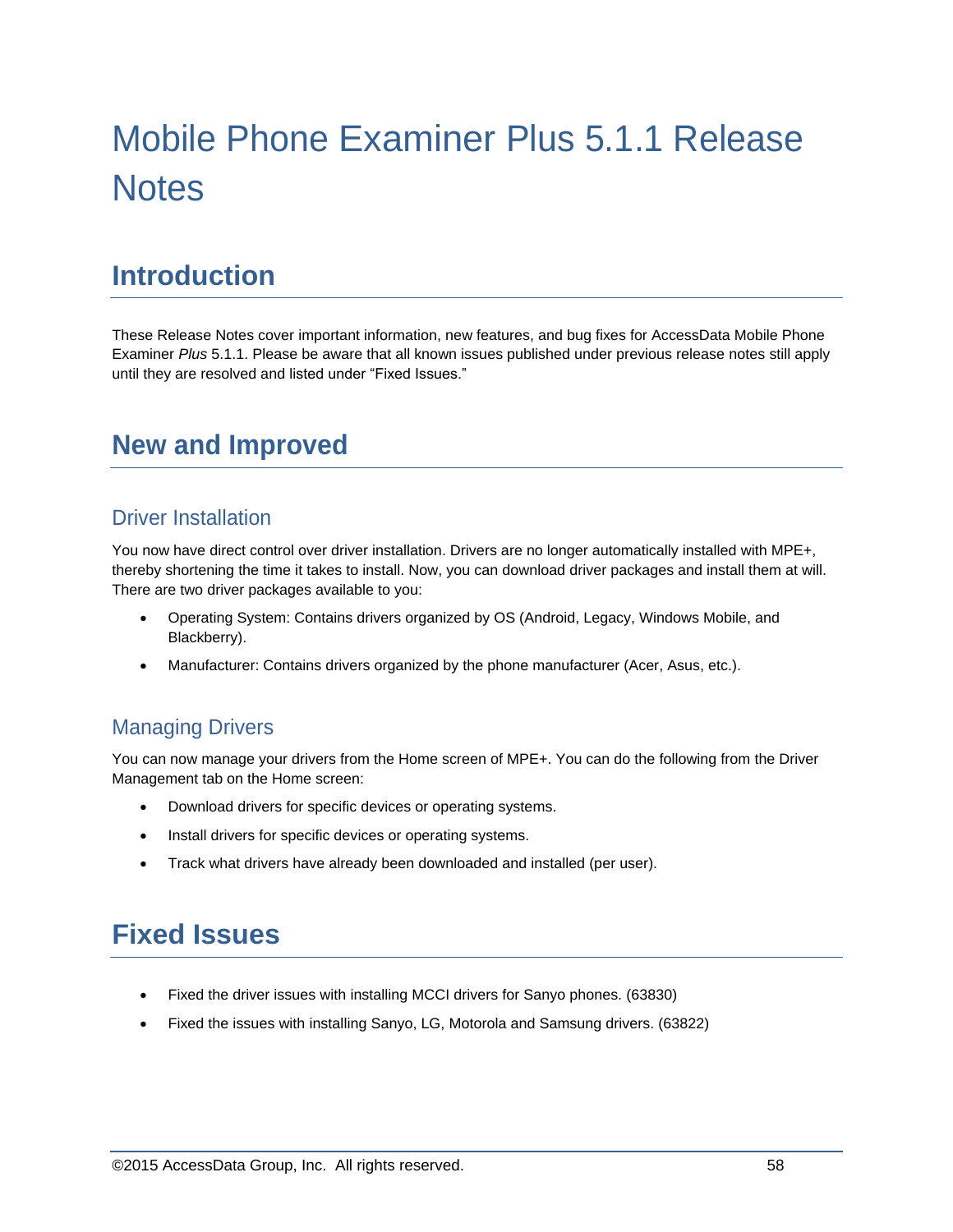# Mobile Phone Examiner Plus 5.1.1 Release Notes

## Introduction

These Release Notes cover important information, new features, and bug fixes for AccessData Mobile Phone Examiner *Plus* 5.1.1. Please be aware that all known issues published under previous release notes still apply until they are resolved and listed under “Fixed Issues.”

## New and Improved

### Driver Installation

You now have direct control over driver installation. Drivers are no longer automatically installed with MPE+, thereby shortening the time it takes to install. Now, you can download driver packages and install them at will. There are two driver packages available to you:

- Operating System: Contains drivers organized by OS (Android, Legacy, Windows Mobile, and Blackberry).
- Manufacturer: Contains drivers organized by the phone manufacturer (Acer, Asus, etc.).

### Managing Drivers

You can now manage your drivers from the Home screen of MPE+. You can do the following from the Driver Management tab on the Home screen:

- Download drivers for specific devices or operating systems.
- Install drivers for specific devices or operating systems.
- Track what drivers have already been downloaded and installed (per user).

## Fixed Issues

- Fixed the driver issues with installing MCCI drivers for Sanyo phones. (63830)
- Fixed the issues with installing Sanyo, LG, Motorola and Samsung drivers. (63822)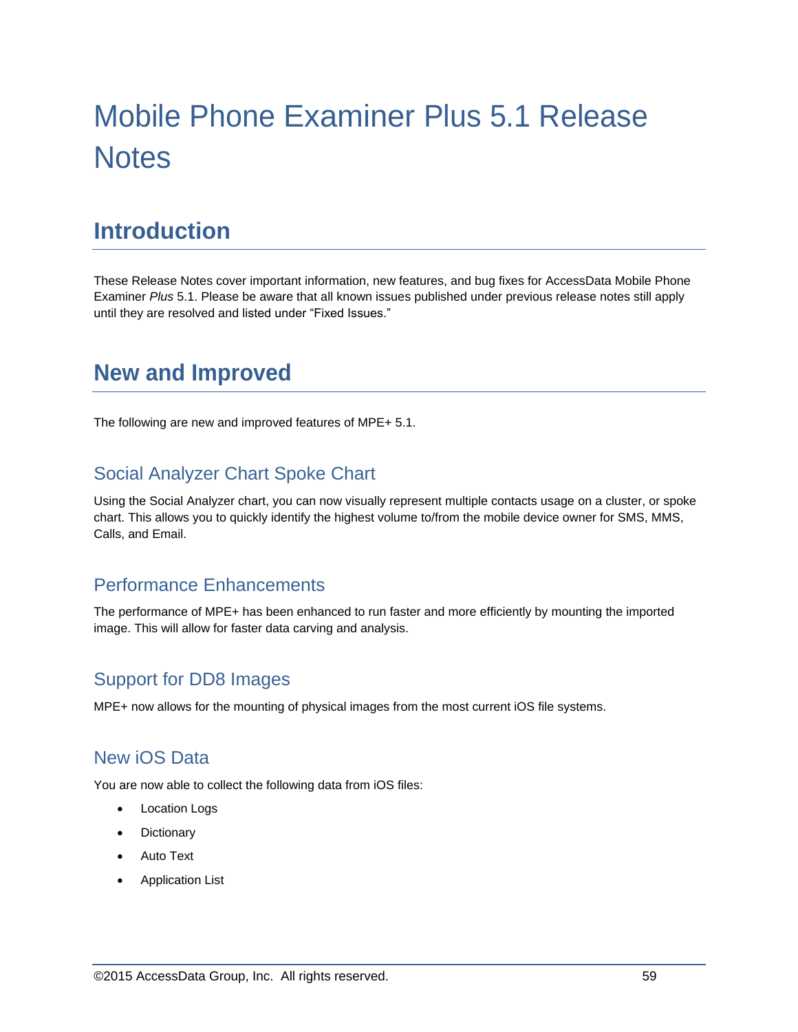# Mobile Phone Examiner Plus 5.1 Release Notes

## Introduction

These Release Notes cover important information, new features, and bug fixes for AccessData Mobile Phone Examiner *Plus* 5.1. Please be aware that all known issues published under previous release notes still apply until they are resolved and listed under “Fixed Issues.”

## New and Improved

The following are new and improved features of MPE+ 5.1.

### Social Analyzer Chart Spoke Chart

Using the Social Analyzer chart, you can now visually represent multiple contacts usage on a cluster, or spoke chart. This allows you to quickly identify the highest volume to/from the mobile device owner for SMS, MMS, Calls, and Email.

### Performance Enhancements

The performance of MPE+ has been enhanced to run faster and more efficiently by mounting the imported image. This will allow for faster data carving and analysis.

### Support for DD8 Images

MPE+ now allows for the mounting of physical images from the most current iOS file systems.

### New iOS Data

You are now able to collect the following data from iOS files:

- Location Logs
- Dictionary
- Auto Text
- Application List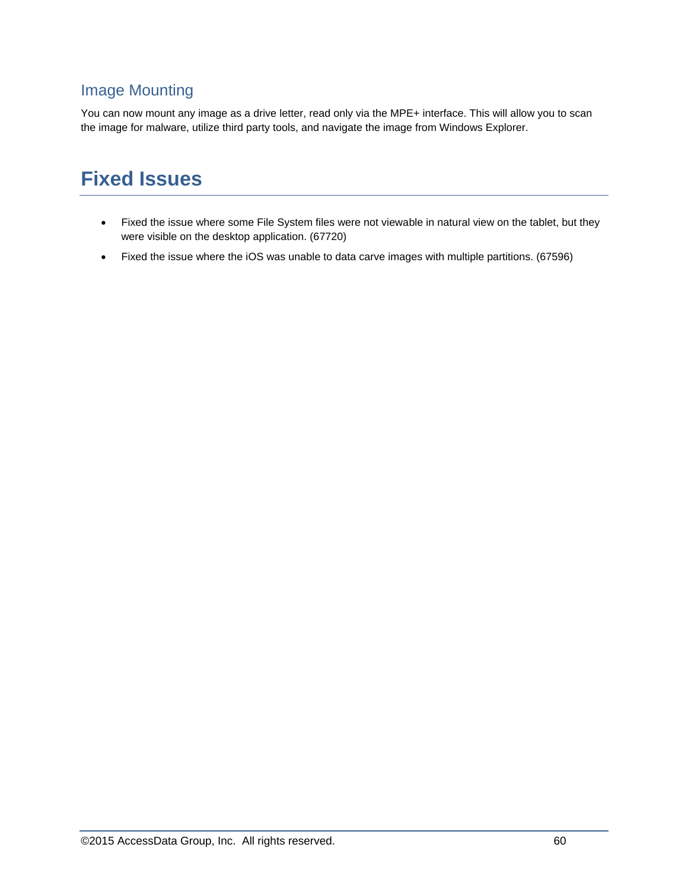### Image Mounting

You can now mount any image as a drive letter, read only via the MPE+ interface. This will allow you to scan the image for malware, utilize third party tools, and navigate the image from Windows Explorer.

## Fixed Issues

- Fixed the issue where some File System files were not viewable in natural view on the tablet, but they were visible on the desktop application. (67720)
- Fixed the issue where the iOS was unable to data carve images with multiple partitions. (67596)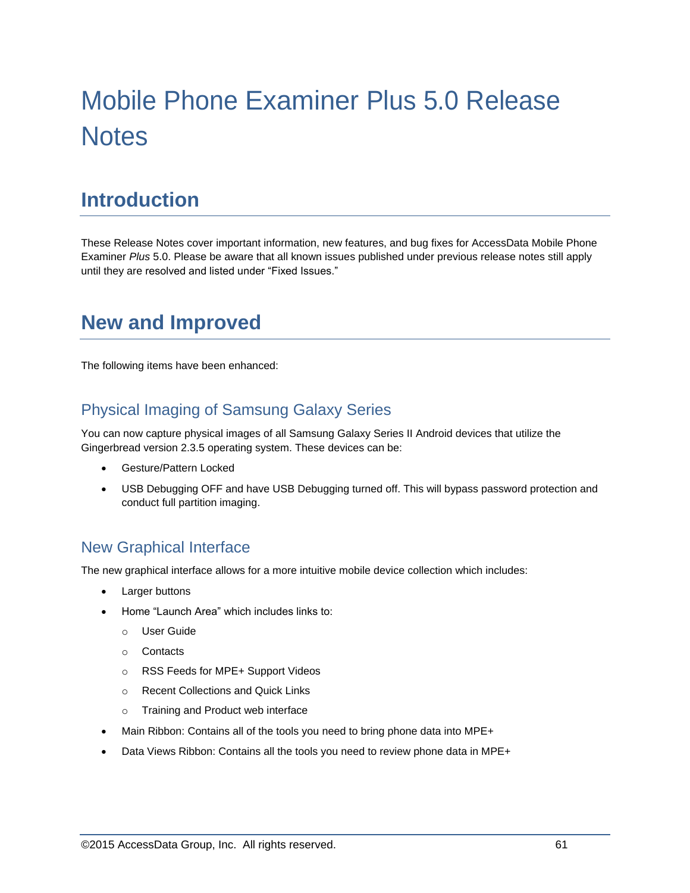# Mobile Phone Examiner Plus 5.0 Release Notes

## Introduction

These Release Notes cover important information, new features, and bug fixes for AccessData Mobile Phone Examiner *Plus* 5.0. Please be aware that all known issues published under previous release notes still apply until they are resolved and listed under “Fixed Issues.”

## New and Improved

The following items have been enhanced:

### Physical Imaging of Samsung Galaxy Series

You can now capture physical images of all Samsung Galaxy Series II Android devices that utilize the Gingerbread version 2.3.5 operating system. These devices can be:

- Gesture/Pattern Locked
- USB Debugging OFF and have USB Debugging turned off. This will bypass password protection and conduct full partition imaging.

### New Graphical Interface

The new graphical interface allows for a more intuitive mobile device collection which includes:

- Larger buttons
- Home “Launch Area” which includes links to:
  - User Guide
  - Contacts
  - RSS Feeds for MPE+ Support Videos
  - Recent Collections and Quick Links
  - Training and Product web interface
- Main Ribbon: Contains all of the tools you need to bring phone data into MPE+
- Data Views Ribbon: Contains all the tools you need to review phone data in MPE+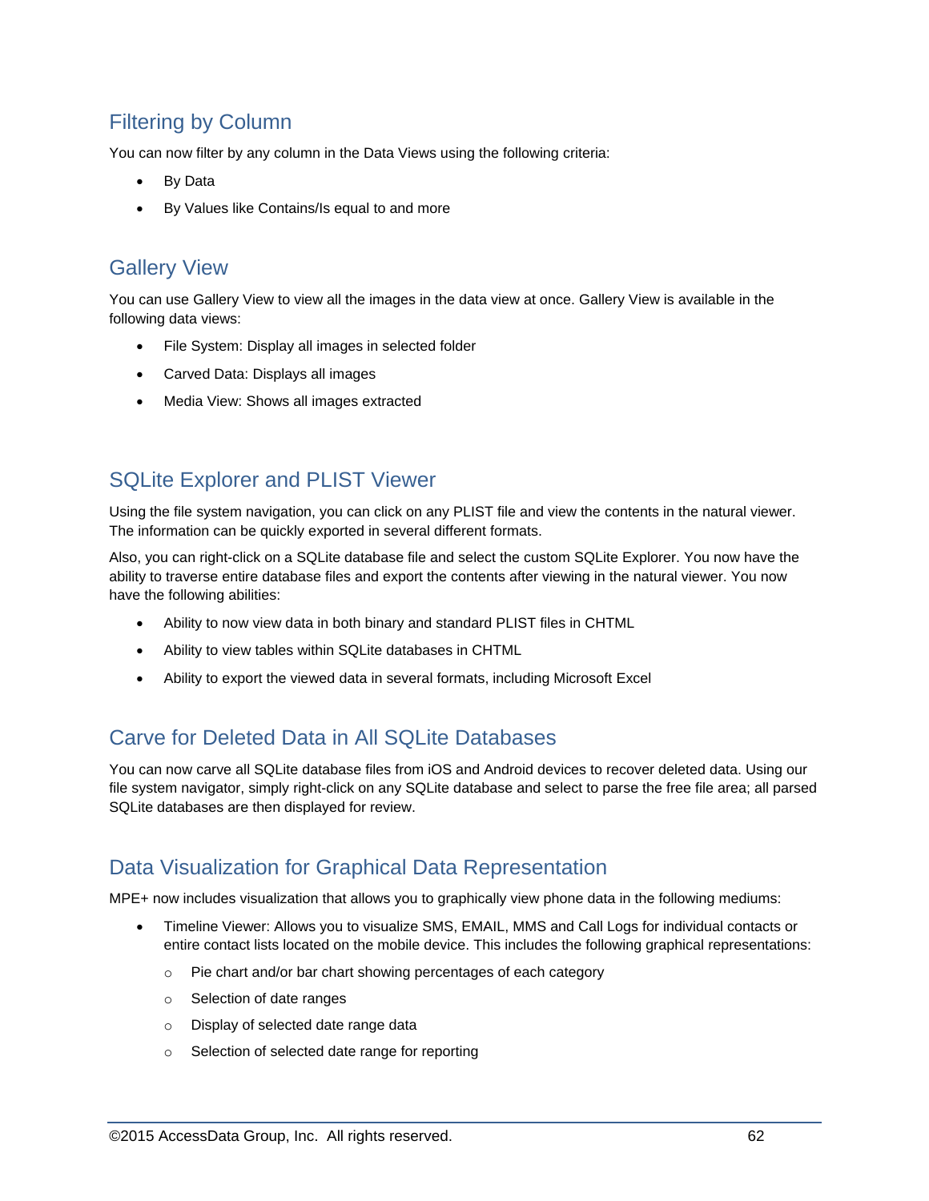## Filtering by Column

You can now filter by any column in the Data Views using the following criteria:

- By Data
- By Values like Contains/Is equal to and more

## Gallery View

You can use Gallery View to view all the images in the data view at once. Gallery View is available in the following data views:

- File System: Display all images in selected folder
- Carved Data: Displays all images
- Media View: Shows all images extracted

## SQLite Explorer and PLIST Viewer

Using the file system navigation, you can click on any PLIST file and view the contents in the natural viewer. The information can be quickly exported in several different formats.

Also, you can right-click on a SQLite database file and select the custom SQLite Explorer. You now have the ability to traverse entire database files and export the contents after viewing in the natural viewer. You now have the following abilities:

- Ability to now view data in both binary and standard PLIST files in CHTML
- Ability to view tables within SQLite databases in CHTML
- Ability to export the viewed data in several formats, including Microsoft Excel

## Carve for Deleted Data in All SQLite Databases

You can now carve all SQLite database files from iOS and Android devices to recover deleted data. Using our file system navigator, simply right-click on any SQLite database and select to parse the free file area; all parsed SQLite databases are then displayed for review.

## Data Visualization for Graphical Data Representation

MPE+ now includes visualization that allows you to graphically view phone data in the following mediums:

- Timeline Viewer: Allows you to visualize SMS, EMAIL, MMS and Call Logs for individual contacts or entire contact lists located on the mobile device. This includes the following graphical representations:
  - Pie chart and/or bar chart showing percentages of each category
  - Selection of date ranges
  - Display of selected date range data
  - Selection of selected date range for reporting

©2015 AccessData Group, Inc. All rights reserved.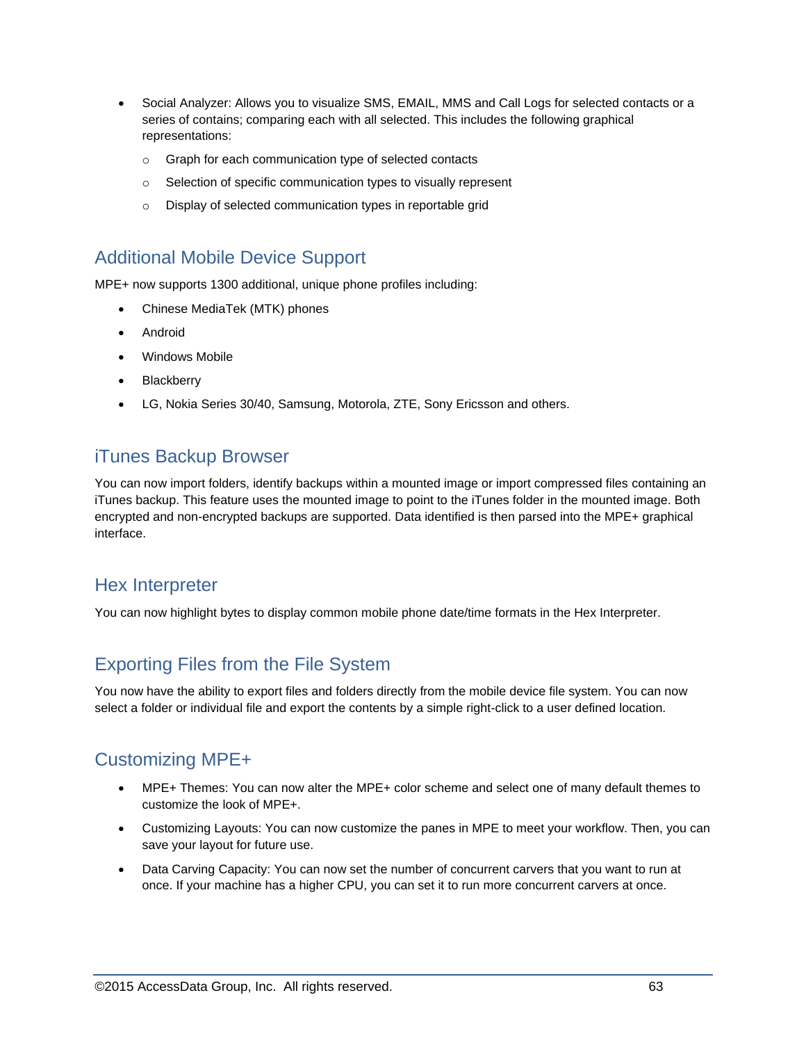- Social Analyzer: Allows you to visualize SMS, EMAIL, MMS and Call Logs for selected contacts or a series of contains; comparing each with all selected. This includes the following graphical representations:
  - Graph for each communication type of selected contacts
  - Selection of specific communication types to visually represent
  - Display of selected communication types in reportable grid

## Additional Mobile Device Support

MPE+ now supports 1300 additional, unique phone profiles including:

- Chinese MediaTek (MTK) phones
- Android
- Windows Mobile
- Blackberry
- LG, Nokia Series 30/40, Samsung, Motorola, ZTE, Sony Ericsson and others.

## iTunes Backup Browser

You can now import folders, identify backups within a mounted image or import compressed files containing an iTunes backup. This feature uses the mounted image to point to the iTunes folder in the mounted image. Both encrypted and non-encrypted backups are supported. Data identified is then parsed into the MPE+ graphical interface.

## Hex Interpreter

You can now highlight bytes to display common mobile phone date/time formats in the Hex Interpreter.

## Exporting Files from the File System

You now have the ability to export files and folders directly from the mobile device file system. You can now select a folder or individual file and export the contents by a simple right-click to a user defined location.

## Customizing MPE+

- MPE+ Themes: You can now alter the MPE+ color scheme and select one of many default themes to customize the look of MPE+.
- Customizing Layouts: You can now customize the panes in MPE to meet your workflow. Then, you can save your layout for future use.
- Data Carving Capacity: You can now set the number of concurrent carvers that you want to run at once. If your machine has a higher CPU, you can set it to run more concurrent carvers at once.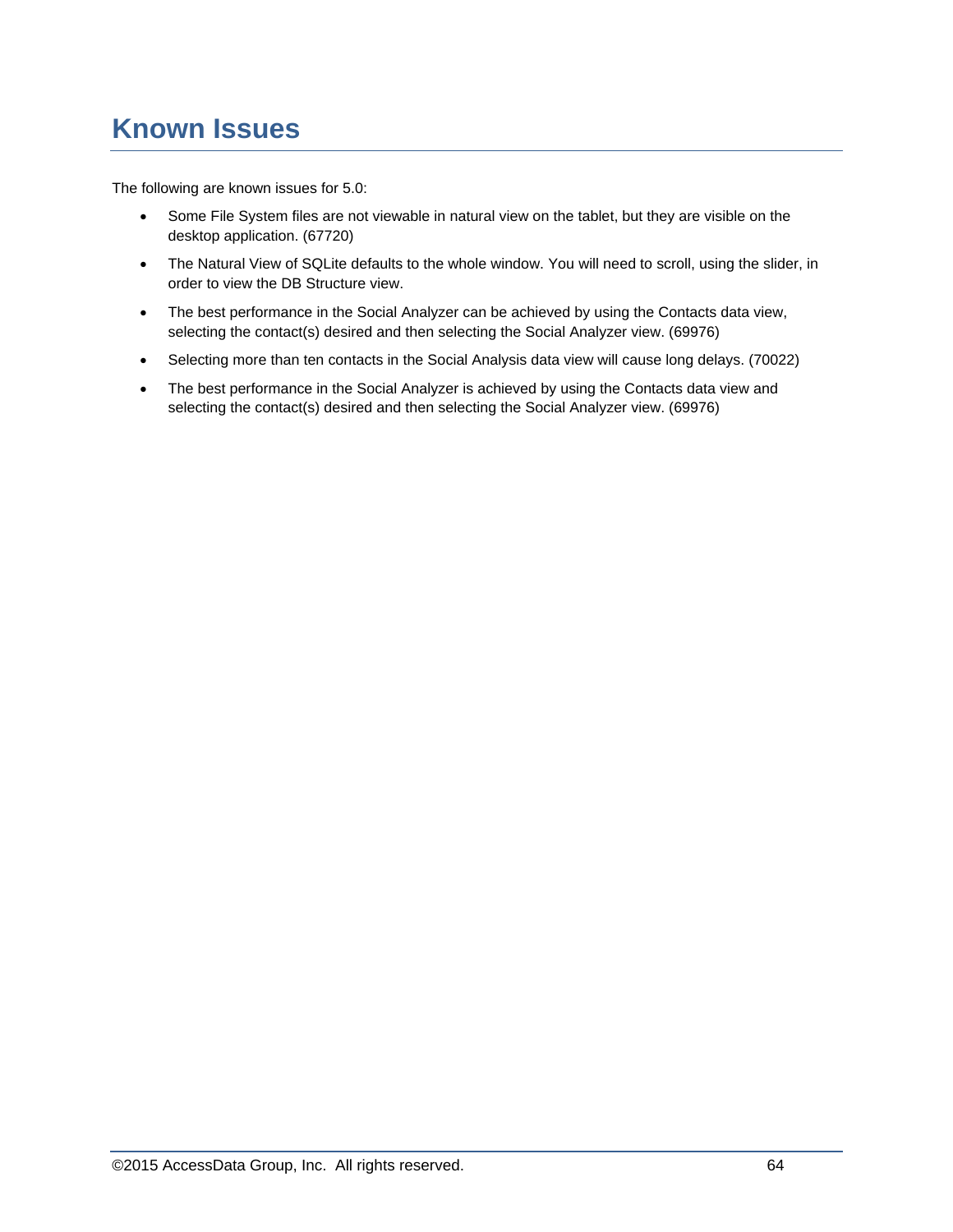# Known Issues

The following are known issues for 5.0:

- Some File System files are not viewable in natural view on the tablet, but they are visible on the desktop application. (67720)
- The Natural View of SQLite defaults to the whole window. You will need to scroll, using the slider, in order to view the DB Structure view.
- The best performance in the Social Analyzer can be achieved by using the Contacts data view, selecting the contact(s) desired and then selecting the Social Analyzer view. (69976)
- Selecting more than ten contacts in the Social Analysis data view will cause long delays. (70022)
- The best performance in the Social Analyzer is achieved by using the Contacts data view and selecting the contact(s) desired and then selecting the Social Analyzer view. (69976)

©2015 AccessData Group, Inc. All rights reserved.